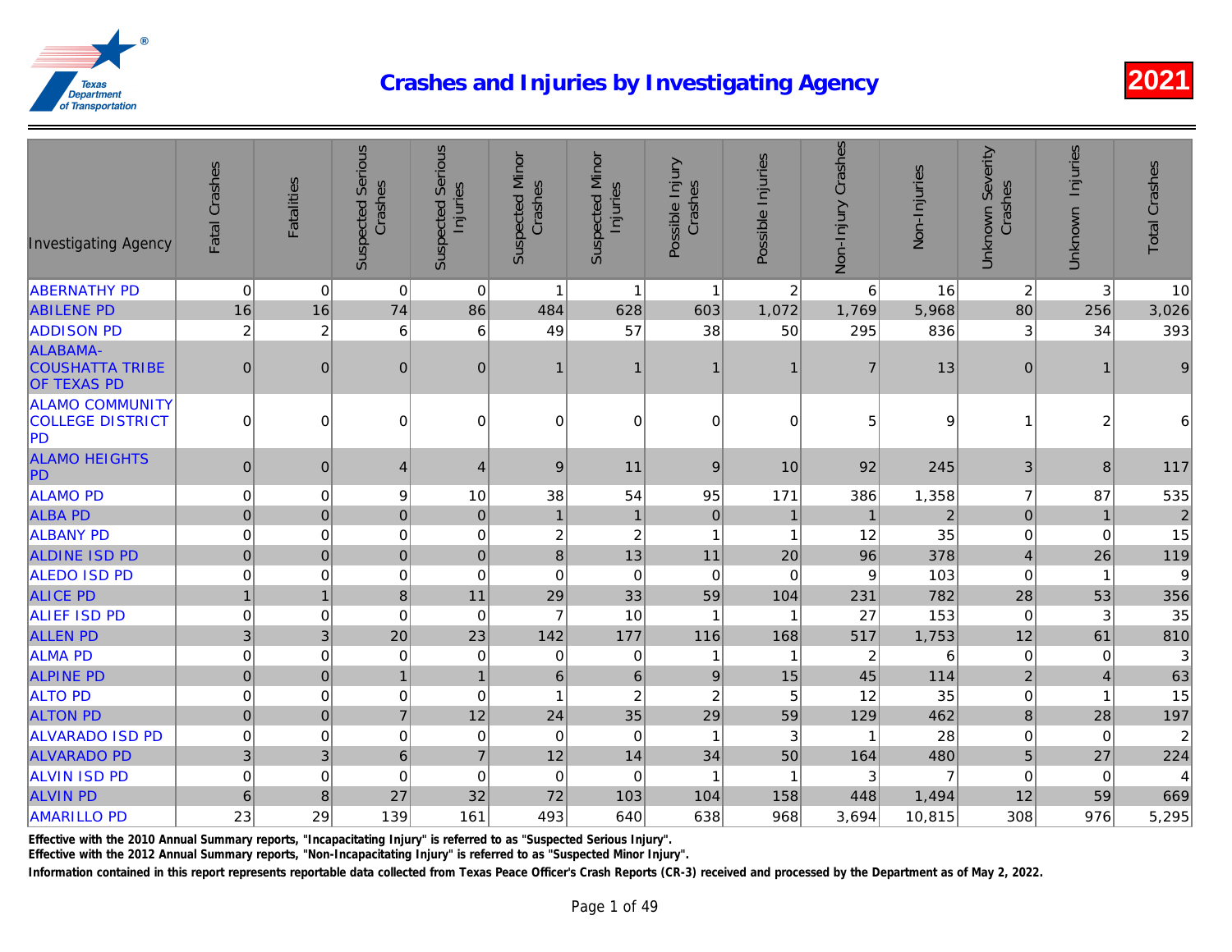# Crashes and Injuries by Investigating Agency

2021

| Investigating Agency | Fatal Crashes | Fatalities | Suspected Serious Crashes | Suspected Serious Injuries | Suspected Minor Crashes | Suspected Minor Injuries | Possible Injury Crashes | Possible Injuries | Non-Injury Crashes | Non-Injuries | Unknown Severity Crashes | Unknown Injuries | Total Crashes |
|---|---|---|---|---|---|---|---|---|---|---|---|---|---|
| ABERNATHY PD | 0 | 0 | 0 | 0 | 1 | 1 | 1 | 2 | 6 | 16 | 2 | 3 | 10 |
| ABILENE PD | 16 | 16 | 74 | 86 | 484 | 628 | 603 | 1,072 | 1,769 | 5,968 | 80 | 256 | 3,026 |
| ADDISON PD | 2 | 2 | 6 | 6 | 49 | 57 | 38 | 50 | 295 | 836 | 3 | 34 | 393 |
| ALABAMA-COUSHATTA TRIBE OF TEXAS PD | 0 | 0 | 0 | 0 | 1 | 1 | 1 | 1 | 7 | 13 | 0 | 1 | 9 |
| ALAMO COMMUNITY COLLEGE DISTRICT PD | 0 | 0 | 0 | 0 | 0 | 0 | 0 | 0 | 5 | 9 | 1 | 2 | 6 |
| ALAMO HEIGHTS PD | 0 | 0 | 4 | 4 | 9 | 11 | 9 | 10 | 92 | 245 | 3 | 8 | 117 |
| ALAMO PD | 0 | 0 | 9 | 10 | 38 | 54 | 95 | 171 | 386 | 1,358 | 7 | 87 | 535 |
| ALBA PD | 0 | 0 | 0 | 0 | 1 | 1 | 0 | 1 | 1 | 2 | 0 | 1 | 2 |
| ALBANY PD | 0 | 0 | 0 | 0 | 2 | 2 | 1 | 1 | 12 | 35 | 0 | 0 | 15 |
| ALDINE ISD PD | 0 | 0 | 0 | 0 | 8 | 13 | 11 | 20 | 96 | 378 | 4 | 26 | 119 |
| ALEDO ISD PD | 0 | 0 | 0 | 0 | 0 | 0 | 0 | 0 | 9 | 103 | 0 | 1 | 9 |
| ALICE PD | 1 | 1 | 8 | 11 | 29 | 33 | 59 | 104 | 231 | 782 | 28 | 53 | 356 |
| ALIEF ISD PD | 0 | 0 | 0 | 0 | 7 | 10 | 1 | 1 | 27 | 153 | 0 | 3 | 35 |
| ALLEN PD | 3 | 3 | 20 | 23 | 142 | 177 | 116 | 168 | 517 | 1,753 | 12 | 61 | 810 |
| ALMA PD | 0 | 0 | 0 | 0 | 0 | 0 | 1 | 1 | 2 | 6 | 0 | 0 | 3 |
| ALPINE PD | 0 | 0 | 1 | 1 | 6 | 6 | 9 | 15 | 45 | 114 | 2 | 4 | 63 |
| ALTO PD | 0 | 0 | 0 | 0 | 1 | 2 | 2 | 5 | 12 | 35 | 0 | 1 | 15 |
| ALTON PD | 0 | 0 | 7 | 12 | 24 | 35 | 29 | 59 | 129 | 462 | 8 | 28 | 197 |
| ALVARADO ISD PD | 0 | 0 | 0 | 0 | 0 | 0 | 1 | 3 | 1 | 28 | 0 | 0 | 2 |
| ALVARADO PD | 3 | 3 | 6 | 7 | 12 | 14 | 34 | 50 | 164 | 480 | 5 | 27 | 224 |
| ALVIN ISD PD | 0 | 0 | 0 | 0 | 0 | 0 | 1 | 1 | 3 | 7 | 0 | 0 | 4 |
| ALVIN PD | 6 | 8 | 27 | 32 | 72 | 103 | 104 | 158 | 448 | 1,494 | 12 | 59 | 669 |
| AMARILLO PD | 23 | 29 | 139 | 161 | 493 | 640 | 638 | 968 | 3,694 | 10,815 | 308 | 976 | 5,295 |

Effective with the 2010 Annual Summary reports, "Incapacitating Injury" is referred to as "Suspected Serious Injury".

Effective with the 2012 Annual Summary reports, "Non-Incapacitating Injury" is referred to as "Suspected Minor Injury".

Information contained in this report represents reportable data collected from Texas Peace Officer's Crash Reports (CR-3) received and processed by the Department as of May 2, 2022.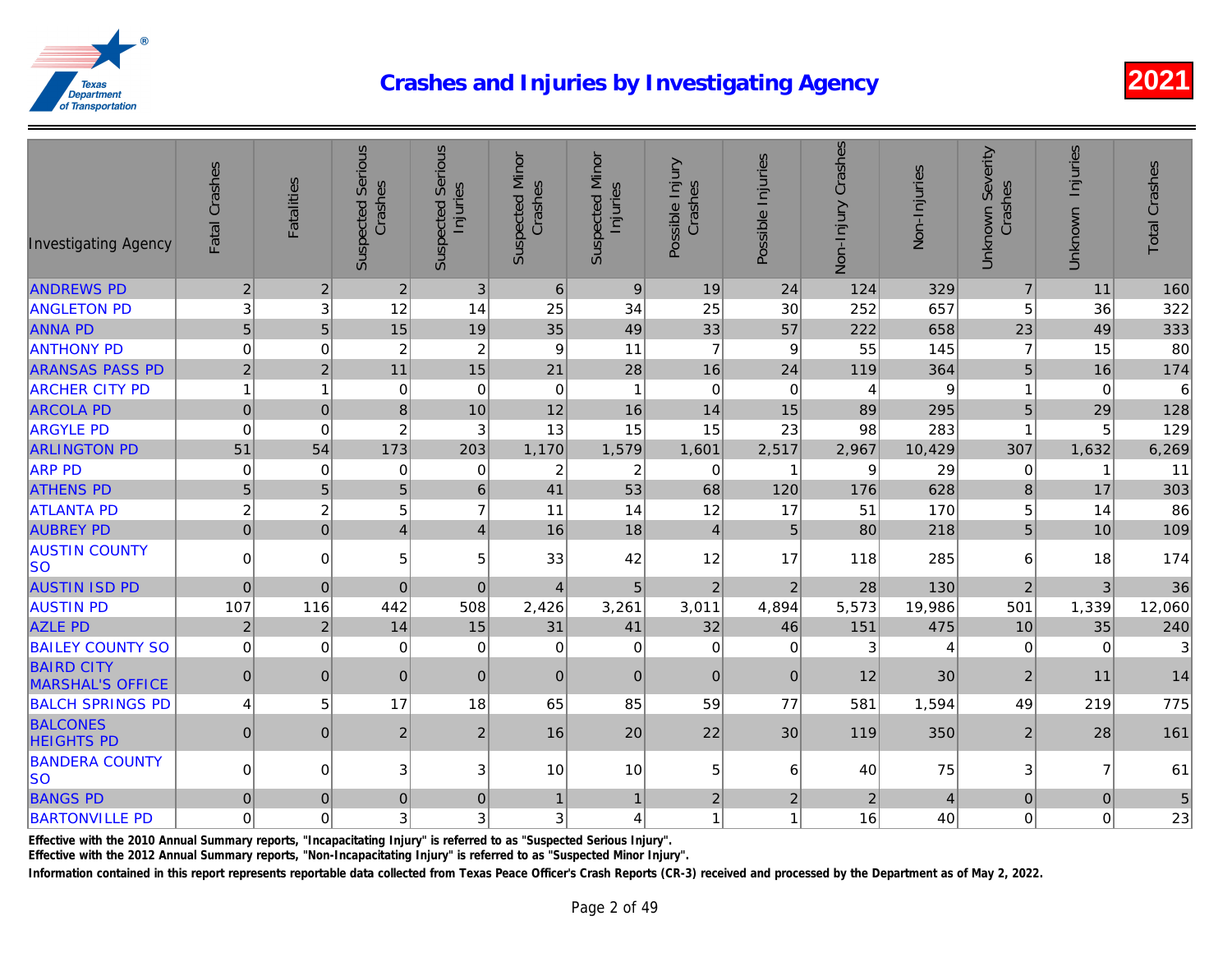# Crashes and Injuries by Investigating Agency

2021

| Investigating Agency | Fatal Crashes | Fatalities | Suspected Serious Crashes | Suspected Serious Injuries | Suspected Minor Crashes | Suspected Minor Injuries | Possible Injury Crashes | Possible Injuries | Non-Injury Crashes | Non-Injuries | Unknown Severity Crashes | Unknown Injuries | Total Crashes |
|---|---|---|---|---|---|---|---|---|---|---|---|---|---|
| ANDREWS PD | 2 | 2 | 2 | 3 | 6 | 9 | 19 | 24 | 124 | 329 | 7 | 11 | 160 |
| ANGLETON PD | 3 | 3 | 12 | 14 | 25 | 34 | 25 | 30 | 252 | 657 | 5 | 36 | 322 |
| ANNA PD | 5 | 5 | 15 | 19 | 35 | 49 | 33 | 57 | 222 | 658 | 23 | 49 | 333 |
| ANTHONY PD | 0 | 0 | 2 | 2 | 9 | 11 | 7 | 9 | 55 | 145 | 7 | 15 | 80 |
| ARANSAS PASS PD | 2 | 2 | 11 | 15 | 21 | 28 | 16 | 24 | 119 | 364 | 5 | 16 | 174 |
| ARCHER CITY PD | 1 | 1 | 0 | 0 | 0 | 1 | 0 | 0 | 4 | 9 | 1 | 0 | 6 |
| ARCOLA PD | 0 | 0 | 8 | 10 | 12 | 16 | 14 | 15 | 89 | 295 | 5 | 29 | 128 |
| ARGYLE PD | 0 | 0 | 2 | 3 | 13 | 15 | 15 | 23 | 98 | 283 | 1 | 5 | 129 |
| ARLINGTON PD | 51 | 54 | 173 | 203 | 1,170 | 1,579 | 1,601 | 2,517 | 2,967 | 10,429 | 307 | 1,632 | 6,269 |
| ARP PD | 0 | 0 | 0 | 0 | 2 | 2 | 0 | 1 | 9 | 29 | 0 | 1 | 11 |
| ATHENS PD | 5 | 5 | 5 | 6 | 41 | 53 | 68 | 120 | 176 | 628 | 8 | 17 | 303 |
| ATLANTA PD | 2 | 2 | 5 | 7 | 11 | 14 | 12 | 17 | 51 | 170 | 5 | 14 | 86 |
| AUBREY PD | 0 | 0 | 4 | 4 | 16 | 18 | 4 | 5 | 80 | 218 | 5 | 10 | 109 |
| AUSTIN COUNTY SO | 0 | 0 | 5 | 5 | 33 | 42 | 12 | 17 | 118 | 285 | 6 | 18 | 174 |
| AUSTIN ISD PD | 0 | 0 | 0 | 0 | 4 | 5 | 2 | 2 | 28 | 130 | 2 | 3 | 36 |
| AUSTIN PD | 107 | 116 | 442 | 508 | 2,426 | 3,261 | 3,011 | 4,894 | 5,573 | 19,986 | 501 | 1,339 | 12,060 |
| AZLE PD | 2 | 2 | 14 | 15 | 31 | 41 | 32 | 46 | 151 | 475 | 10 | 35 | 240 |
| BAILEY COUNTY SO | 0 | 0 | 0 | 0 | 0 | 0 | 0 | 0 | 3 | 4 | 0 | 0 | 3 |
| BAIRD CITY MARSHAL'S OFFICE | 0 | 0 | 0 | 0 | 0 | 0 | 0 | 0 | 12 | 30 | 2 | 11 | 14 |
| BALCH SPRINGS PD | 4 | 5 | 17 | 18 | 65 | 85 | 59 | 77 | 581 | 1,594 | 49 | 219 | 775 |
| BALCONES HEIGHTS PD | 0 | 0 | 2 | 2 | 16 | 20 | 22 | 30 | 119 | 350 | 2 | 28 | 161 |
| BANDERA COUNTY SO | 0 | 0 | 3 | 3 | 10 | 10 | 5 | 6 | 40 | 75 | 3 | 7 | 61 |
| BANGS PD | 0 | 0 | 0 | 0 | 1 | 1 | 2 | 2 | 2 | 4 | 0 | 0 | 5 |
| BARTONVILLE PD | 0 | 0 | 3 | 3 | 3 | 4 | 1 | 1 | 16 | 40 | 0 | 0 | 23 |

Effective with the 2010 Annual Summary reports, "Incapacitating Injury" is referred to as "Suspected Serious Injury".

Effective with the 2012 Annual Summary reports, "Non-Incapacitating Injury" is referred to as "Suspected Minor Injury".

Information contained in this report represents reportable data collected from Texas Peace Officer's Crash Reports (CR-3) received and processed by the Department as of May 2, 2022.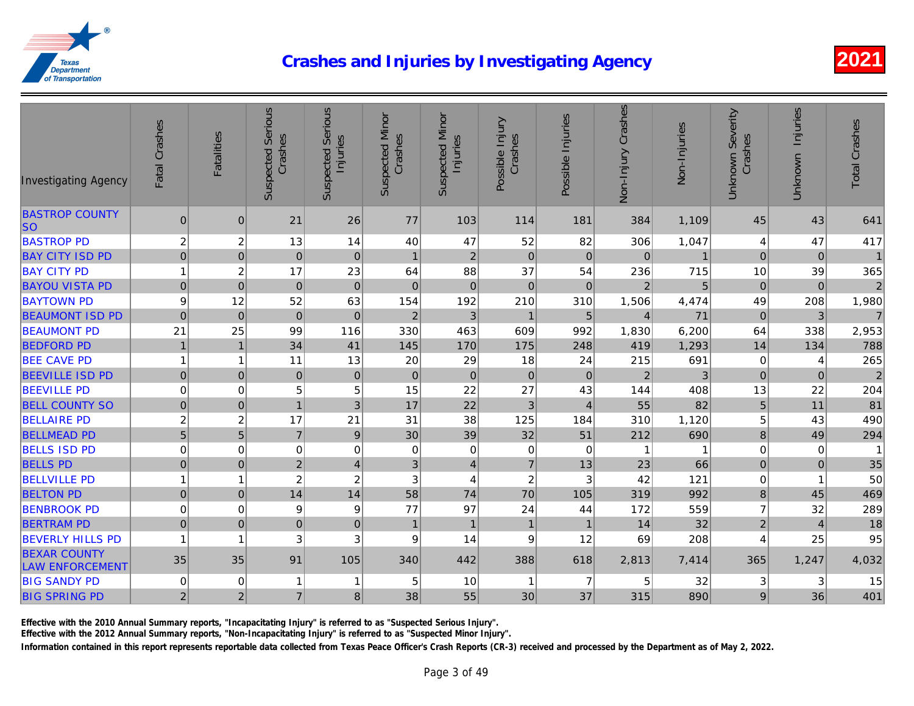# Crashes and Injuries by Investigating Agency

2021

| Investigating Agency | Fatal Crashes | Fatalities | Suspected Serious Crashes | Suspected Serious Injuries | Suspected Minor Crashes | Suspected Minor Injuries | Possible Injury Crashes | Possible Injuries | Non-Injury Crashes | Non-Injuries | Unknown Severity Crashes | Unknown Injuries | Total Crashes |
|---|---|---|---|---|---|---|---|---|---|---|---|---|---|
| BASTROP COUNTY SO | 0 | 0 | 21 | 26 | 77 | 103 | 114 | 181 | 384 | 1,109 | 45 | 43 | 641 |
| BASTROP PD | 2 | 2 | 13 | 14 | 40 | 47 | 52 | 82 | 306 | 1,047 | 4 | 47 | 417 |
| BAY CITY ISD PD | 0 | 0 | 0 | 0 | 1 | 2 | 0 | 0 | 0 | 1 | 0 | 0 | 1 |
| BAY CITY PD | 1 | 2 | 17 | 23 | 64 | 88 | 37 | 54 | 236 | 715 | 10 | 39 | 365 |
| BAYOU VISTA PD | 0 | 0 | 0 | 0 | 0 | 0 | 0 | 0 | 2 | 5 | 0 | 0 | 2 |
| BAYTOWN PD | 9 | 12 | 52 | 63 | 154 | 192 | 210 | 310 | 1,506 | 4,474 | 49 | 208 | 1,980 |
| BEAUMONT ISD PD | 0 | 0 | 0 | 0 | 2 | 3 | 1 | 5 | 4 | 71 | 0 | 3 | 7 |
| BEAUMONT PD | 21 | 25 | 99 | 116 | 330 | 463 | 609 | 992 | 1,830 | 6,200 | 64 | 338 | 2,953 |
| BEDFORD PD | 1 | 1 | 34 | 41 | 145 | 170 | 175 | 248 | 419 | 1,293 | 14 | 134 | 788 |
| BEE CAVE PD | 1 | 1 | 11 | 13 | 20 | 29 | 18 | 24 | 215 | 691 | 0 | 4 | 265 |
| BEEVILLE ISD PD | 0 | 0 | 0 | 0 | 0 | 0 | 0 | 0 | 2 | 3 | 0 | 0 | 2 |
| BEEVILLE PD | 0 | 0 | 5 | 5 | 15 | 22 | 27 | 43 | 144 | 408 | 13 | 22 | 204 |
| BELL COUNTY SO | 0 | 0 | 1 | 3 | 17 | 22 | 3 | 4 | 55 | 82 | 5 | 11 | 81 |
| BELLAIRE PD | 2 | 2 | 17 | 21 | 31 | 38 | 125 | 184 | 310 | 1,120 | 5 | 43 | 490 |
| BELLMEAD PD | 5 | 5 | 7 | 9 | 30 | 39 | 32 | 51 | 212 | 690 | 8 | 49 | 294 |
| BELLS ISD PD | 0 | 0 | 0 | 0 | 0 | 0 | 0 | 0 | 1 | 1 | 0 | 0 | 1 |
| BELLS PD | 0 | 0 | 2 | 4 | 3 | 4 | 7 | 13 | 23 | 66 | 0 | 0 | 35 |
| BELLVILLE PD | 1 | 1 | 2 | 2 | 3 | 4 | 2 | 3 | 42 | 121 | 0 | 1 | 50 |
| BELTON PD | 0 | 0 | 14 | 14 | 58 | 74 | 70 | 105 | 319 | 992 | 8 | 45 | 469 |
| BENBROOK PD | 0 | 0 | 9 | 9 | 77 | 97 | 24 | 44 | 172 | 559 | 7 | 32 | 289 |
| BERTRAM PD | 0 | 0 | 0 | 0 | 1 | 1 | 1 | 1 | 14 | 32 | 2 | 4 | 18 |
| BEVERLY HILLS PD | 1 | 1 | 3 | 3 | 9 | 14 | 9 | 12 | 69 | 208 | 4 | 25 | 95 |
| BEXAR COUNTY LAW ENFORCEMENT | 35 | 35 | 91 | 105 | 340 | 442 | 388 | 618 | 2,813 | 7,414 | 365 | 1,247 | 4,032 |
| BIG SANDY PD | 0 | 0 | 1 | 1 | 5 | 10 | 1 | 7 | 5 | 32 | 3 | 3 | 15 |
| BIG SPRING PD | 2 | 2 | 7 | 8 | 38 | 55 | 30 | 37 | 315 | 890 | 9 | 36 | 401 |

Effective with the 2010 Annual Summary reports, "Incapacitating Injury" is referred to as "Suspected Serious Injury".

Effective with the 2012 Annual Summary reports, "Non-Incapacitating Injury" is referred to as "Suspected Minor Injury".

Information contained in this report represents reportable data collected from Texas Peace Officer's Crash Reports (CR-3) received and processed by the Department as of May 2, 2022.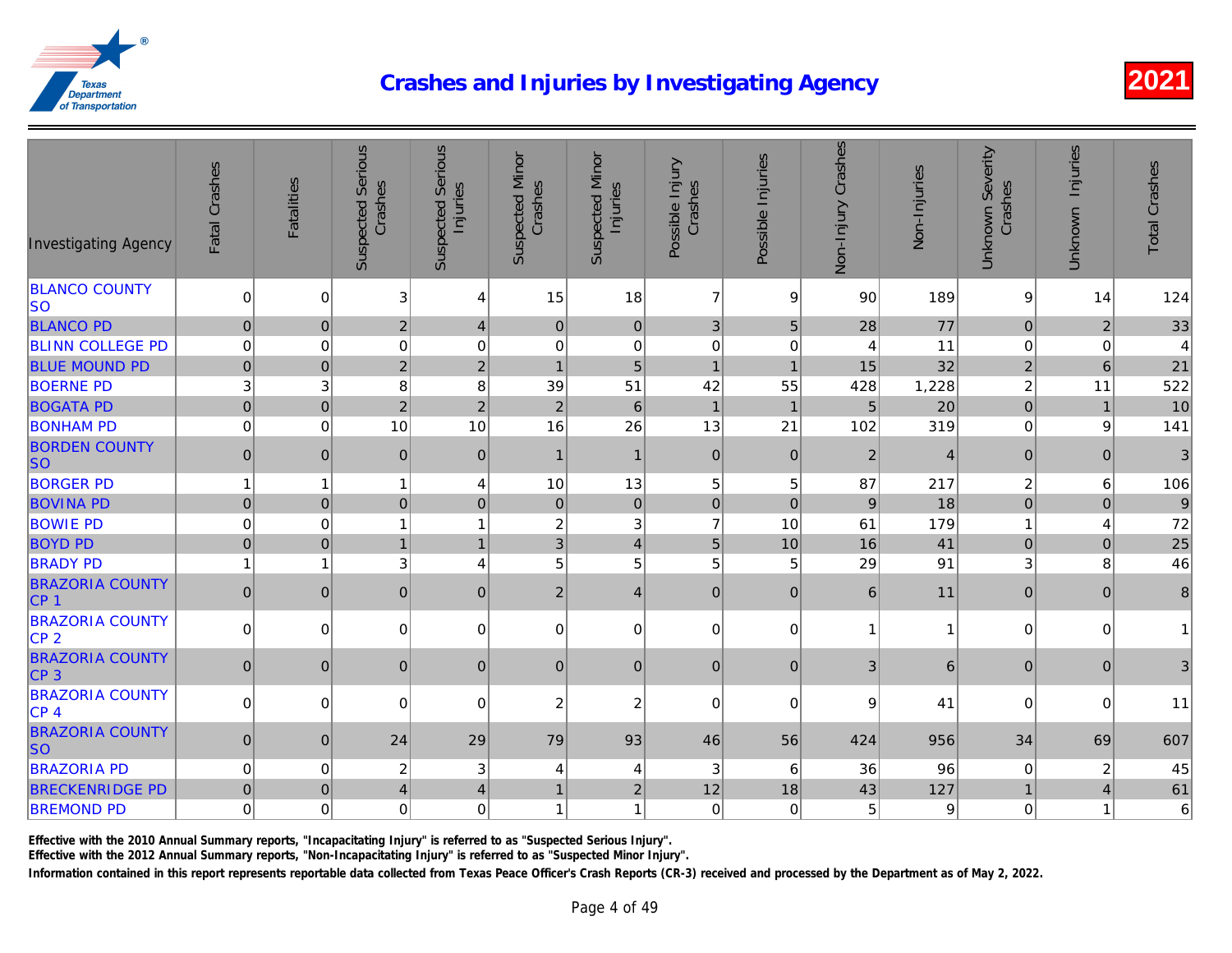# Crashes and Injuries by Investigating Agency

2021

| Investigating Agency | Fatal Crashes | Fatalities | Suspected Serious Crashes | Suspected Serious Injuries | Suspected Minor Crashes | Suspected Minor Injuries | Possible Injury Crashes | Possible Injuries | Non-Injury Crashes | Non-Injuries | Unknown Severity Crashes | Unknown Injuries | Total Crashes |
|---|---|---|---|---|---|---|---|---|---|---|---|---|---|
| BLANCO COUNTY SO | 0 | 0 | 3 | 4 | 15 | 18 | 7 | 9 | 90 | 189 | 9 | 14 | 124 |
| BLANCO PD | 0 | 0 | 2 | 4 | 0 | 0 | 3 | 5 | 28 | 77 | 0 | 2 | 33 |
| BLINN COLLEGE PD | 0 | 0 | 0 | 0 | 0 | 0 | 0 | 0 | 4 | 11 | 0 | 0 | 4 |
| BLUE MOUND PD | 0 | 0 | 2 | 2 | 1 | 5 | 1 | 1 | 15 | 32 | 2 | 6 | 21 |
| BOERNE PD | 3 | 3 | 8 | 8 | 39 | 51 | 42 | 55 | 428 | 1,228 | 2 | 11 | 522 |
| BOGATA PD | 0 | 0 | 2 | 2 | 2 | 6 | 1 | 1 | 5 | 20 | 0 | 1 | 10 |
| BONHAM PD | 0 | 0 | 10 | 10 | 16 | 26 | 13 | 21 | 102 | 319 | 0 | 9 | 141 |
| BORDEN COUNTY SO | 0 | 0 | 0 | 0 | 1 | 1 | 0 | 0 | 2 | 4 | 0 | 0 | 3 |
| BORGER PD | 1 | 1 | 1 | 4 | 10 | 13 | 5 | 5 | 87 | 217 | 2 | 6 | 106 |
| BOVINA PD | 0 | 0 | 0 | 0 | 0 | 0 | 0 | 0 | 9 | 18 | 0 | 0 | 9 |
| BOWIE PD | 0 | 0 | 1 | 1 | 2 | 3 | 7 | 10 | 61 | 179 | 1 | 4 | 72 |
| BOYD PD | 0 | 0 | 1 | 1 | 3 | 4 | 5 | 10 | 16 | 41 | 0 | 0 | 25 |
| BRADY PD | 1 | 1 | 3 | 4 | 5 | 5 | 5 | 5 | 29 | 91 | 3 | 8 | 46 |
| BRAZORIA COUNTY CP 1 | 0 | 0 | 0 | 0 | 2 | 4 | 0 | 0 | 6 | 11 | 0 | 0 | 8 |
| BRAZORIA COUNTY CP 2 | 0 | 0 | 0 | 0 | 0 | 0 | 0 | 0 | 1 | 1 | 0 | 0 | 1 |
| BRAZORIA COUNTY CP 3 | 0 | 0 | 0 | 0 | 0 | 0 | 0 | 0 | 3 | 6 | 0 | 0 | 3 |
| BRAZORIA COUNTY CP 4 | 0 | 0 | 0 | 0 | 2 | 2 | 0 | 0 | 9 | 41 | 0 | 0 | 11 |
| BRAZORIA COUNTY SO | 0 | 0 | 24 | 29 | 79 | 93 | 46 | 56 | 424 | 956 | 34 | 69 | 607 |
| BRAZORIA PD | 0 | 0 | 2 | 3 | 4 | 4 | 3 | 6 | 36 | 96 | 0 | 2 | 45 |
| BRECKENRIDGE PD | 0 | 0 | 4 | 4 | 1 | 2 | 12 | 18 | 43 | 127 | 1 | 4 | 61 |
| BREMOND PD | 0 | 0 | 0 | 0 | 1 | 1 | 0 | 0 | 5 | 9 | 0 | 1 | 6 |

Effective with the 2010 Annual Summary reports, "Incapacitating Injury" is referred to as "Suspected Serious Injury".

Effective with the 2012 Annual Summary reports, "Non-Incapacitating Injury" is referred to as "Suspected Minor Injury".

Information contained in this report represents reportable data collected from Texas Peace Officer's Crash Reports (CR-3) received and processed by the Department as of May 2, 2022.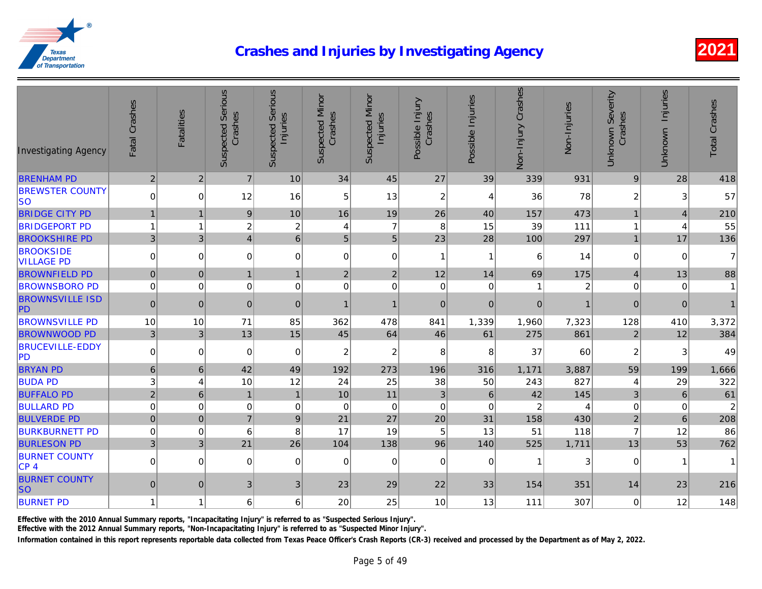# Crashes and Injuries by Investigating Agency

2021

| Investigating Agency | Fatal Crashes | Fatalities | Suspected Serious Crashes | Suspected Serious Injuries | Suspected Minor Crashes | Suspected Minor Injuries | Possible Injury Crashes | Possible Injuries | Non-Injury Crashes | Non-Injuries | Unknown Severity Crashes | Unknown Injuries | Total Crashes |
|---|---|---|---|---|---|---|---|---|---|---|---|---|---|
| BRENHAM PD | 2 | 2 | 7 | 10 | 34 | 45 | 27 | 39 | 339 | 931 | 9 | 28 | 418 |
| BREWSTER COUNTY SO | 0 | 0 | 12 | 16 | 5 | 13 | 2 | 4 | 36 | 78 | 2 | 3 | 57 |
| BRIDGE CITY PD | 1 | 1 | 9 | 10 | 16 | 19 | 26 | 40 | 157 | 473 | 1 | 4 | 210 |
| BRIDGEPORT PD | 1 | 1 | 2 | 2 | 4 | 7 | 8 | 15 | 39 | 111 | 1 | 4 | 55 |
| BROOKSHIRE PD | 3 | 3 | 4 | 6 | 5 | 5 | 23 | 28 | 100 | 297 | 1 | 17 | 136 |
| BROOKSIDE VILLAGE PD | 0 | 0 | 0 | 0 | 0 | 0 | 1 | 1 | 6 | 14 | 0 | 0 | 7 |
| BROWNFIELD PD | 0 | 0 | 1 | 1 | 2 | 2 | 12 | 14 | 69 | 175 | 4 | 13 | 88 |
| BROWNSBORO PD | 0 | 0 | 0 | 0 | 0 | 0 | 0 | 0 | 1 | 2 | 0 | 0 | 1 |
| BROWNSVILLE ISD PD | 0 | 0 | 0 | 0 | 1 | 1 | 0 | 0 | 0 | 1 | 0 | 0 | 1 |
| BROWNSVILLE PD | 10 | 10 | 71 | 85 | 362 | 478 | 841 | 1,339 | 1,960 | 7,323 | 128 | 410 | 3,372 |
| BROWNWOOD PD | 3 | 3 | 13 | 15 | 45 | 64 | 46 | 61 | 275 | 861 | 2 | 12 | 384 |
| BRUCEVILLE-EDDY PD | 0 | 0 | 0 | 0 | 2 | 2 | 8 | 8 | 37 | 60 | 2 | 3 | 49 |
| BRYAN PD | 6 | 6 | 42 | 49 | 192 | 273 | 196 | 316 | 1,171 | 3,887 | 59 | 199 | 1,666 |
| BUDA PD | 3 | 4 | 10 | 12 | 24 | 25 | 38 | 50 | 243 | 827 | 4 | 29 | 322 |
| BUFFALO PD | 2 | 6 | 1 | 1 | 10 | 11 | 3 | 6 | 42 | 145 | 3 | 6 | 61 |
| BULLARD PD | 0 | 0 | 0 | 0 | 0 | 0 | 0 | 0 | 2 | 4 | 0 | 0 | 2 |
| BULVERDE PD | 0 | 0 | 7 | 9 | 21 | 27 | 20 | 31 | 158 | 430 | 2 | 6 | 208 |
| BURKBURNETT PD | 0 | 0 | 6 | 8 | 17 | 19 | 5 | 13 | 51 | 118 | 7 | 12 | 86 |
| BURLESON PD | 3 | 3 | 21 | 26 | 104 | 138 | 96 | 140 | 525 | 1,711 | 13 | 53 | 762 |
| BURNET COUNTY CP 4 | 0 | 0 | 0 | 0 | 0 | 0 | 0 | 0 | 1 | 3 | 0 | 1 | 1 |
| BURNET COUNTY SO | 0 | 0 | 3 | 3 | 23 | 29 | 22 | 33 | 154 | 351 | 14 | 23 | 216 |
| BURNET PD | 1 | 1 | 6 | 6 | 20 | 25 | 10 | 13 | 111 | 307 | 0 | 12 | 148 |

Effective with the 2010 Annual Summary reports, "Incapacitating Injury" is referred to as "Suspected Serious Injury".

Effective with the 2012 Annual Summary reports, "Non-Incapacitating Injury" is referred to as "Suspected Minor Injury".

Information contained in this report represents reportable data collected from Texas Peace Officer's Crash Reports (CR-3) received and processed by the Department as of May 2, 2022.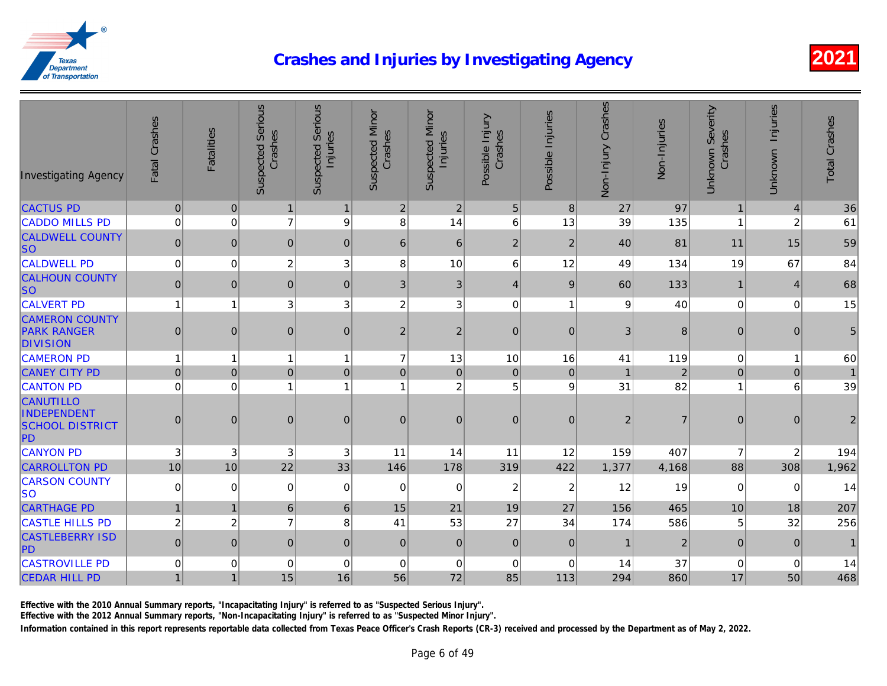# Crashes and Injuries by Investigating Agency

2021

| Investigating Agency | Fatal Crashes | Fatalities | Suspected Serious Crashes | Suspected Serious Injuries | Suspected Minor Crashes | Suspected Minor Injuries | Possible Injury Crashes | Possible Injuries | Non-Injury Crashes | Non-Injuries | Unknown Severity Crashes | Unknown Injuries | Total Crashes |
|---|---|---|---|---|---|---|---|---|---|---|---|---|---|
| CACTUS PD | 0 | 0 | 1 | 1 | 2 | 2 | 5 | 8 | 27 | 97 | 1 | 4 | 36 |
| CADDO MILLS PD | 0 | 0 | 7 | 9 | 8 | 14 | 6 | 13 | 39 | 135 | 1 | 2 | 61 |
| CALDWELL COUNTY SO | 0 | 0 | 0 | 0 | 6 | 6 | 2 | 2 | 40 | 81 | 11 | 15 | 59 |
| CALDWELL PD | 0 | 0 | 2 | 3 | 8 | 10 | 6 | 12 | 49 | 134 | 19 | 67 | 84 |
| CALHOUN COUNTY SO | 0 | 0 | 0 | 0 | 3 | 3 | 4 | 9 | 60 | 133 | 1 | 4 | 68 |
| CALVERT PD | 1 | 1 | 3 | 3 | 2 | 3 | 0 | 1 | 9 | 40 | 0 | 0 | 15 |
| CAMERON COUNTY PARK RANGER DIVISION | 0 | 0 | 0 | 0 | 2 | 2 | 0 | 0 | 3 | 8 | 0 | 0 | 5 |
| CAMERON PD | 1 | 1 | 1 | 1 | 7 | 13 | 10 | 16 | 41 | 119 | 0 | 1 | 60 |
| CANEY CITY PD | 0 | 0 | 0 | 0 | 0 | 0 | 0 | 0 | 1 | 2 | 0 | 0 | 1 |
| CANTON PD | 0 | 0 | 1 | 1 | 1 | 2 | 5 | 9 | 31 | 82 | 1 | 6 | 39 |
| CANUTILLO INDEPENDENT SCHOOL DISTRICT PD | 0 | 0 | 0 | 0 | 0 | 0 | 0 | 0 | 2 | 7 | 0 | 0 | 2 |
| CANYON PD | 3 | 3 | 3 | 3 | 11 | 14 | 11 | 12 | 159 | 407 | 7 | 2 | 194 |
| CARROLLTON PD | 10 | 10 | 22 | 33 | 146 | 178 | 319 | 422 | 1,377 | 4,168 | 88 | 308 | 1,962 |
| CARSON COUNTY SO | 0 | 0 | 0 | 0 | 0 | 0 | 2 | 2 | 12 | 19 | 0 | 0 | 14 |
| CARTHAGE PD | 1 | 1 | 6 | 6 | 15 | 21 | 19 | 27 | 156 | 465 | 10 | 18 | 207 |
| CASTLE HILLS PD | 2 | 2 | 7 | 8 | 41 | 53 | 27 | 34 | 174 | 586 | 5 | 32 | 256 |
| CASTLEBERRY ISD PD | 0 | 0 | 0 | 0 | 0 | 0 | 0 | 0 | 1 | 2 | 0 | 0 | 1 |
| CASTROVILLE PD | 0 | 0 | 0 | 0 | 0 | 0 | 0 | 0 | 14 | 37 | 0 | 0 | 14 |
| CEDAR HILL PD | 1 | 1 | 15 | 16 | 56 | 72 | 85 | 113 | 294 | 860 | 17 | 50 | 468 |

Effective with the 2010 Annual Summary reports, "Incapacitating Injury" is referred to as "Suspected Serious Injury".

Effective with the 2012 Annual Summary reports, "Non-Incapacitating Injury" is referred to as "Suspected Minor Injury".

Information contained in this report represents reportable data collected from Texas Peace Officer's Crash Reports (CR-3) received and processed by the Department as of May 2, 2022.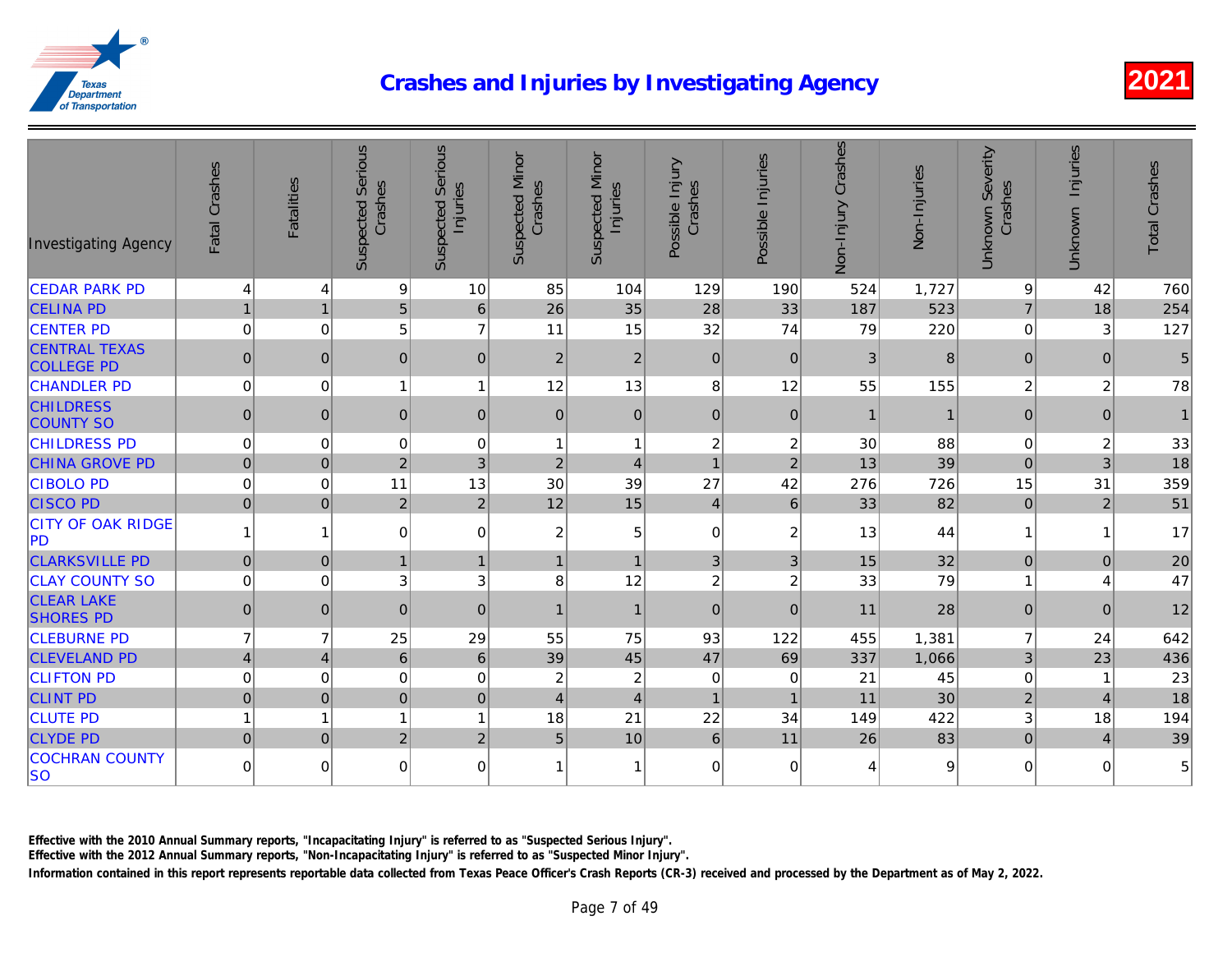# Crashes and Injuries by Investigating Agency

2021

| Investigating Agency | Fatal Crashes | Fatalities | Suspected Serious Crashes | Suspected Serious Injuries | Suspected Minor Crashes | Suspected Minor Injuries | Possible Injury Crashes | Possible Injuries | Non-Injury Crashes | Non-Injuries | Unknown Severity Crashes | Unknown Injuries | Total Crashes |
|---|---|---|---|---|---|---|---|---|---|---|---|---|---|
| CEDAR PARK PD | 4 | 4 | 9 | 10 | 85 | 104 | 129 | 190 | 524 | 1,727 | 9 | 42 | 760 |
| CELINA PD | 1 | 1 | 5 | 6 | 26 | 35 | 28 | 33 | 187 | 523 | 7 | 18 | 254 |
| CENTER PD | 0 | 0 | 5 | 7 | 11 | 15 | 32 | 74 | 79 | 220 | 0 | 3 | 127 |
| CENTRAL TEXAS COLLEGE PD | 0 | 0 | 0 | 0 | 2 | 2 | 0 | 0 | 3 | 8 | 0 | 0 | 5 |
| CHANDLER PD | 0 | 0 | 1 | 1 | 12 | 13 | 8 | 12 | 55 | 155 | 2 | 2 | 78 |
| CHILDRESS COUNTY SO | 0 | 0 | 0 | 0 | 0 | 0 | 0 | 0 | 1 | 1 | 0 | 0 | 1 |
| CHILDRESS PD | 0 | 0 | 0 | 0 | 1 | 1 | 2 | 2 | 30 | 88 | 0 | 2 | 33 |
| CHINA GROVE PD | 0 | 0 | 2 | 3 | 2 | 4 | 1 | 2 | 13 | 39 | 0 | 3 | 18 |
| CIBOLO PD | 0 | 0 | 11 | 13 | 30 | 39 | 27 | 42 | 276 | 726 | 15 | 31 | 359 |
| CISCO PD | 0 | 0 | 2 | 2 | 12 | 15 | 4 | 6 | 33 | 82 | 0 | 2 | 51 |
| CITY OF OAK RIDGE PD | 1 | 1 | 0 | 0 | 2 | 5 | 0 | 2 | 13 | 44 | 1 | 1 | 17 |
| CLARKSVILLE PD | 0 | 0 | 1 | 1 | 1 | 1 | 3 | 3 | 15 | 32 | 0 | 0 | 20 |
| CLAY COUNTY SO | 0 | 0 | 3 | 3 | 8 | 12 | 2 | 2 | 33 | 79 | 1 | 4 | 47 |
| CLEAR LAKE SHORES PD | 0 | 0 | 0 | 0 | 1 | 1 | 0 | 0 | 11 | 28 | 0 | 0 | 12 |
| CLEBURNE PD | 7 | 7 | 25 | 29 | 55 | 75 | 93 | 122 | 455 | 1,381 | 7 | 24 | 642 |
| CLEVELAND PD | 4 | 4 | 6 | 6 | 39 | 45 | 47 | 69 | 337 | 1,066 | 3 | 23 | 436 |
| CLIFTON PD | 0 | 0 | 0 | 0 | 2 | 2 | 0 | 0 | 21 | 45 | 0 | 1 | 23 |
| CLINT PD | 0 | 0 | 0 | 0 | 4 | 4 | 1 | 1 | 11 | 30 | 2 | 4 | 18 |
| CLUTE PD | 1 | 1 | 1 | 1 | 18 | 21 | 22 | 34 | 149 | 422 | 3 | 18 | 194 |
| CLYDE PD | 0 | 0 | 2 | 2 | 5 | 10 | 6 | 11 | 26 | 83 | 0 | 4 | 39 |
| COCHRAN COUNTY SO | 0 | 0 | 0 | 0 | 1 | 1 | 0 | 0 | 4 | 9 | 0 | 0 | 5 |

Effective with the 2010 Annual Summary reports, "Incapacitating Injury" is referred to as "Suspected Serious Injury".

Effective with the 2012 Annual Summary reports, "Non-Incapacitating Injury" is referred to as "Suspected Minor Injury".

Information contained in this report represents reportable data collected from Texas Peace Officer's Crash Reports (CR-3) received and processed by the Department as of May 2, 2022.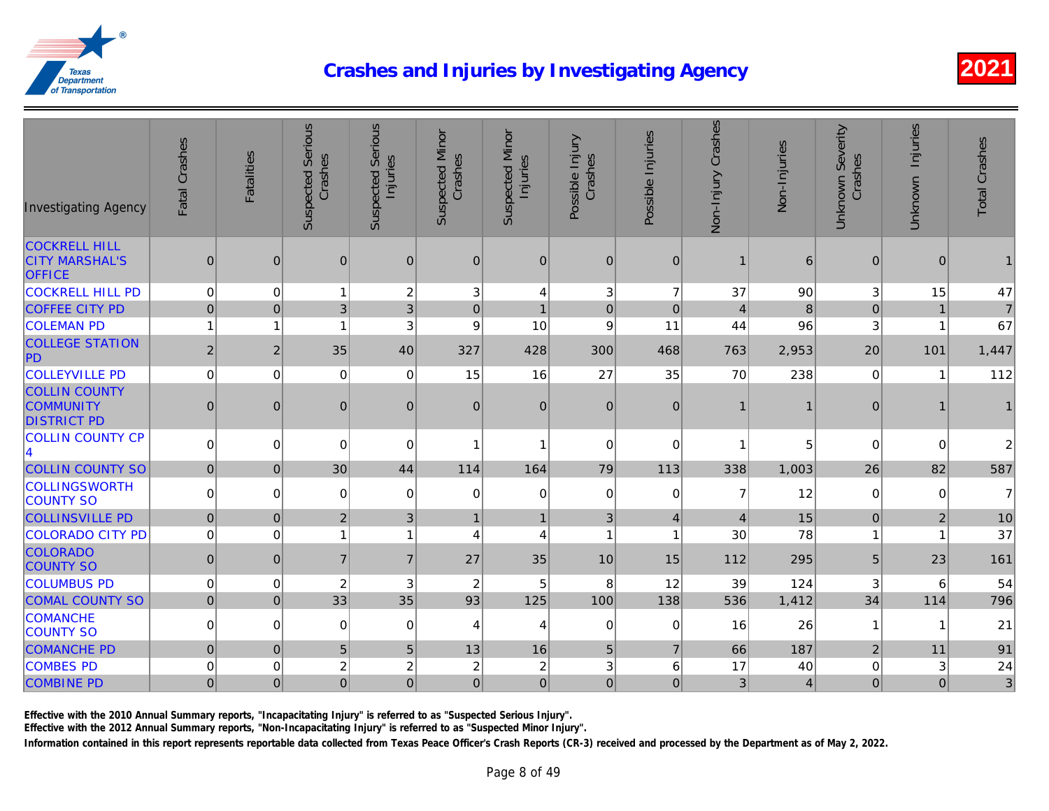# Crashes and Injuries by Investigating Agency

**2021**

| Investigating Agency | Fatal Crashes | Fatalities | Suspected Serious Crashes | Suspected Serious Injuries | Suspected Minor Crashes | Suspected Minor Injuries | Possible Injury Crashes | Possible Injuries | Non-Injury Crashes | Non-Injuries | Unknown Severity Crashes | Unknown Injuries | Total Crashes |
|---|---|---|---|---|---|---|---|---|---|---|---|---|---|
| COCKRELL HILL CITY MARSHAL'S OFFICE | 0 | 0 | 0 | 0 | 0 | 0 | 0 | 0 | 1 | 6 | 0 | 0 | 1 |
| COCKRELL HILL PD | 0 | 0 | 1 | 2 | 3 | 4 | 3 | 7 | 37 | 90 | 3 | 15 | 47 |
| COFFEE CITY PD | 0 | 0 | 3 | 3 | 0 | 1 | 0 | 0 | 4 | 8 | 0 | 1 | 7 |
| COLEMAN PD | 1 | 1 | 1 | 3 | 9 | 10 | 9 | 11 | 44 | 96 | 3 | 1 | 67 |
| COLLEGE STATION PD | 2 | 2 | 35 | 40 | 327 | 428 | 300 | 468 | 763 | 2,953 | 20 | 101 | 1,447 |
| COLLEYVILLE PD | 0 | 0 | 0 | 0 | 15 | 16 | 27 | 35 | 70 | 238 | 0 | 1 | 112 |
| COLLIN COUNTY COMMUNITY DISTRICT PD | 0 | 0 | 0 | 0 | 0 | 0 | 0 | 0 | 1 | 1 | 0 | 1 | 1 |
| COLLIN COUNTY CP 4 | 0 | 0 | 0 | 0 | 1 | 1 | 0 | 0 | 1 | 5 | 0 | 0 | 2 |
| COLLIN COUNTY SO | 0 | 0 | 30 | 44 | 114 | 164 | 79 | 113 | 338 | 1,003 | 26 | 82 | 587 |
| COLLINGSWORTH COUNTY SO | 0 | 0 | 0 | 0 | 0 | 0 | 0 | 0 | 7 | 12 | 0 | 0 | 7 |
| COLLINSVILLE PD | 0 | 0 | 2 | 3 | 1 | 1 | 3 | 4 | 4 | 15 | 0 | 2 | 10 |
| COLORADO CITY PD | 0 | 0 | 1 | 1 | 4 | 4 | 1 | 1 | 30 | 78 | 1 | 1 | 37 |
| COLORADO COUNTY SO | 0 | 0 | 7 | 7 | 27 | 35 | 10 | 15 | 112 | 295 | 5 | 23 | 161 |
| COLUMBUS PD | 0 | 0 | 2 | 3 | 2 | 5 | 8 | 12 | 39 | 124 | 3 | 6 | 54 |
| COMAL COUNTY SO | 0 | 0 | 33 | 35 | 93 | 125 | 100 | 138 | 536 | 1,412 | 34 | 114 | 796 |
| COMANCHE COUNTY SO | 0 | 0 | 0 | 0 | 4 | 4 | 0 | 0 | 16 | 26 | 1 | 1 | 21 |
| COMANCHE PD | 0 | 0 | 5 | 5 | 13 | 16 | 5 | 7 | 66 | 187 | 2 | 11 | 91 |
| COMBES PD | 0 | 0 | 2 | 2 | 2 | 2 | 3 | 6 | 17 | 40 | 0 | 3 | 24 |
| COMBINE PD | 0 | 0 | 0 | 0 | 0 | 0 | 0 | 0 | 3 | 4 | 0 | 0 | 3 |

**Effective with the 2010 Annual Summary reports, "Incapacitating Injury" is referred to as "Suspected Serious Injury".**

**Effective with the 2012 Annual Summary reports, "Non-Incapacitating Injury" is referred to as "Suspected Minor Injury".**

**Information contained in this report represents reportable data collected from Texas Peace Officer's Crash Reports (CR-3) received and processed by the Department as of May 2, 2022.**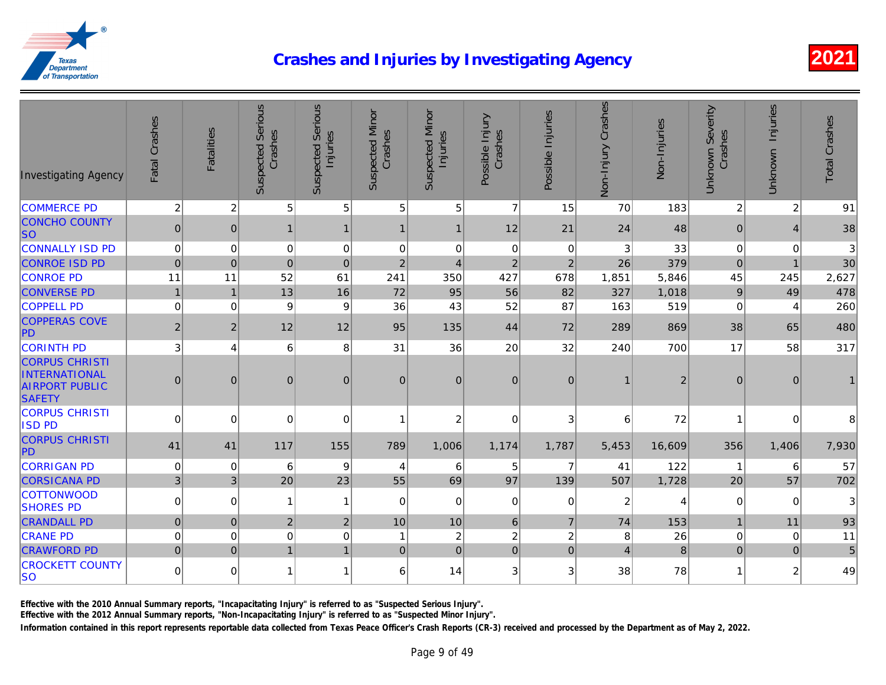# Crashes and Injuries by Investigating Agency

2021

| Investigating Agency | Fatal Crashes | Fatalities | Suspected Serious Crashes | Suspected Serious Injuries | Suspected Minor Crashes | Suspected Minor Injuries | Possible Injury Crashes | Possible Injuries | Non-Injury Crashes | Non-Injuries | Unknown Severity Crashes | Unknown Injuries | Total Crashes |
|---|---|---|---|---|---|---|---|---|---|---|---|---|---|
| COMMERCE PD | 2 | 2 | 5 | 5 | 5 | 5 | 7 | 15 | 70 | 183 | 2 | 2 | 91 |
| CONCHO COUNTY SO | 0 | 0 | 1 | 1 | 1 | 1 | 12 | 21 | 24 | 48 | 0 | 4 | 38 |
| CONNALLY ISD PD | 0 | 0 | 0 | 0 | 0 | 0 | 0 | 0 | 3 | 33 | 0 | 0 | 3 |
| CONROE ISD PD | 0 | 0 | 0 | 0 | 2 | 4 | 2 | 2 | 26 | 379 | 0 | 1 | 30 |
| CONROE PD | 11 | 11 | 52 | 61 | 241 | 350 | 427 | 678 | 1,851 | 5,846 | 45 | 245 | 2,627 |
| CONVERSE PD | 1 | 1 | 13 | 16 | 72 | 95 | 56 | 82 | 327 | 1,018 | 9 | 49 | 478 |
| COPPELL PD | 0 | 0 | 9 | 9 | 36 | 43 | 52 | 87 | 163 | 519 | 0 | 4 | 260 |
| COPPERAS COVE PD | 2 | 2 | 12 | 12 | 95 | 135 | 44 | 72 | 289 | 869 | 38 | 65 | 480 |
| CORINTH PD | 3 | 4 | 6 | 8 | 31 | 36 | 20 | 32 | 240 | 700 | 17 | 58 | 317 |
| CORPUS CHRISTI INTERNATIONAL AIRPORT PUBLIC SAFETY | 0 | 0 | 0 | 0 | 0 | 0 | 0 | 0 | 1 | 2 | 0 | 0 | 1 |
| CORPUS CHRISTI ISD PD | 0 | 0 | 0 | 0 | 1 | 2 | 0 | 3 | 6 | 72 | 1 | 0 | 8 |
| CORPUS CHRISTI PD | 41 | 41 | 117 | 155 | 789 | 1,006 | 1,174 | 1,787 | 5,453 | 16,609 | 356 | 1,406 | 7,930 |
| CORRIGAN PD | 0 | 0 | 6 | 9 | 4 | 6 | 5 | 7 | 41 | 122 | 1 | 6 | 57 |
| CORSICANA PD | 3 | 3 | 20 | 23 | 55 | 69 | 97 | 139 | 507 | 1,728 | 20 | 57 | 702 |
| COTTONWOOD SHORES PD | 0 | 0 | 1 | 1 | 0 | 0 | 0 | 0 | 2 | 4 | 0 | 0 | 3 |
| CRANDALL PD | 0 | 0 | 2 | 2 | 10 | 10 | 6 | 7 | 74 | 153 | 1 | 11 | 93 |
| CRANE PD | 0 | 0 | 0 | 0 | 1 | 2 | 2 | 2 | 8 | 26 | 0 | 0 | 11 |
| CRAWFORD PD | 0 | 0 | 1 | 1 | 0 | 0 | 0 | 0 | 4 | 8 | 0 | 0 | 5 |
| CROCKETT COUNTY SO | 0 | 0 | 1 | 1 | 6 | 14 | 3 | 3 | 38 | 78 | 1 | 2 | 49 |

Effective with the 2010 Annual Summary reports, "Incapacitating Injury" is referred to as "Suspected Serious Injury".

Effective with the 2012 Annual Summary reports, "Non-Incapacitating Injury" is referred to as "Suspected Minor Injury".

Information contained in this report represents reportable data collected from Texas Peace Officer's Crash Reports (CR-3) received and processed by the Department as of May 2, 2022.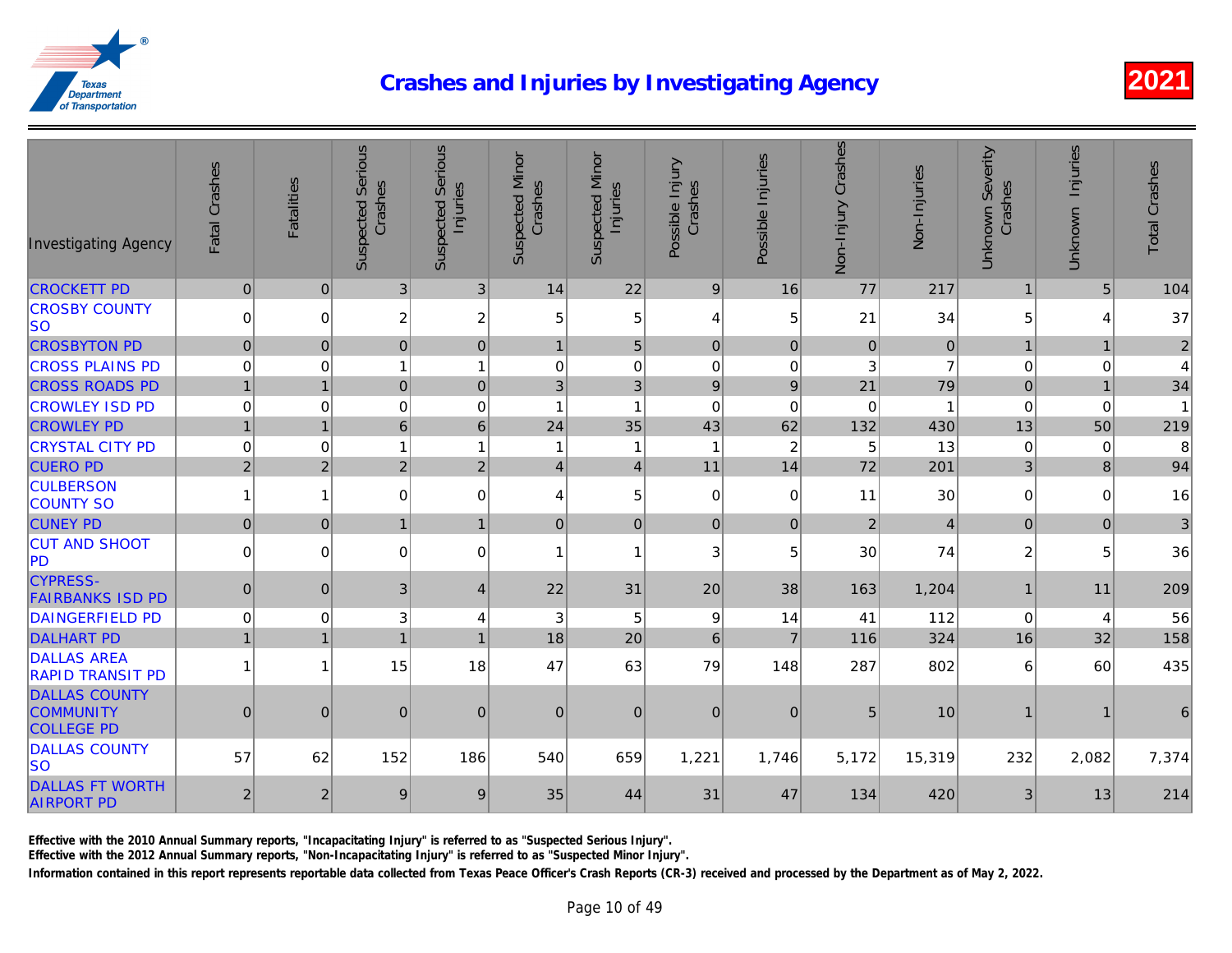# Crashes and Injuries by Investigating Agency

2021

| Investigating Agency | Fatal Crashes | Fatalities | Suspected Serious Crashes | Suspected Serious Injuries | Suspected Minor Crashes | Suspected Minor Injuries | Possible Injury Crashes | Possible Injuries | Non-Injury Crashes | Non-Injuries | Unknown Severity Crashes | Unknown Injuries | Total Crashes |
|---|---|---|---|---|---|---|---|---|---|---|---|---|---|
| CROCKETT PD | 0 | 0 | 3 | 3 | 14 | 22 | 9 | 16 | 77 | 217 | 1 | 5 | 104 |
| CROSBY COUNTY SO | 0 | 0 | 2 | 2 | 5 | 5 | 4 | 5 | 21 | 34 | 5 | 4 | 37 |
| CROSBYTON PD | 0 | 0 | 0 | 0 | 1 | 5 | 0 | 0 | 0 | 0 | 1 | 1 | 2 |
| CROSS PLAINS PD | 0 | 0 | 1 | 1 | 0 | 0 | 0 | 0 | 3 | 7 | 0 | 0 | 4 |
| CROSS ROADS PD | 1 | 1 | 0 | 0 | 3 | 3 | 9 | 9 | 21 | 79 | 0 | 1 | 34 |
| CROWLEY ISD PD | 0 | 0 | 0 | 0 | 1 | 1 | 0 | 0 | 0 | 1 | 0 | 0 | 1 |
| CROWLEY PD | 1 | 1 | 6 | 6 | 24 | 35 | 43 | 62 | 132 | 430 | 13 | 50 | 219 |
| CRYSTAL CITY PD | 0 | 0 | 1 | 1 | 1 | 1 | 1 | 2 | 5 | 13 | 0 | 0 | 8 |
| CUERO PD | 2 | 2 | 2 | 2 | 4 | 4 | 11 | 14 | 72 | 201 | 3 | 8 | 94 |
| CULBERSON COUNTY SO | 1 | 1 | 0 | 0 | 4 | 5 | 0 | 0 | 11 | 30 | 0 | 0 | 16 |
| CUNEY PD | 0 | 0 | 1 | 1 | 0 | 0 | 0 | 0 | 2 | 4 | 0 | 0 | 3 |
| CUT AND SHOOT PD | 0 | 0 | 0 | 0 | 1 | 1 | 3 | 5 | 30 | 74 | 2 | 5 | 36 |
| CYPRESS-FAIRBANKS ISD PD | 0 | 0 | 3 | 4 | 22 | 31 | 20 | 38 | 163 | 1,204 | 1 | 11 | 209 |
| DAINGERFIELD PD | 0 | 0 | 3 | 4 | 3 | 5 | 9 | 14 | 41 | 112 | 0 | 4 | 56 |
| DALHART PD | 1 | 1 | 1 | 1 | 18 | 20 | 6 | 7 | 116 | 324 | 16 | 32 | 158 |
| DALLAS AREA RAPID TRANSIT PD | 1 | 1 | 15 | 18 | 47 | 63 | 79 | 148 | 287 | 802 | 6 | 60 | 435 |
| DALLAS COUNTY COMMUNITY COLLEGE PD | 0 | 0 | 0 | 0 | 0 | 0 | 0 | 0 | 5 | 10 | 1 | 1 | 6 |
| DALLAS COUNTY SO | 57 | 62 | 152 | 186 | 540 | 659 | 1,221 | 1,746 | 5,172 | 15,319 | 232 | 2,082 | 7,374 |
| DALLAS FT WORTH AIRPORT PD | 2 | 2 | 9 | 9 | 35 | 44 | 31 | 47 | 134 | 420 | 3 | 13 | 214 |

Effective with the 2010 Annual Summary reports, "Incapacitating Injury" is referred to as "Suspected Serious Injury".

Effective with the 2012 Annual Summary reports, "Non-Incapacitating Injury" is referred to as "Suspected Minor Injury".

Information contained in this report represents reportable data collected from Texas Peace Officer's Crash Reports (CR-3) received and processed by the Department as of May 2, 2022.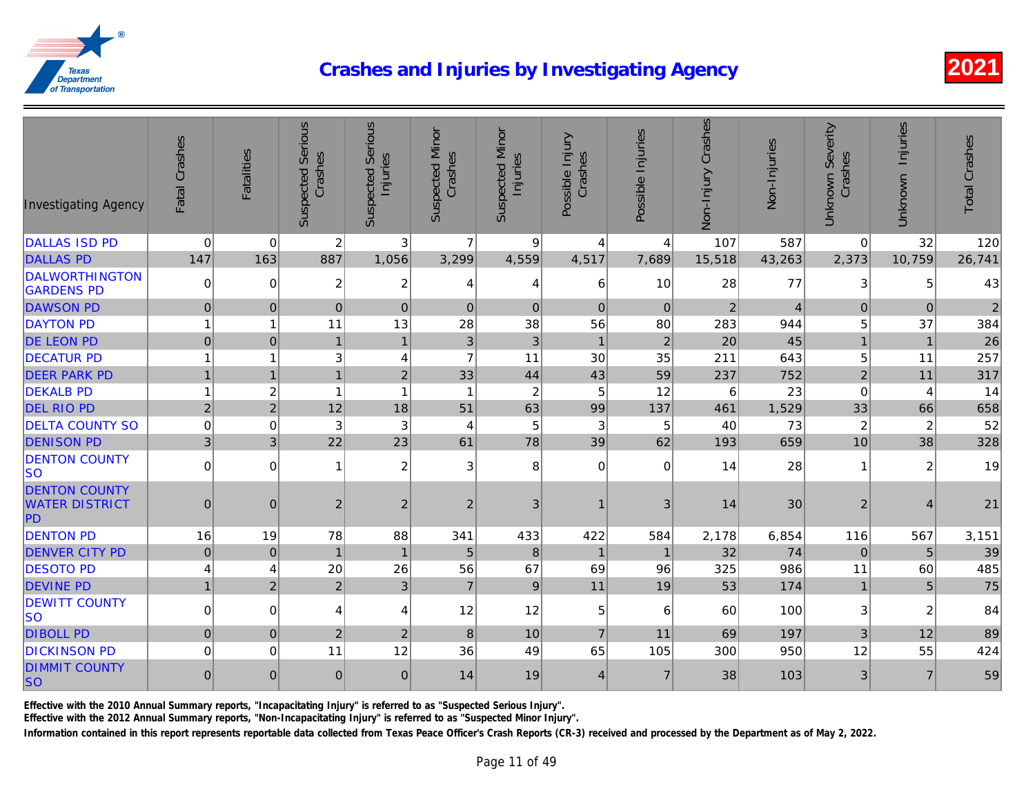# Crashes and Injuries by Investigating Agency

2021

| Investigating Agency | Fatal Crashes | Fatalities | Suspected Serious Crashes | Suspected Serious Injuries | Suspected Minor Crashes | Suspected Minor Injuries | Possible Injury Crashes | Possible Injuries | Non-Injury Crashes | Non-Injuries | Unknown Severity Crashes | Unknown Injuries | Total Crashes |
|---|---|---|---|---|---|---|---|---|---|---|---|---|---|
| DALLAS ISD PD | 0 | 0 | 2 | 3 | 7 | 9 | 4 | 4 | 107 | 587 | 0 | 32 | 120 |
| DALLAS PD | 147 | 163 | 887 | 1,056 | 3,299 | 4,559 | 4,517 | 7,689 | 15,518 | 43,263 | 2,373 | 10,759 | 26,741 |
| DALWORTHINGTON GARDENS PD | 0 | 0 | 2 | 2 | 4 | 4 | 6 | 10 | 28 | 77 | 3 | 5 | 43 |
| DAWSON PD | 0 | 0 | 0 | 0 | 0 | 0 | 0 | 0 | 2 | 4 | 0 | 0 | 2 |
| DAYTON PD | 1 | 1 | 11 | 13 | 28 | 38 | 56 | 80 | 283 | 944 | 5 | 37 | 384 |
| DE LEON PD | 0 | 0 | 1 | 1 | 3 | 3 | 1 | 2 | 20 | 45 | 1 | 1 | 26 |
| DECATUR PD | 1 | 1 | 3 | 4 | 7 | 11 | 30 | 35 | 211 | 643 | 5 | 11 | 257 |
| DEER PARK PD | 1 | 1 | 1 | 2 | 33 | 44 | 43 | 59 | 237 | 752 | 2 | 11 | 317 |
| DEKALB PD | 1 | 2 | 1 | 1 | 1 | 2 | 5 | 12 | 6 | 23 | 0 | 4 | 14 |
| DEL RIO PD | 2 | 2 | 12 | 18 | 51 | 63 | 99 | 137 | 461 | 1,529 | 33 | 66 | 658 |
| DELTA COUNTY SO | 0 | 0 | 3 | 3 | 4 | 5 | 3 | 5 | 40 | 73 | 2 | 2 | 52 |
| DENISON PD | 3 | 3 | 22 | 23 | 61 | 78 | 39 | 62 | 193 | 659 | 10 | 38 | 328 |
| DENTON COUNTY SO | 0 | 0 | 1 | 2 | 3 | 8 | 0 | 0 | 14 | 28 | 1 | 2 | 19 |
| DENTON COUNTY WATER DISTRICT PD | 0 | 0 | 2 | 2 | 2 | 3 | 1 | 3 | 14 | 30 | 2 | 4 | 21 |
| DENTON PD | 16 | 19 | 78 | 88 | 341 | 433 | 422 | 584 | 2,178 | 6,854 | 116 | 567 | 3,151 |
| DENVER CITY PD | 0 | 0 | 1 | 1 | 5 | 8 | 1 | 1 | 32 | 74 | 0 | 5 | 39 |
| DESOTO PD | 4 | 4 | 20 | 26 | 56 | 67 | 69 | 96 | 325 | 986 | 11 | 60 | 485 |
| DEVINE PD | 1 | 2 | 2 | 3 | 7 | 9 | 11 | 19 | 53 | 174 | 1 | 5 | 75 |
| DEWITT COUNTY SO | 0 | 0 | 4 | 4 | 12 | 12 | 5 | 6 | 60 | 100 | 3 | 2 | 84 |
| DIBOLL PD | 0 | 0 | 2 | 2 | 8 | 10 | 7 | 11 | 69 | 197 | 3 | 12 | 89 |
| DICKINSON PD | 0 | 0 | 11 | 12 | 36 | 49 | 65 | 105 | 300 | 950 | 12 | 55 | 424 |
| DIMMIT COUNTY SO | 0 | 0 | 0 | 0 | 14 | 19 | 4 | 7 | 38 | 103 | 3 | 7 | 59 |

**Effective with the 2010 Annual Summary reports, "Incapacitating Injury" is referred to as "Suspected Serious Injury".**

**Effective with the 2012 Annual Summary reports, "Non-Incapacitating Injury" is referred to as "Suspected Minor Injury".**

**Information contained in this report represents reportable data collected from Texas Peace Officer's Crash Reports (CR-3) received and processed by the Department as of May 2, 2022.**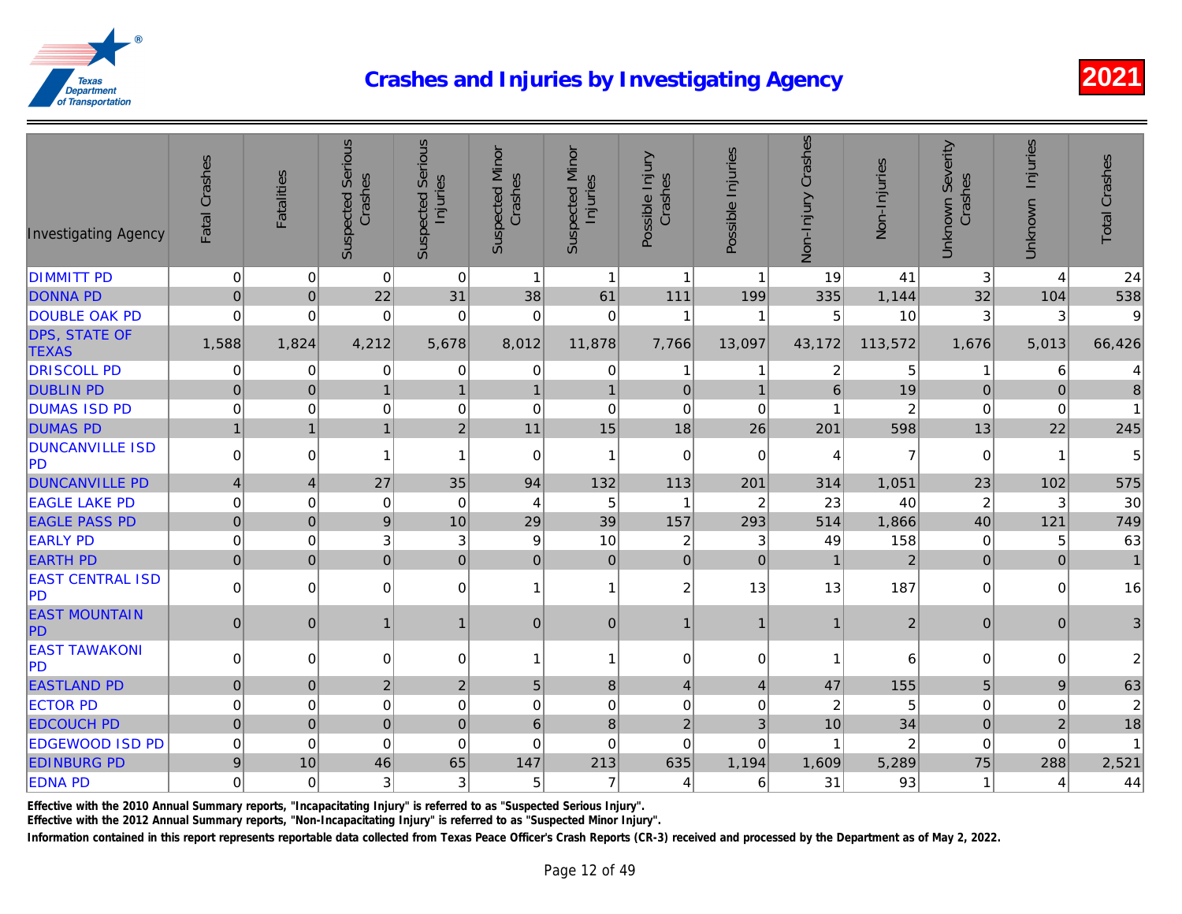# Crashes and Injuries by Investigating Agency

2021

| Investigating Agency | Fatal Crashes | Fatalities | Suspected Serious Crashes | Suspected Serious Injuries | Suspected Minor Crashes | Suspected Minor Injuries | Possible Injury Crashes | Possible Injuries | Non-Injury Crashes | Non-Injuries | Unknown Severity Crashes | Unknown Injuries | Total Crashes |
|---|---|---|---|---|---|---|---|---|---|---|---|---|---|
| DIMMITT PD | 0 | 0 | 0 | 0 | 1 | 1 | 1 | 1 | 19 | 41 | 3 | 4 | 24 |
| DONNA PD | 0 | 0 | 22 | 31 | 38 | 61 | 111 | 199 | 335 | 1,144 | 32 | 104 | 538 |
| DOUBLE OAK PD | 0 | 0 | 0 | 0 | 0 | 0 | 1 | 1 | 5 | 10 | 3 | 3 | 9 |
| DPS, STATE OF TEXAS | 1,588 | 1,824 | 4,212 | 5,678 | 8,012 | 11,878 | 7,766 | 13,097 | 43,172 | 113,572 | 1,676 | 5,013 | 66,426 |
| DRISCOLL PD | 0 | 0 | 0 | 0 | 0 | 0 | 1 | 1 | 2 | 5 | 1 | 6 | 4 |
| DUBLIN PD | 0 | 0 | 1 | 1 | 1 | 1 | 0 | 1 | 6 | 19 | 0 | 0 | 8 |
| DUMAS ISD PD | 0 | 0 | 0 | 0 | 0 | 0 | 0 | 0 | 1 | 2 | 0 | 0 | 1 |
| DUMAS PD | 1 | 1 | 1 | 2 | 11 | 15 | 18 | 26 | 201 | 598 | 13 | 22 | 245 |
| DUNCANVILLE ISD PD | 0 | 0 | 1 | 1 | 0 | 1 | 0 | 0 | 4 | 7 | 0 | 1 | 5 |
| DUNCANVILLE PD | 4 | 4 | 27 | 35 | 94 | 132 | 113 | 201 | 314 | 1,051 | 23 | 102 | 575 |
| EAGLE LAKE PD | 0 | 0 | 0 | 0 | 4 | 5 | 1 | 2 | 23 | 40 | 2 | 3 | 30 |
| EAGLE PASS PD | 0 | 0 | 9 | 10 | 29 | 39 | 157 | 293 | 514 | 1,866 | 40 | 121 | 749 |
| EARLY PD | 0 | 0 | 3 | 3 | 9 | 10 | 2 | 3 | 49 | 158 | 0 | 5 | 63 |
| EARTH PD | 0 | 0 | 0 | 0 | 0 | 0 | 0 | 0 | 1 | 2 | 0 | 0 | 1 |
| EAST CENTRAL ISD PD | 0 | 0 | 0 | 0 | 1 | 1 | 2 | 13 | 13 | 187 | 0 | 0 | 16 |
| EAST MOUNTAIN PD | 0 | 0 | 1 | 1 | 0 | 0 | 1 | 1 | 1 | 2 | 0 | 0 | 3 |
| EAST TAWAKONI PD | 0 | 0 | 0 | 0 | 1 | 1 | 0 | 0 | 1 | 6 | 0 | 0 | 2 |
| EASTLAND PD | 0 | 0 | 2 | 2 | 5 | 8 | 4 | 4 | 47 | 155 | 5 | 9 | 63 |
| ECTOR PD | 0 | 0 | 0 | 0 | 0 | 0 | 0 | 0 | 2 | 5 | 0 | 0 | 2 |
| EDCOUCH PD | 0 | 0 | 0 | 0 | 6 | 8 | 2 | 3 | 10 | 34 | 0 | 2 | 18 |
| EDGEWOOD ISD PD | 0 | 0 | 0 | 0 | 0 | 0 | 0 | 0 | 1 | 2 | 0 | 0 | 1 |
| EDINBURG PD | 9 | 10 | 46 | 65 | 147 | 213 | 635 | 1,194 | 1,609 | 5,289 | 75 | 288 | 2,521 |
| EDNA PD | 0 | 0 | 3 | 3 | 5 | 7 | 4 | 6 | 31 | 93 | 1 | 4 | 44 |

Effective with the 2010 Annual Summary reports, "Incapacitating Injury" is referred to as "Suspected Serious Injury".

Effective with the 2012 Annual Summary reports, "Non-Incapacitating Injury" is referred to as "Suspected Minor Injury".

Information contained in this report represents reportable data collected from Texas Peace Officer's Crash Reports (CR-3) received and processed by the Department as of May 2, 2022.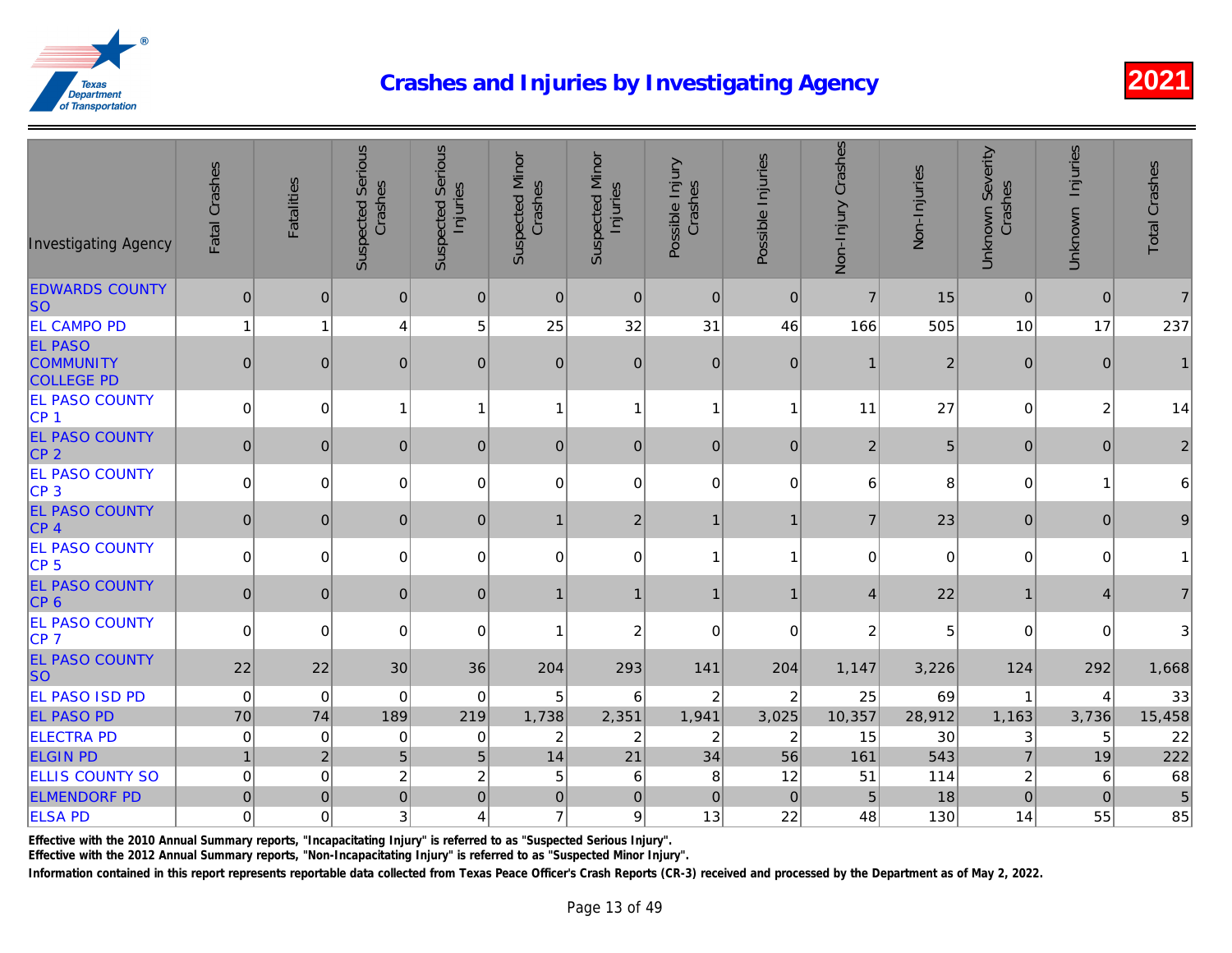# Crashes and Injuries by Investigating Agency

2021

| Investigating Agency | Fatal Crashes | Fatalities | Suspected Serious Crashes | Suspected Serious Injuries | Suspected Minor Crashes | Suspected Minor Injuries | Possible Injury Crashes | Possible Injuries | Non-Injury Crashes | Non-Injuries | Unknown Severity Crashes | Unknown Injuries | Total Crashes |
|---|---|---|---|---|---|---|---|---|---|---|---|---|---|
| EDWARDS COUNTY SO | 0 | 0 | 0 | 0 | 0 | 0 | 0 | 0 | 7 | 15 | 0 | 0 | 7 |
| EL CAMPO PD | 1 | 1 | 4 | 5 | 25 | 32 | 31 | 46 | 166 | 505 | 10 | 17 | 237 |
| EL PASO COMMUNITY COLLEGE PD | 0 | 0 | 0 | 0 | 0 | 0 | 0 | 0 | 1 | 2 | 0 | 0 | 1 |
| EL PASO COUNTY CP 1 | 0 | 0 | 1 | 1 | 1 | 1 | 1 | 1 | 11 | 27 | 0 | 2 | 14 |
| EL PASO COUNTY CP 2 | 0 | 0 | 0 | 0 | 0 | 0 | 0 | 0 | 2 | 5 | 0 | 0 | 2 |
| EL PASO COUNTY CP 3 | 0 | 0 | 0 | 0 | 0 | 0 | 0 | 0 | 6 | 8 | 0 | 1 | 6 |
| EL PASO COUNTY CP 4 | 0 | 0 | 0 | 0 | 1 | 2 | 1 | 1 | 7 | 23 | 0 | 0 | 9 |
| EL PASO COUNTY CP 5 | 0 | 0 | 0 | 0 | 0 | 0 | 1 | 1 | 0 | 0 | 0 | 0 | 1 |
| EL PASO COUNTY CP 6 | 0 | 0 | 0 | 0 | 1 | 1 | 1 | 1 | 4 | 22 | 1 | 4 | 7 |
| EL PASO COUNTY CP 7 | 0 | 0 | 0 | 0 | 1 | 2 | 0 | 0 | 2 | 5 | 0 | 0 | 3 |
| EL PASO COUNTY SO | 22 | 22 | 30 | 36 | 204 | 293 | 141 | 204 | 1,147 | 3,226 | 124 | 292 | 1,668 |
| EL PASO ISD PD | 0 | 0 | 0 | 0 | 5 | 6 | 2 | 2 | 25 | 69 | 1 | 4 | 33 |
| EL PASO PD | 70 | 74 | 189 | 219 | 1,738 | 2,351 | 1,941 | 3,025 | 10,357 | 28,912 | 1,163 | 3,736 | 15,458 |
| ELECTRA PD | 0 | 0 | 0 | 0 | 2 | 2 | 2 | 2 | 15 | 30 | 3 | 5 | 22 |
| ELGIN PD | 1 | 2 | 5 | 5 | 14 | 21 | 34 | 56 | 161 | 543 | 7 | 19 | 222 |
| ELLIS COUNTY SO | 0 | 0 | 2 | 2 | 5 | 6 | 8 | 12 | 51 | 114 | 2 | 6 | 68 |
| ELMENDORF PD | 0 | 0 | 0 | 0 | 0 | 0 | 0 | 0 | 5 | 18 | 0 | 0 | 5 |
| ELSA PD | 0 | 0 | 3 | 4 | 7 | 9 | 13 | 22 | 48 | 130 | 14 | 55 | 85 |

Effective with the 2010 Annual Summary reports, "Incapacitating Injury" is referred to as "Suspected Serious Injury".

Effective with the 2012 Annual Summary reports, "Non-Incapacitating Injury" is referred to as "Suspected Minor Injury".

Information contained in this report represents reportable data collected from Texas Peace Officer's Crash Reports (CR-3) received and processed by the Department as of May 2, 2022.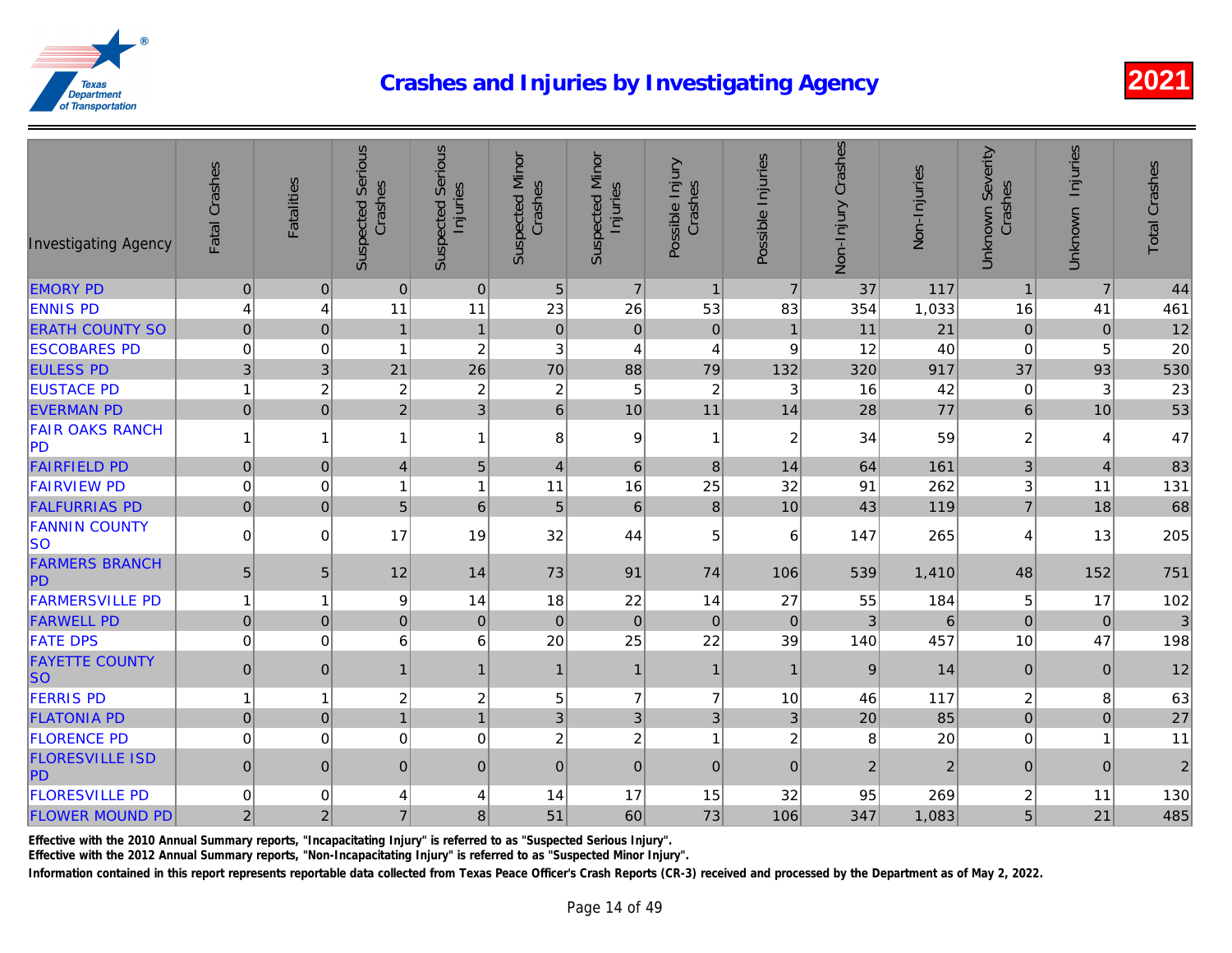# Crashes and Injuries by Investigating Agency

2021

| Investigating Agency | Fatal Crashes | Fatalities | Suspected Serious Crashes | Suspected Serious Injuries | Suspected Minor Crashes | Suspected Minor Injuries | Possible Injury Crashes | Possible Injuries | Non-Injury Crashes | Non-Injuries | Unknown Severity Crashes | Unknown Injuries | Total Crashes |
|---|---|---|---|---|---|---|---|---|---|---|---|---|---|
| EMORY PD | 0 | 0 | 0 | 0 | 5 | 7 | 1 | 7 | 37 | 117 | 1 | 7 | 44 |
| ENNIS PD | 4 | 4 | 11 | 11 | 23 | 26 | 53 | 83 | 354 | 1,033 | 16 | 41 | 461 |
| ERATH COUNTY SO | 0 | 0 | 1 | 1 | 0 | 0 | 0 | 1 | 11 | 21 | 0 | 0 | 12 |
| ESCOBARES PD | 0 | 0 | 1 | 2 | 3 | 4 | 4 | 9 | 12 | 40 | 0 | 5 | 20 |
| EULESS PD | 3 | 3 | 21 | 26 | 70 | 88 | 79 | 132 | 320 | 917 | 37 | 93 | 530 |
| EUSTACE PD | 1 | 2 | 2 | 2 | 2 | 5 | 2 | 3 | 16 | 42 | 0 | 3 | 23 |
| EVERMAN PD | 0 | 0 | 2 | 3 | 6 | 10 | 11 | 14 | 28 | 77 | 6 | 10 | 53 |
| FAIR OAKS RANCH PD | 1 | 1 | 1 | 1 | 8 | 9 | 1 | 2 | 34 | 59 | 2 | 4 | 47 |
| FAIRFIELD PD | 0 | 0 | 4 | 5 | 4 | 6 | 8 | 14 | 64 | 161 | 3 | 4 | 83 |
| FAIRVIEW PD | 0 | 0 | 1 | 1 | 11 | 16 | 25 | 32 | 91 | 262 | 3 | 11 | 131 |
| FALFURRIAS PD | 0 | 0 | 5 | 6 | 5 | 6 | 8 | 10 | 43 | 119 | 7 | 18 | 68 |
| FANNIN COUNTY SO | 0 | 0 | 17 | 19 | 32 | 44 | 5 | 6 | 147 | 265 | 4 | 13 | 205 |
| FARMERS BRANCH PD | 5 | 5 | 12 | 14 | 73 | 91 | 74 | 106 | 539 | 1,410 | 48 | 152 | 751 |
| FARMERSVILLE PD | 1 | 1 | 9 | 14 | 18 | 22 | 14 | 27 | 55 | 184 | 5 | 17 | 102 |
| FARWELL PD | 0 | 0 | 0 | 0 | 0 | 0 | 0 | 0 | 3 | 6 | 0 | 0 | 3 |
| FATE DPS | 0 | 0 | 6 | 6 | 20 | 25 | 22 | 39 | 140 | 457 | 10 | 47 | 198 |
| FAYETTE COUNTY SO | 0 | 0 | 1 | 1 | 1 | 1 | 1 | 1 | 9 | 14 | 0 | 0 | 12 |
| FERRIS PD | 1 | 1 | 2 | 2 | 5 | 7 | 7 | 10 | 46 | 117 | 2 | 8 | 63 |
| FLATONIA PD | 0 | 0 | 1 | 1 | 3 | 3 | 3 | 3 | 20 | 85 | 0 | 0 | 27 |
| FLORENCE PD | 0 | 0 | 0 | 0 | 2 | 2 | 1 | 2 | 8 | 20 | 0 | 1 | 11 |
| FLORESVILLE ISD PD | 0 | 0 | 0 | 0 | 0 | 0 | 0 | 0 | 2 | 2 | 0 | 0 | 2 |
| FLORESVILLE PD | 0 | 0 | 4 | 4 | 14 | 17 | 15 | 32 | 95 | 269 | 2 | 11 | 130 |
| FLOWER MOUND PD | 2 | 2 | 7 | 8 | 51 | 60 | 73 | 106 | 347 | 1,083 | 5 | 21 | 485 |

Effective with the 2010 Annual Summary reports, "Incapacitating Injury" is referred to as "Suspected Serious Injury".

Effective with the 2012 Annual Summary reports, "Non-Incapacitating Injury" is referred to as "Suspected Minor Injury".

Information contained in this report represents reportable data collected from Texas Peace Officer's Crash Reports (CR-3) received and processed by the Department as of May 2, 2022.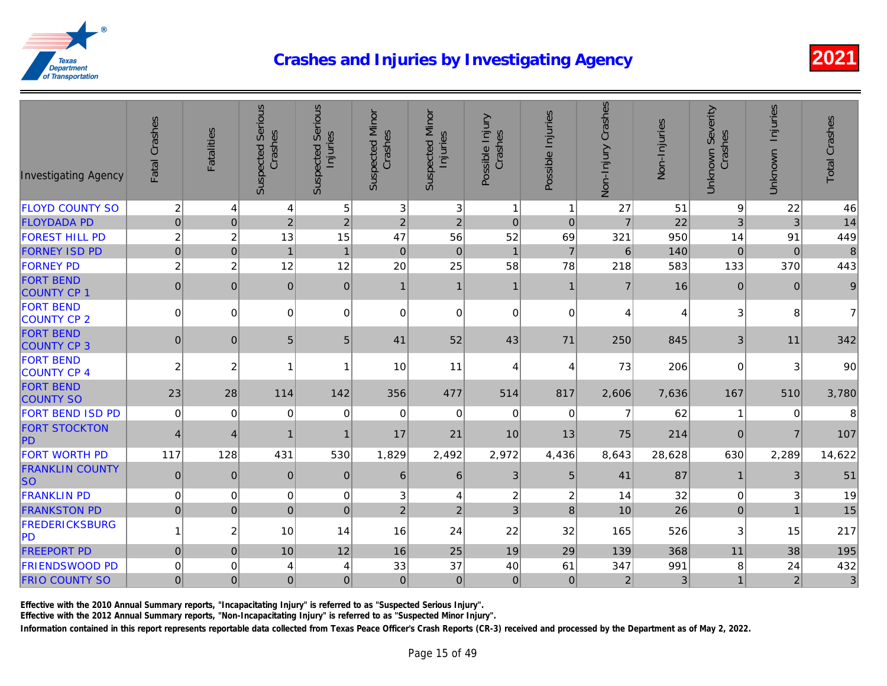# Crashes and Injuries by Investigating Agency

2021

| Investigating Agency | Fatal Crashes | Fatalities | Suspected Serious Crashes | Suspected Serious Injuries | Suspected Minor Crashes | Suspected Minor Injuries | Possible Injury Crashes | Possible Injuries | Non-Injury Crashes | Non-Injuries | Unknown Severity Crashes | Unknown Injuries | Total Crashes |
|---|---|---|---|---|---|---|---|---|---|---|---|---|---|
| FLOYD COUNTY SO | 2 | 4 | 4 | 5 | 3 | 3 | 1 | 1 | 27 | 51 | 9 | 22 | 46 |
| FLOYDADA PD | 0 | 0 | 2 | 2 | 2 | 2 | 0 | 0 | 7 | 22 | 3 | 3 | 14 |
| FOREST HILL PD | 2 | 2 | 13 | 15 | 47 | 56 | 52 | 69 | 321 | 950 | 14 | 91 | 449 |
| FORNEY ISD PD | 0 | 0 | 1 | 1 | 0 | 0 | 1 | 7 | 6 | 140 | 0 | 0 | 8 |
| FORNEY PD | 2 | 2 | 12 | 12 | 20 | 25 | 58 | 78 | 218 | 583 | 133 | 370 | 443 |
| FORT BEND COUNTY CP 1 | 0 | 0 | 0 | 0 | 1 | 1 | 1 | 1 | 7 | 16 | 0 | 0 | 9 |
| FORT BEND COUNTY CP 2 | 0 | 0 | 0 | 0 | 0 | 0 | 0 | 0 | 4 | 4 | 3 | 8 | 7 |
| FORT BEND COUNTY CP 3 | 0 | 0 | 5 | 5 | 41 | 52 | 43 | 71 | 250 | 845 | 3 | 11 | 342 |
| FORT BEND COUNTY CP 4 | 2 | 2 | 1 | 1 | 10 | 11 | 4 | 4 | 73 | 206 | 0 | 3 | 90 |
| FORT BEND COUNTY SO | 23 | 28 | 114 | 142 | 356 | 477 | 514 | 817 | 2,606 | 7,636 | 167 | 510 | 3,780 |
| FORT BEND ISD PD | 0 | 0 | 0 | 0 | 0 | 0 | 0 | 0 | 7 | 62 | 1 | 0 | 8 |
| FORT STOCKTON PD | 4 | 4 | 1 | 1 | 17 | 21 | 10 | 13 | 75 | 214 | 0 | 7 | 107 |
| FORT WORTH PD | 117 | 128 | 431 | 530 | 1,829 | 2,492 | 2,972 | 4,436 | 8,643 | 28,628 | 630 | 2,289 | 14,622 |
| FRANKLIN COUNTY SO | 0 | 0 | 0 | 0 | 6 | 6 | 3 | 5 | 41 | 87 | 1 | 3 | 51 |
| FRANKLIN PD | 0 | 0 | 0 | 0 | 3 | 4 | 2 | 2 | 14 | 32 | 0 | 3 | 19 |
| FRANKSTON PD | 0 | 0 | 0 | 0 | 2 | 2 | 3 | 8 | 10 | 26 | 0 | 1 | 15 |
| FREDERICKSBURG PD | 1 | 2 | 10 | 14 | 16 | 24 | 22 | 32 | 165 | 526 | 3 | 15 | 217 |
| FREEPORT PD | 0 | 0 | 10 | 12 | 16 | 25 | 19 | 29 | 139 | 368 | 11 | 38 | 195 |
| FRIENDSWOOD PD | 0 | 0 | 4 | 4 | 33 | 37 | 40 | 61 | 347 | 991 | 8 | 24 | 432 |
| FRIO COUNTY SO | 0 | 0 | 0 | 0 | 0 | 0 | 0 | 0 | 2 | 3 | 1 | 2 | 3 |

Effective with the 2010 Annual Summary reports, "Incapacitating Injury" is referred to as "Suspected Serious Injury".

Effective with the 2012 Annual Summary reports, "Non-Incapacitating Injury" is referred to as "Suspected Minor Injury".

Information contained in this report represents reportable data collected from Texas Peace Officer's Crash Reports (CR-3) received and processed by the Department as of May 2, 2022.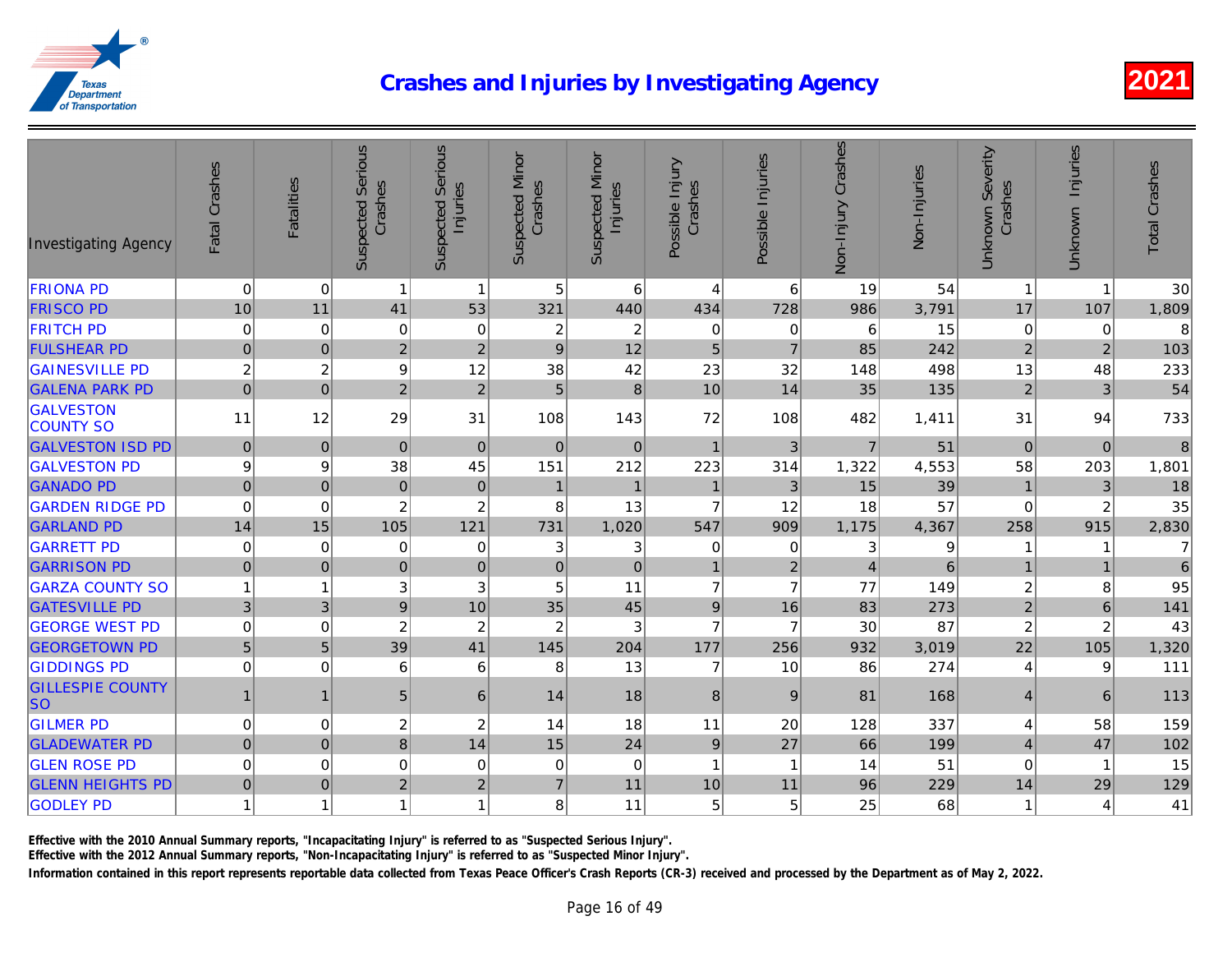# Crashes and Injuries by Investigating Agency

2021

| Investigating Agency | Fatal Crashes | Fatalities | Suspected Serious Crashes | Suspected Serious Injuries | Suspected Minor Crashes | Suspected Minor Injuries | Possible Injury Crashes | Possible Injuries | Non-Injury Crashes | Non-Injuries | Unknown Severity Crashes | Unknown Injuries | Total Crashes |
|---|---|---|---|---|---|---|---|---|---|---|---|---|---|
| FRIONA PD | 0 | 0 | 1 | 1 | 5 | 6 | 4 | 6 | 19 | 54 | 1 | 1 | 30 |
| FRISCO PD | 10 | 11 | 41 | 53 | 321 | 440 | 434 | 728 | 986 | 3,791 | 17 | 107 | 1,809 |
| FRITCH PD | 0 | 0 | 0 | 0 | 2 | 2 | 0 | 0 | 6 | 15 | 0 | 0 | 8 |
| FULSHEAR PD | 0 | 0 | 2 | 2 | 9 | 12 | 5 | 7 | 85 | 242 | 2 | 2 | 103 |
| GAINESVILLE PD | 2 | 2 | 9 | 12 | 38 | 42 | 23 | 32 | 148 | 498 | 13 | 48 | 233 |
| GALENA PARK PD | 0 | 0 | 2 | 2 | 5 | 8 | 10 | 14 | 35 | 135 | 2 | 3 | 54 |
| GALVESTON COUNTY SO | 11 | 12 | 29 | 31 | 108 | 143 | 72 | 108 | 482 | 1,411 | 31 | 94 | 733 |
| GALVESTON ISD PD | 0 | 0 | 0 | 0 | 0 | 0 | 1 | 3 | 7 | 51 | 0 | 0 | 8 |
| GALVESTON PD | 9 | 9 | 38 | 45 | 151 | 212 | 223 | 314 | 1,322 | 4,553 | 58 | 203 | 1,801 |
| GANADO PD | 0 | 0 | 0 | 0 | 1 | 1 | 1 | 3 | 15 | 39 | 1 | 3 | 18 |
| GARDEN RIDGE PD | 0 | 0 | 2 | 2 | 8 | 13 | 7 | 12 | 18 | 57 | 0 | 2 | 35 |
| GARLAND PD | 14 | 15 | 105 | 121 | 731 | 1,020 | 547 | 909 | 1,175 | 4,367 | 258 | 915 | 2,830 |
| GARRETT PD | 0 | 0 | 0 | 0 | 3 | 3 | 0 | 0 | 3 | 9 | 1 | 1 | 7 |
| GARRISON PD | 0 | 0 | 0 | 0 | 0 | 0 | 1 | 2 | 4 | 6 | 1 | 1 | 6 |
| GARZA COUNTY SO | 1 | 1 | 3 | 3 | 5 | 11 | 7 | 7 | 77 | 149 | 2 | 8 | 95 |
| GATESVILLE PD | 3 | 3 | 9 | 10 | 35 | 45 | 9 | 16 | 83 | 273 | 2 | 6 | 141 |
| GEORGE WEST PD | 0 | 0 | 2 | 2 | 2 | 3 | 7 | 7 | 30 | 87 | 2 | 2 | 43 |
| GEORGETOWN PD | 5 | 5 | 39 | 41 | 145 | 204 | 177 | 256 | 932 | 3,019 | 22 | 105 | 1,320 |
| GIDDINGS PD | 0 | 0 | 6 | 6 | 8 | 13 | 7 | 10 | 86 | 274 | 4 | 9 | 111 |
| GILLESPIE COUNTY SO | 1 | 1 | 5 | 6 | 14 | 18 | 8 | 9 | 81 | 168 | 4 | 6 | 113 |
| GILMER PD | 0 | 0 | 2 | 2 | 14 | 18 | 11 | 20 | 128 | 337 | 4 | 58 | 159 |
| GLADEWATER PD | 0 | 0 | 8 | 14 | 15 | 24 | 9 | 27 | 66 | 199 | 4 | 47 | 102 |
| GLEN ROSE PD | 0 | 0 | 0 | 0 | 0 | 0 | 1 | 1 | 14 | 51 | 0 | 1 | 15 |
| GLENN HEIGHTS PD | 0 | 0 | 2 | 2 | 7 | 11 | 10 | 11 | 96 | 229 | 14 | 29 | 129 |
| GODLEY PD | 1 | 1 | 1 | 1 | 8 | 11 | 5 | 5 | 25 | 68 | 1 | 4 | 41 |

Effective with the 2010 Annual Summary reports, "Incapacitating Injury" is referred to as "Suspected Serious Injury".

Effective with the 2012 Annual Summary reports, "Non-Incapacitating Injury" is referred to as "Suspected Minor Injury".

Information contained in this report represents reportable data collected from Texas Peace Officer's Crash Reports (CR-3) received and processed by the Department as of May 2, 2022.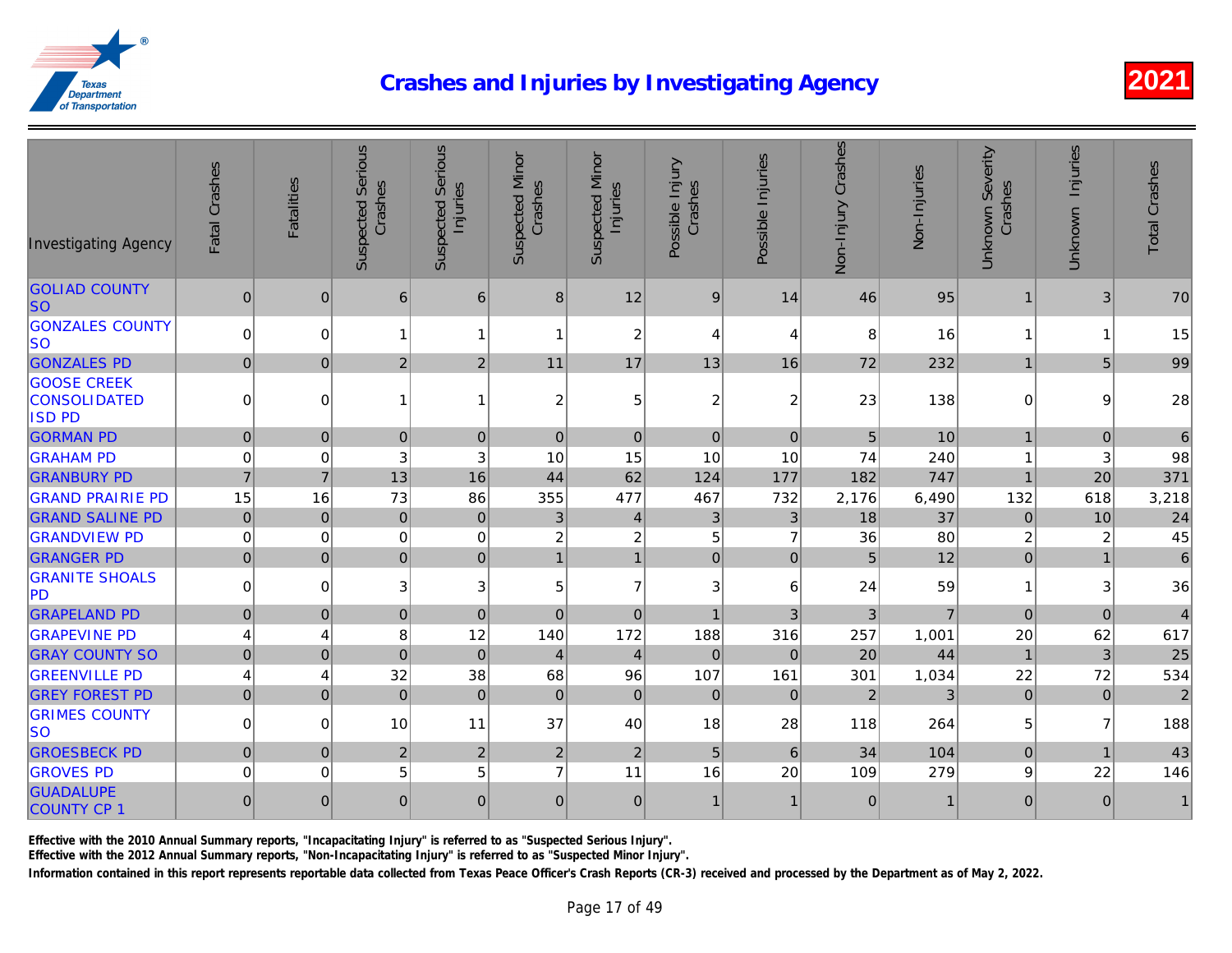# Crashes and Injuries by Investigating Agency

2021

| Investigating Agency | Fatal Crashes | Fatalities | Suspected Serious Crashes | Suspected Serious Injuries | Suspected Minor Crashes | Suspected Minor Injuries | Possible Injury Crashes | Possible Injuries | Non-Injury Crashes | Non-Injuries | Unknown Severity Crashes | Unknown Injuries | Total Crashes |
|---|---|---|---|---|---|---|---|---|---|---|---|---|---|
| GOLIAD COUNTY SO | 0 | 0 | 6 | 6 | 8 | 12 | 9 | 14 | 46 | 95 | 1 | 3 | 70 |
| GONZALES COUNTY SO | 0 | 0 | 1 | 1 | 1 | 2 | 4 | 4 | 8 | 16 | 1 | 1 | 15 |
| GONZALES PD | 0 | 0 | 2 | 2 | 11 | 17 | 13 | 16 | 72 | 232 | 1 | 5 | 99 |
| GOOSE CREEK CONSOLIDATED ISD PD | 0 | 0 | 1 | 1 | 2 | 5 | 2 | 2 | 23 | 138 | 0 | 9 | 28 |
| GORMAN PD | 0 | 0 | 0 | 0 | 0 | 0 | 0 | 0 | 5 | 10 | 1 | 0 | 6 |
| GRAHAM PD | 0 | 0 | 3 | 3 | 10 | 15 | 10 | 10 | 74 | 240 | 1 | 3 | 98 |
| GRANBURY PD | 7 | 7 | 13 | 16 | 44 | 62 | 124 | 177 | 182 | 747 | 1 | 20 | 371 |
| GRAND PRAIRIE PD | 15 | 16 | 73 | 86 | 355 | 477 | 467 | 732 | 2,176 | 6,490 | 132 | 618 | 3,218 |
| GRAND SALINE PD | 0 | 0 | 0 | 0 | 3 | 4 | 3 | 3 | 18 | 37 | 0 | 10 | 24 |
| GRANDVIEW PD | 0 | 0 | 0 | 0 | 2 | 2 | 5 | 7 | 36 | 80 | 2 | 2 | 45 |
| GRANGER PD | 0 | 0 | 0 | 0 | 1 | 1 | 0 | 0 | 5 | 12 | 0 | 1 | 6 |
| GRANITE SHOALS PD | 0 | 0 | 3 | 3 | 5 | 7 | 3 | 6 | 24 | 59 | 1 | 3 | 36 |
| GRAPELAND PD | 0 | 0 | 0 | 0 | 0 | 0 | 1 | 3 | 3 | 7 | 0 | 0 | 4 |
| GRAPEVINE PD | 4 | 4 | 8 | 12 | 140 | 172 | 188 | 316 | 257 | 1,001 | 20 | 62 | 617 |
| GRAY COUNTY SO | 0 | 0 | 0 | 0 | 4 | 4 | 0 | 0 | 20 | 44 | 1 | 3 | 25 |
| GREENVILLE PD | 4 | 4 | 32 | 38 | 68 | 96 | 107 | 161 | 301 | 1,034 | 22 | 72 | 534 |
| GREY FOREST PD | 0 | 0 | 0 | 0 | 0 | 0 | 0 | 0 | 2 | 3 | 0 | 0 | 2 |
| GRIMES COUNTY SO | 0 | 0 | 10 | 11 | 37 | 40 | 18 | 28 | 118 | 264 | 5 | 7 | 188 |
| GROESBECK PD | 0 | 0 | 2 | 2 | 2 | 2 | 5 | 6 | 34 | 104 | 0 | 1 | 43 |
| GROVES PD | 0 | 0 | 5 | 5 | 7 | 11 | 16 | 20 | 109 | 279 | 9 | 22 | 146 |
| GUADALUPE COUNTY CP 1 | 0 | 0 | 0 | 0 | 0 | 0 | 1 | 1 | 0 | 1 | 0 | 0 | 1 |

**Effective with the 2010 Annual Summary reports, "Incapacitating Injury" is referred to as "Suspected Serious Injury".**

**Effective with the 2012 Annual Summary reports, "Non-Incapacitating Injury" is referred to as "Suspected Minor Injury".**

**Information contained in this report represents reportable data collected from Texas Peace Officer's Crash Reports (CR-3) received and processed by the Department as of May 2, 2022.**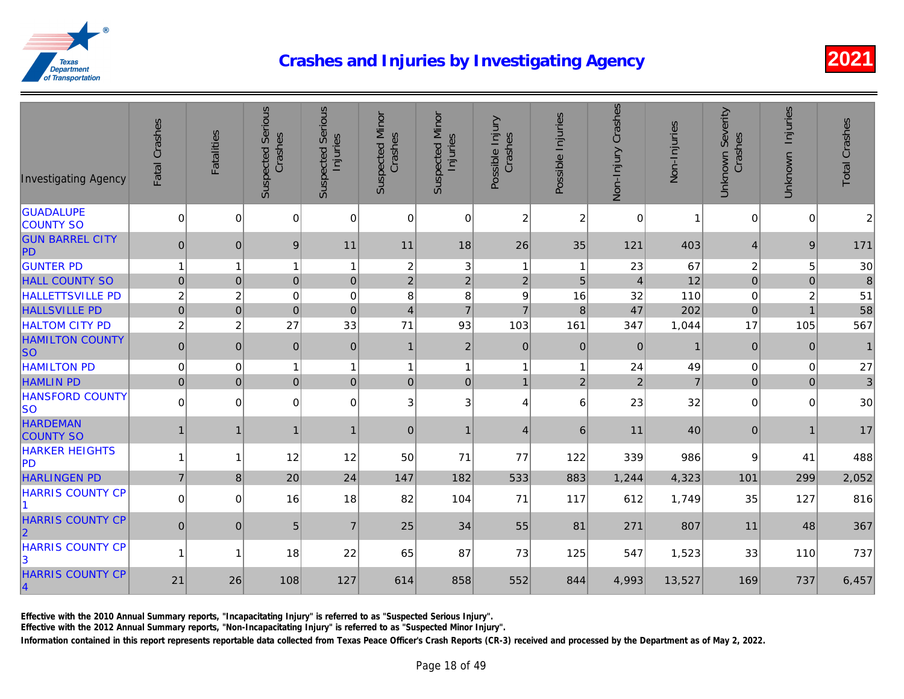# Crashes and Injuries by Investigating Agency

2021

| Investigating Agency | Fatal Crashes | Fatalities | Suspected Serious Crashes | Suspected Serious Injuries | Suspected Minor Crashes | Suspected Minor Injuries | Possible Injury Crashes | Possible Injuries | Non-Injury Crashes | Non-Injuries | Unknown Severity Crashes | Unknown Injuries | Total Crashes |
|---|---|---|---|---|---|---|---|---|---|---|---|---|---|
| GUADALUPE COUNTY SO | 0 | 0 | 0 | 0 | 0 | 0 | 2 | 2 | 0 | 1 | 0 | 0 | 2 |
| GUN BARREL CITY PD | 0 | 0 | 9 | 11 | 11 | 18 | 26 | 35 | 121 | 403 | 4 | 9 | 171 |
| GUNTER PD | 1 | 1 | 1 | 1 | 2 | 3 | 1 | 1 | 23 | 67 | 2 | 5 | 30 |
| HALL COUNTY SO | 0 | 0 | 0 | 0 | 2 | 2 | 2 | 5 | 4 | 12 | 0 | 0 | 8 |
| HALLETTSVILLE PD | 2 | 2 | 0 | 0 | 8 | 8 | 9 | 16 | 32 | 110 | 0 | 2 | 51 |
| HALLSVILLE PD | 0 | 0 | 0 | 0 | 4 | 7 | 7 | 8 | 47 | 202 | 0 | 1 | 58 |
| HALTOM CITY PD | 2 | 2 | 27 | 33 | 71 | 93 | 103 | 161 | 347 | 1,044 | 17 | 105 | 567 |
| HAMILTON COUNTY SO | 0 | 0 | 0 | 0 | 1 | 2 | 0 | 0 | 0 | 1 | 0 | 0 | 1 |
| HAMILTON PD | 0 | 0 | 1 | 1 | 1 | 1 | 1 | 1 | 24 | 49 | 0 | 0 | 27 |
| HAMLIN PD | 0 | 0 | 0 | 0 | 0 | 0 | 1 | 2 | 2 | 7 | 0 | 0 | 3 |
| HANSFORD COUNTY SO | 0 | 0 | 0 | 0 | 3 | 3 | 4 | 6 | 23 | 32 | 0 | 0 | 30 |
| HARDEMAN COUNTY SO | 1 | 1 | 1 | 1 | 0 | 1 | 4 | 6 | 11 | 40 | 0 | 1 | 17 |
| HARKER HEIGHTS PD | 1 | 1 | 12 | 12 | 50 | 71 | 77 | 122 | 339 | 986 | 9 | 41 | 488 |
| HARLINGEN PD | 7 | 8 | 20 | 24 | 147 | 182 | 533 | 883 | 1,244 | 4,323 | 101 | 299 | 2,052 |
| HARRIS COUNTY CP 1 | 0 | 0 | 16 | 18 | 82 | 104 | 71 | 117 | 612 | 1,749 | 35 | 127 | 816 |
| HARRIS COUNTY CP 2 | 0 | 0 | 5 | 7 | 25 | 34 | 55 | 81 | 271 | 807 | 11 | 48 | 367 |
| HARRIS COUNTY CP 3 | 1 | 1 | 18 | 22 | 65 | 87 | 73 | 125 | 547 | 1,523 | 33 | 110 | 737 |
| HARRIS COUNTY CP 4 | 21 | 26 | 108 | 127 | 614 | 858 | 552 | 844 | 4,993 | 13,527 | 169 | 737 | 6,457 |

Effective with the 2010 Annual Summary reports, "Incapacitating Injury" is referred to as "Suspected Serious Injury".

Effective with the 2012 Annual Summary reports, "Non-Incapacitating Injury" is referred to as "Suspected Minor Injury".

Information contained in this report represents reportable data collected from Texas Peace Officer's Crash Reports (CR-3) received and processed by the Department as of May 2, 2022.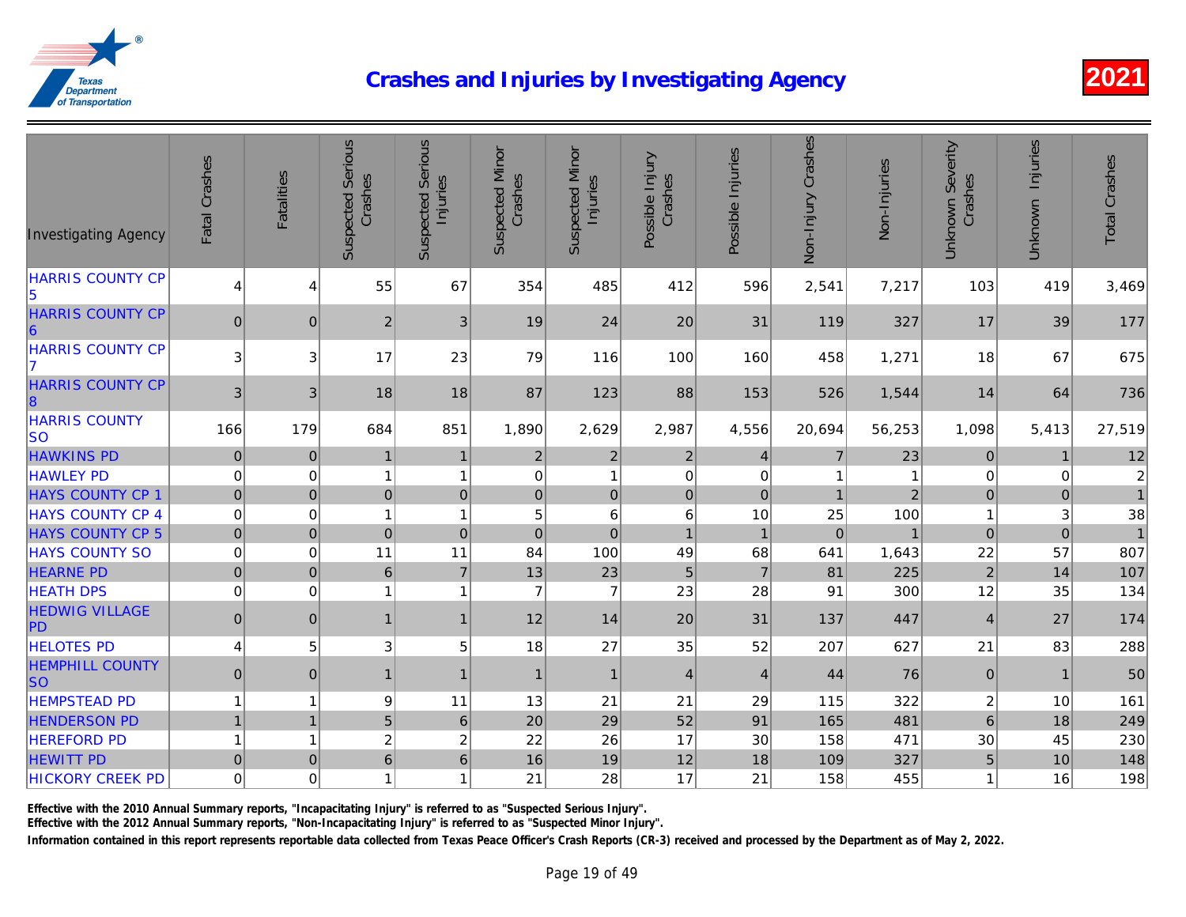# Crashes and Injuries by Investigating Agency

2021

| Investigating Agency | Fatal Crashes | Fatalities | Suspected Serious Crashes | Suspected Serious Injuries | Suspected Minor Crashes | Suspected Minor Injuries | Possible Injury Crashes | Possible Injuries | Non-Injury Crashes | Non-Injuries | Unknown Severity Crashes | Unknown Injuries | Total Crashes |
|---|---|---|---|---|---|---|---|---|---|---|---|---|---|
| HARRIS COUNTY CP 5 | 4 | 4 | 55 | 67 | 354 | 485 | 412 | 596 | 2,541 | 7,217 | 103 | 419 | 3,469 |
| HARRIS COUNTY CP 6 | 0 | 0 | 2 | 3 | 19 | 24 | 20 | 31 | 119 | 327 | 17 | 39 | 177 |
| HARRIS COUNTY CP 7 | 3 | 3 | 17 | 23 | 79 | 116 | 100 | 160 | 458 | 1,271 | 18 | 67 | 675 |
| HARRIS COUNTY CP 8 | 3 | 3 | 18 | 18 | 87 | 123 | 88 | 153 | 526 | 1,544 | 14 | 64 | 736 |
| HARRIS COUNTY SO | 166 | 179 | 684 | 851 | 1,890 | 2,629 | 2,987 | 4,556 | 20,694 | 56,253 | 1,098 | 5,413 | 27,519 |
| HAWKINS PD | 0 | 0 | 1 | 1 | 2 | 2 | 2 | 4 | 7 | 23 | 0 | 1 | 12 |
| HAWLEY PD | 0 | 0 | 1 | 1 | 0 | 1 | 0 | 0 | 1 | 1 | 0 | 0 | 2 |
| HAYS COUNTY CP 1 | 0 | 0 | 0 | 0 | 0 | 0 | 0 | 0 | 1 | 2 | 0 | 0 | 1 |
| HAYS COUNTY CP 4 | 0 | 0 | 1 | 1 | 5 | 6 | 6 | 10 | 25 | 100 | 1 | 3 | 38 |
| HAYS COUNTY CP 5 | 0 | 0 | 0 | 0 | 0 | 0 | 1 | 1 | 0 | 1 | 0 | 0 | 1 |
| HAYS COUNTY SO | 0 | 0 | 11 | 11 | 84 | 100 | 49 | 68 | 641 | 1,643 | 22 | 57 | 807 |
| HEARNE PD | 0 | 0 | 6 | 7 | 13 | 23 | 5 | 7 | 81 | 225 | 2 | 14 | 107 |
| HEATH DPS | 0 | 0 | 1 | 1 | 7 | 7 | 23 | 28 | 91 | 300 | 12 | 35 | 134 |
| HEDWIG VILLAGE PD | 0 | 0 | 1 | 1 | 12 | 14 | 20 | 31 | 137 | 447 | 4 | 27 | 174 |
| HELOTES PD | 4 | 5 | 3 | 5 | 18 | 27 | 35 | 52 | 207 | 627 | 21 | 83 | 288 |
| HEMPHILL COUNTY SO | 0 | 0 | 1 | 1 | 1 | 1 | 4 | 4 | 44 | 76 | 0 | 1 | 50 |
| HEMPSTEAD PD | 1 | 1 | 9 | 11 | 13 | 21 | 21 | 29 | 115 | 322 | 2 | 10 | 161 |
| HENDERSON PD | 1 | 1 | 5 | 6 | 20 | 29 | 52 | 91 | 165 | 481 | 6 | 18 | 249 |
| HEREFORD PD | 1 | 1 | 2 | 2 | 22 | 26 | 17 | 30 | 158 | 471 | 30 | 45 | 230 |
| HEWITT PD | 0 | 0 | 6 | 6 | 16 | 19 | 12 | 18 | 109 | 327 | 5 | 10 | 148 |
| HICKORY CREEK PD | 0 | 0 | 1 | 1 | 21 | 28 | 17 | 21 | 158 | 455 | 1 | 16 | 198 |

Effective with the 2010 Annual Summary reports, "Incapacitating Injury" is referred to as "Suspected Serious Injury".

Effective with the 2012 Annual Summary reports, "Non-Incapacitating Injury" is referred to as "Suspected Minor Injury".

Information contained in this report represents reportable data collected from Texas Peace Officer's Crash Reports (CR-3) received and processed by the Department as of May 2, 2022.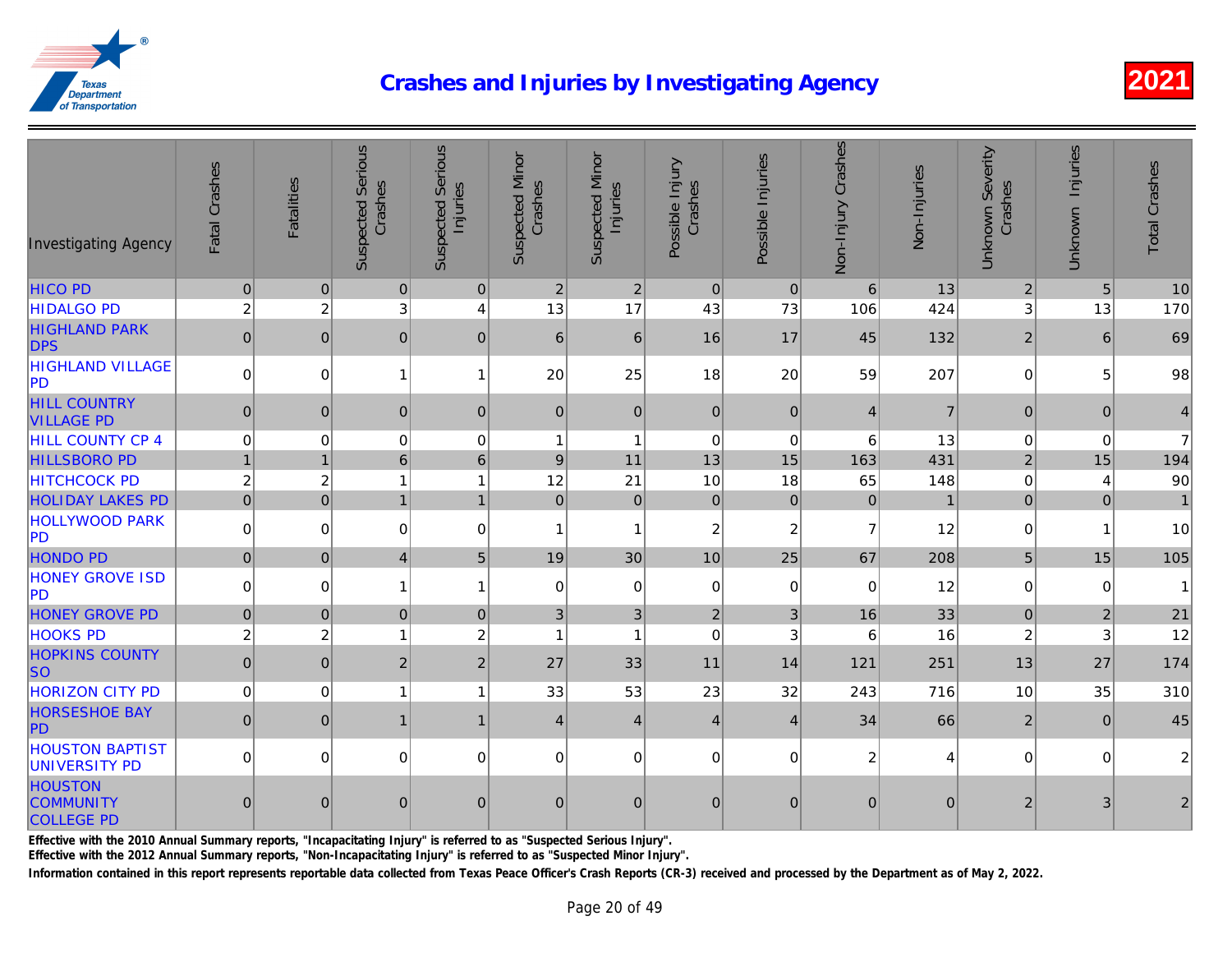# Crashes and Injuries by Investigating Agency

2021

| Investigating Agency | Fatal Crashes | Fatalities | Suspected Serious Crashes | Suspected Serious Injuries | Suspected Minor Crashes | Suspected Minor Injuries | Possible Injury Crashes | Possible Injuries | Non-Injury Crashes | Non-Injuries | Unknown Severity Crashes | Unknown Injuries | Total Crashes |
|---|---|---|---|---|---|---|---|---|---|---|---|---|---|
| HICO PD | 0 | 0 | 0 | 0 | 2 | 2 | 0 | 0 | 6 | 13 | 2 | 5 | 10 |
| HIDALGO PD | 2 | 2 | 3 | 4 | 13 | 17 | 43 | 73 | 106 | 424 | 3 | 13 | 170 |
| HIGHLAND PARK DPS | 0 | 0 | 0 | 0 | 6 | 6 | 16 | 17 | 45 | 132 | 2 | 6 | 69 |
| HIGHLAND VILLAGE PD | 0 | 0 | 1 | 1 | 20 | 25 | 18 | 20 | 59 | 207 | 0 | 5 | 98 |
| HILL COUNTRY VILLAGE PD | 0 | 0 | 0 | 0 | 0 | 0 | 0 | 0 | 4 | 7 | 0 | 0 | 4 |
| HILL COUNTY CP 4 | 0 | 0 | 0 | 0 | 1 | 1 | 0 | 0 | 6 | 13 | 0 | 0 | 7 |
| HILLSBORO PD | 1 | 1 | 6 | 6 | 9 | 11 | 13 | 15 | 163 | 431 | 2 | 15 | 194 |
| HITCHCOCK PD | 2 | 2 | 1 | 1 | 12 | 21 | 10 | 18 | 65 | 148 | 0 | 4 | 90 |
| HOLIDAY LAKES PD | 0 | 0 | 1 | 1 | 0 | 0 | 0 | 0 | 0 | 1 | 0 | 0 | 1 |
| HOLLYWOOD PARK PD | 0 | 0 | 0 | 0 | 1 | 1 | 2 | 2 | 7 | 12 | 0 | 1 | 10 |
| HONDO PD | 0 | 0 | 4 | 5 | 19 | 30 | 10 | 25 | 67 | 208 | 5 | 15 | 105 |
| HONEY GROVE ISD PD | 0 | 0 | 1 | 1 | 0 | 0 | 0 | 0 | 0 | 12 | 0 | 0 | 1 |
| HONEY GROVE PD | 0 | 0 | 0 | 0 | 3 | 3 | 2 | 3 | 16 | 33 | 0 | 2 | 21 |
| HOOKS PD | 2 | 2 | 1 | 2 | 1 | 1 | 0 | 3 | 6 | 16 | 2 | 3 | 12 |
| HOPKINS COUNTY SO | 0 | 0 | 2 | 2 | 27 | 33 | 11 | 14 | 121 | 251 | 13 | 27 | 174 |
| HORIZON CITY PD | 0 | 0 | 1 | 1 | 33 | 53 | 23 | 32 | 243 | 716 | 10 | 35 | 310 |
| HORSESHOE BAY PD | 0 | 0 | 1 | 1 | 4 | 4 | 4 | 4 | 34 | 66 | 2 | 0 | 45 |
| HOUSTON BAPTIST UNIVERSITY PD | 0 | 0 | 0 | 0 | 0 | 0 | 0 | 0 | 2 | 4 | 0 | 0 | 2 |
| HOUSTON COMMUNITY COLLEGE PD | 0 | 0 | 0 | 0 | 0 | 0 | 0 | 0 | 0 | 0 | 2 | 3 | 2 |

Effective with the 2010 Annual Summary reports, "Incapacitating Injury" is referred to as "Suspected Serious Injury".

Effective with the 2012 Annual Summary reports, "Non-Incapacitating Injury" is referred to as "Suspected Minor Injury".

Information contained in this report represents reportable data collected from Texas Peace Officer's Crash Reports (CR-3) received and processed by the Department as of May 2, 2022.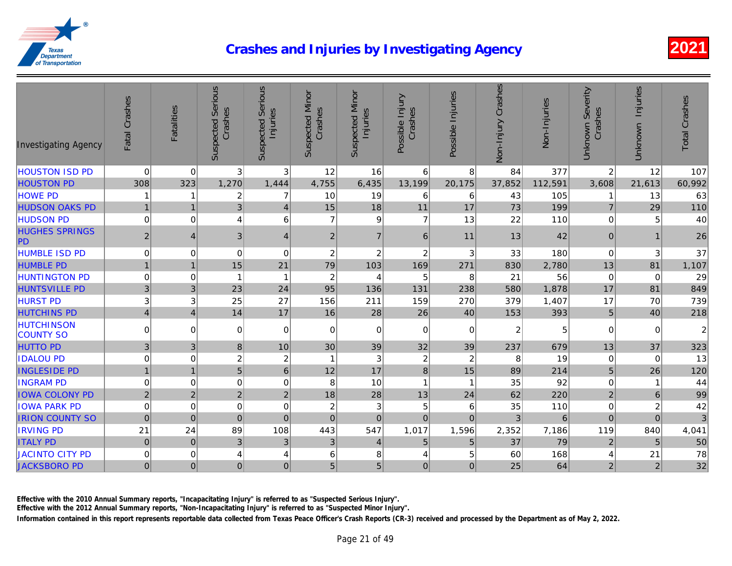# Crashes and Injuries by Investigating Agency

2021

| Investigating Agency | Fatal Crashes | Fatalities | Suspected Serious Crashes | Suspected Serious Injuries | Suspected Minor Crashes | Suspected Minor Injuries | Possible Injury Crashes | Possible Injuries | Non-Injury Crashes | Non-Injuries | Unknown Severity Crashes | Unknown Injuries | Total Crashes |
|---|---|---|---|---|---|---|---|---|---|---|---|---|---|
| HOUSTON ISD PD | 0 | 0 | 3 | 3 | 12 | 16 | 6 | 8 | 84 | 377 | 2 | 12 | 107 |
| HOUSTON PD | 308 | 323 | 1,270 | 1,444 | 4,755 | 6,435 | 13,199 | 20,175 | 37,852 | 112,591 | 3,608 | 21,613 | 60,992 |
| HOWE PD | 1 | 1 | 2 | 7 | 10 | 19 | 6 | 6 | 43 | 105 | 1 | 13 | 63 |
| HUDSON OAKS PD | 1 | 1 | 3 | 4 | 15 | 18 | 11 | 17 | 73 | 199 | 7 | 29 | 110 |
| HUDSON PD | 0 | 0 | 4 | 6 | 7 | 9 | 7 | 13 | 22 | 110 | 0 | 5 | 40 |
| HUGHES SPRINGS PD | 2 | 4 | 3 | 4 | 2 | 7 | 6 | 11 | 13 | 42 | 0 | 1 | 26 |
| HUMBLE ISD PD | 0 | 0 | 0 | 0 | 2 | 2 | 2 | 3 | 33 | 180 | 0 | 3 | 37 |
| HUMBLE PD | 1 | 1 | 15 | 21 | 79 | 103 | 169 | 271 | 830 | 2,780 | 13 | 81 | 1,107 |
| HUNTINGTON PD | 0 | 0 | 1 | 1 | 2 | 4 | 5 | 8 | 21 | 56 | 0 | 0 | 29 |
| HUNTSVILLE PD | 3 | 3 | 23 | 24 | 95 | 136 | 131 | 238 | 580 | 1,878 | 17 | 81 | 849 |
| HURST PD | 3 | 3 | 25 | 27 | 156 | 211 | 159 | 270 | 379 | 1,407 | 17 | 70 | 739 |
| HUTCHINS PD | 4 | 4 | 14 | 17 | 16 | 28 | 26 | 40 | 153 | 393 | 5 | 40 | 218 |
| HUTCHINSON COUNTY SO | 0 | 0 | 0 | 0 | 0 | 0 | 0 | 0 | 2 | 5 | 0 | 0 | 2 |
| HUTTO PD | 3 | 3 | 8 | 10 | 30 | 39 | 32 | 39 | 237 | 679 | 13 | 37 | 323 |
| IDALOU PD | 0 | 0 | 2 | 2 | 1 | 3 | 2 | 2 | 8 | 19 | 0 | 0 | 13 |
| INGLESIDE PD | 1 | 1 | 5 | 6 | 12 | 17 | 8 | 15 | 89 | 214 | 5 | 26 | 120 |
| INGRAM PD | 0 | 0 | 0 | 0 | 8 | 10 | 1 | 1 | 35 | 92 | 0 | 1 | 44 |
| IOWA COLONY PD | 2 | 2 | 2 | 2 | 18 | 28 | 13 | 24 | 62 | 220 | 2 | 6 | 99 |
| IOWA PARK PD | 0 | 0 | 0 | 0 | 2 | 3 | 5 | 6 | 35 | 110 | 0 | 2 | 42 |
| IRION COUNTY SO | 0 | 0 | 0 | 0 | 0 | 0 | 0 | 0 | 3 | 6 | 0 | 0 | 3 |
| IRVING PD | 21 | 24 | 89 | 108 | 443 | 547 | 1,017 | 1,596 | 2,352 | 7,186 | 119 | 840 | 4,041 |
| ITALY PD | 0 | 0 | 3 | 3 | 3 | 4 | 5 | 5 | 37 | 79 | 2 | 5 | 50 |
| JACINTO CITY PD | 0 | 0 | 4 | 4 | 6 | 8 | 4 | 5 | 60 | 168 | 4 | 21 | 78 |
| JACKSBORO PD | 0 | 0 | 0 | 0 | 5 | 5 | 0 | 0 | 25 | 64 | 2 | 2 | 32 |

Effective with the 2010 Annual Summary reports, "Incapacitating Injury" is referred to as "Suspected Serious Injury".

Effective with the 2012 Annual Summary reports, "Non-Incapacitating Injury" is referred to as "Suspected Minor Injury".

Information contained in this report represents reportable data collected from Texas Peace Officer's Crash Reports (CR-3) received and processed by the Department as of May 2, 2022.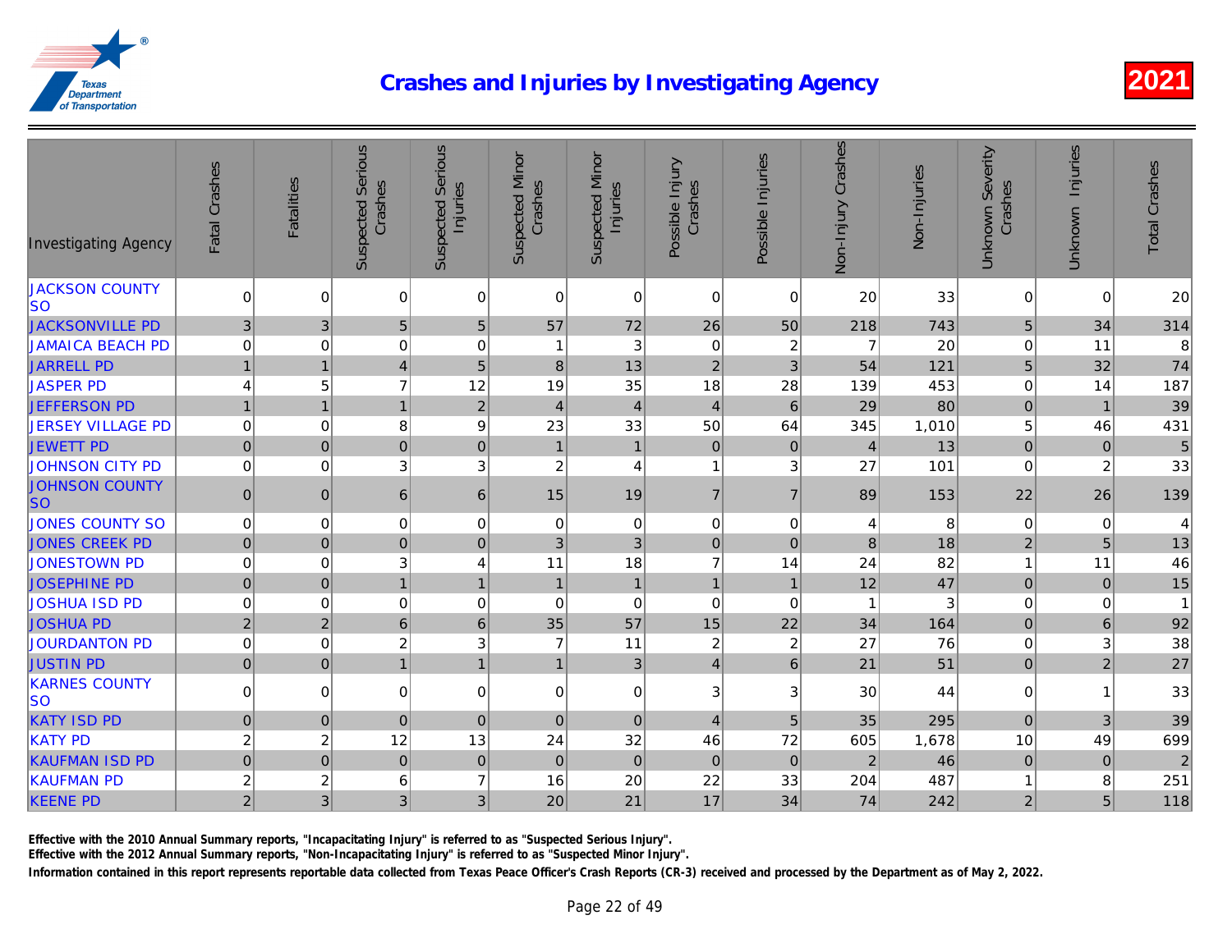# Crashes and Injuries by Investigating Agency

2021

| Investigating Agency | Fatal Crashes | Fatalities | Suspected Serious Crashes | Suspected Serious Injuries | Suspected Minor Crashes | Suspected Minor Injuries | Possible Injury Crashes | Possible Injuries | Non-Injury Crashes | Non-Injuries | Unknown Severity Crashes | Unknown Injuries | Total Crashes |
|---|---|---|---|---|---|---|---|---|---|---|---|---|---|
| JACKSON COUNTY SO | 0 | 0 | 0 | 0 | 0 | 0 | 0 | 0 | 20 | 33 | 0 | 0 | 20 |
| JACKSONVILLE PD | 3 | 3 | 5 | 5 | 57 | 72 | 26 | 50 | 218 | 743 | 5 | 34 | 314 |
| JAMAICA BEACH PD | 0 | 0 | 0 | 0 | 1 | 3 | 0 | 2 | 7 | 20 | 0 | 11 | 8 |
| JARRELL PD | 1 | 1 | 4 | 5 | 8 | 13 | 2 | 3 | 54 | 121 | 5 | 32 | 74 |
| JASPER PD | 4 | 5 | 7 | 12 | 19 | 35 | 18 | 28 | 139 | 453 | 0 | 14 | 187 |
| JEFFERSON PD | 1 | 1 | 1 | 2 | 4 | 4 | 4 | 6 | 29 | 80 | 0 | 1 | 39 |
| JERSEY VILLAGE PD | 0 | 0 | 8 | 9 | 23 | 33 | 50 | 64 | 345 | 1,010 | 5 | 46 | 431 |
| JEWETT PD | 0 | 0 | 0 | 0 | 1 | 1 | 0 | 0 | 4 | 13 | 0 | 0 | 5 |
| JOHNSON CITY PD | 0 | 0 | 3 | 3 | 2 | 4 | 1 | 3 | 27 | 101 | 0 | 2 | 33 |
| JOHNSON COUNTY SO | 0 | 0 | 6 | 6 | 15 | 19 | 7 | 7 | 89 | 153 | 22 | 26 | 139 |
| JONES COUNTY SO | 0 | 0 | 0 | 0 | 0 | 0 | 0 | 0 | 4 | 8 | 0 | 0 | 4 |
| JONES CREEK PD | 0 | 0 | 0 | 0 | 3 | 3 | 0 | 0 | 8 | 18 | 2 | 5 | 13 |
| JONESTOWN PD | 0 | 0 | 3 | 4 | 11 | 18 | 7 | 14 | 24 | 82 | 1 | 11 | 46 |
| JOSEPHINE PD | 0 | 0 | 1 | 1 | 1 | 1 | 1 | 1 | 12 | 47 | 0 | 0 | 15 |
| JOSHUA ISD PD | 0 | 0 | 0 | 0 | 0 | 0 | 0 | 0 | 1 | 3 | 0 | 0 | 1 |
| JOSHUA PD | 2 | 2 | 6 | 6 | 35 | 57 | 15 | 22 | 34 | 164 | 0 | 6 | 92 |
| JOURDANTON PD | 0 | 0 | 2 | 3 | 7 | 11 | 2 | 2 | 27 | 76 | 0 | 3 | 38 |
| JUSTIN PD | 0 | 0 | 1 | 1 | 1 | 3 | 4 | 6 | 21 | 51 | 0 | 2 | 27 |
| KARNES COUNTY SO | 0 | 0 | 0 | 0 | 0 | 0 | 3 | 3 | 30 | 44 | 0 | 1 | 33 |
| KATY ISD PD | 0 | 0 | 0 | 0 | 0 | 0 | 4 | 5 | 35 | 295 | 0 | 3 | 39 |
| KATY PD | 2 | 2 | 12 | 13 | 24 | 32 | 46 | 72 | 605 | 1,678 | 10 | 49 | 699 |
| KAUFMAN ISD PD | 0 | 0 | 0 | 0 | 0 | 0 | 0 | 0 | 2 | 46 | 0 | 0 | 2 |
| KAUFMAN PD | 2 | 2 | 6 | 7 | 16 | 20 | 22 | 33 | 204 | 487 | 1 | 8 | 251 |
| KEENE PD | 2 | 3 | 3 | 3 | 20 | 21 | 17 | 34 | 74 | 242 | 2 | 5 | 118 |

Effective with the 2010 Annual Summary reports, "Incapacitating Injury" is referred to as "Suspected Serious Injury".

Effective with the 2012 Annual Summary reports, "Non-Incapacitating Injury" is referred to as "Suspected Minor Injury".

Information contained in this report represents reportable data collected from Texas Peace Officer's Crash Reports (CR-3) received and processed by the Department as of May 2, 2022.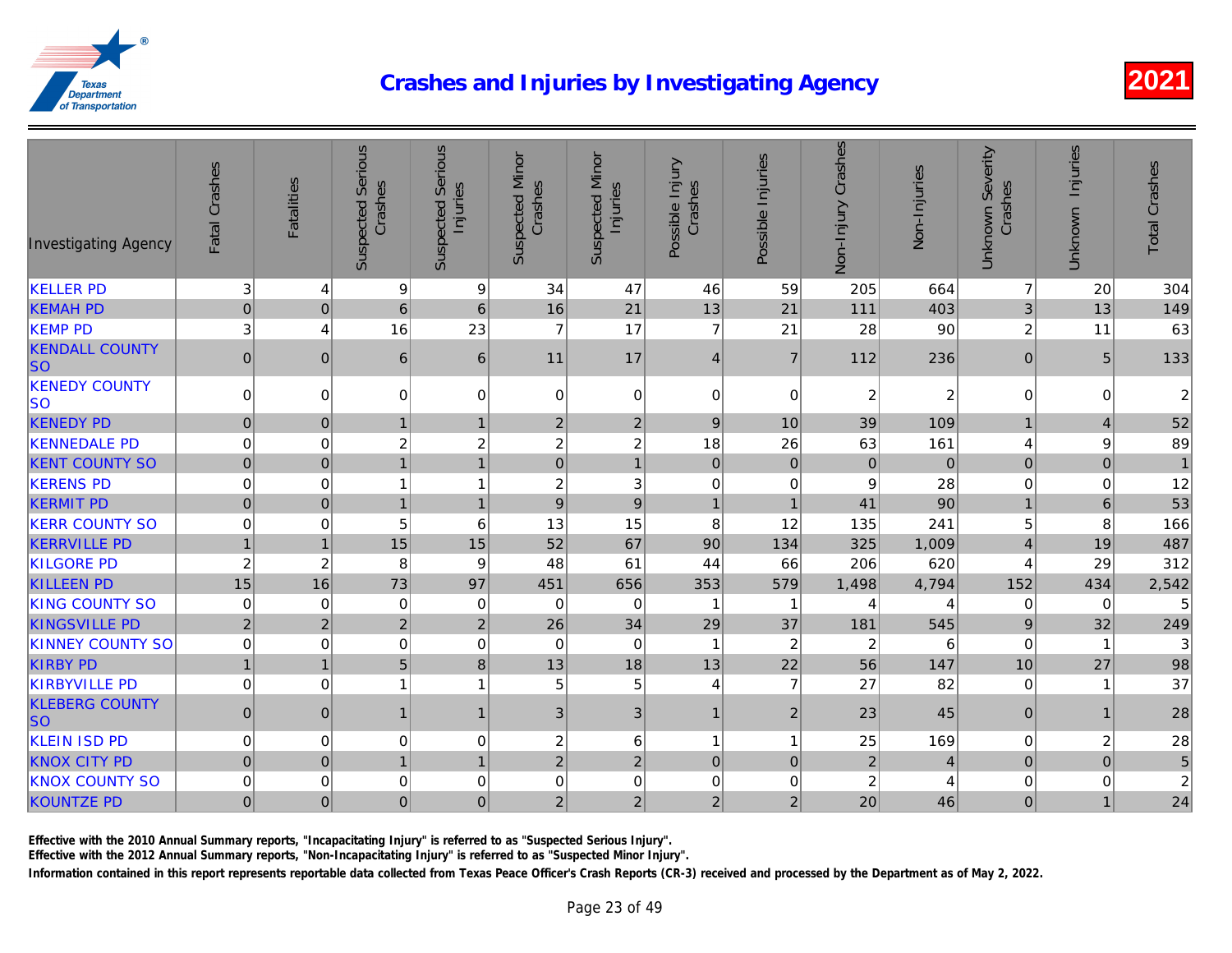# Crashes and Injuries by Investigating Agency

**2021**

| Investigating Agency | Fatal Crashes | Fatalities | Suspected Serious Crashes | Suspected Serious Injuries | Suspected Minor Crashes | Suspected Minor Injuries | Possible Injury Crashes | Possible Injuries | Non-Injury Crashes | Non-Injuries | Unknown Severity Crashes | Unknown Injuries | Total Crashes |
|---|---|---|---|---|---|---|---|---|---|---|---|---|---|
| KELLER PD | 3 | 4 | 9 | 9 | 34 | 47 | 46 | 59 | 205 | 664 | 7 | 20 | 304 |
| KEMAH PD | 0 | 0 | 6 | 6 | 16 | 21 | 13 | 21 | 111 | 403 | 3 | 13 | 149 |
| KEMP PD | 3 | 4 | 16 | 23 | 7 | 17 | 7 | 21 | 28 | 90 | 2 | 11 | 63 |
| KENDALL COUNTY SO | 0 | 0 | 6 | 6 | 11 | 17 | 4 | 7 | 112 | 236 | 0 | 5 | 133 |
| KENEDY COUNTY SO | 0 | 0 | 0 | 0 | 0 | 0 | 0 | 0 | 2 | 2 | 0 | 0 | 2 |
| KENEDY PD | 0 | 0 | 1 | 1 | 2 | 2 | 9 | 10 | 39 | 109 | 1 | 4 | 52 |
| KENNEDALE PD | 0 | 0 | 2 | 2 | 2 | 2 | 18 | 26 | 63 | 161 | 4 | 9 | 89 |
| KENT COUNTY SO | 0 | 0 | 1 | 1 | 0 | 1 | 0 | 0 | 0 | 0 | 0 | 0 | 1 |
| KERENS PD | 0 | 0 | 1 | 1 | 2 | 3 | 0 | 0 | 9 | 28 | 0 | 0 | 12 |
| KERMIT PD | 0 | 0 | 1 | 1 | 9 | 9 | 1 | 1 | 41 | 90 | 1 | 6 | 53 |
| KERR COUNTY SO | 0 | 0 | 5 | 6 | 13 | 15 | 8 | 12 | 135 | 241 | 5 | 8 | 166 |
| KERRVILLE PD | 1 | 1 | 15 | 15 | 52 | 67 | 90 | 134 | 325 | 1,009 | 4 | 19 | 487 |
| KILGORE PD | 2 | 2 | 8 | 9 | 48 | 61 | 44 | 66 | 206 | 620 | 4 | 29 | 312 |
| KILLEEN PD | 15 | 16 | 73 | 97 | 451 | 656 | 353 | 579 | 1,498 | 4,794 | 152 | 434 | 2,542 |
| KING COUNTY SO | 0 | 0 | 0 | 0 | 0 | 0 | 1 | 1 | 4 | 4 | 0 | 0 | 5 |
| KINGSVILLE PD | 2 | 2 | 2 | 2 | 26 | 34 | 29 | 37 | 181 | 545 | 9 | 32 | 249 |
| KINNEY COUNTY SO | 0 | 0 | 0 | 0 | 0 | 0 | 1 | 2 | 2 | 6 | 0 | 1 | 3 |
| KIRBY PD | 1 | 1 | 5 | 8 | 13 | 18 | 13 | 22 | 56 | 147 | 10 | 27 | 98 |
| KIRBYVILLE PD | 0 | 0 | 1 | 1 | 5 | 5 | 4 | 7 | 27 | 82 | 0 | 1 | 37 |
| KLEBERG COUNTY SO | 0 | 0 | 1 | 1 | 3 | 3 | 1 | 2 | 23 | 45 | 0 | 1 | 28 |
| KLEIN ISD PD | 0 | 0 | 0 | 0 | 2 | 6 | 1 | 1 | 25 | 169 | 0 | 2 | 28 |
| KNOX CITY PD | 0 | 0 | 1 | 1 | 2 | 2 | 0 | 0 | 2 | 4 | 0 | 0 | 5 |
| KNOX COUNTY SO | 0 | 0 | 0 | 0 | 0 | 0 | 0 | 0 | 2 | 4 | 0 | 0 | 2 |
| KOUNTZE PD | 0 | 0 | 0 | 0 | 2 | 2 | 2 | 2 | 20 | 46 | 0 | 1 | 24 |

Effective with the 2010 Annual Summary reports, "Incapacitating Injury" is referred to as "Suspected Serious Injury".

Effective with the 2012 Annual Summary reports, "Non-Incapacitating Injury" is referred to as "Suspected Minor Injury".

Information contained in this report represents reportable data collected from Texas Peace Officer's Crash Reports (CR-3) received and processed by the Department as of May 2, 2022.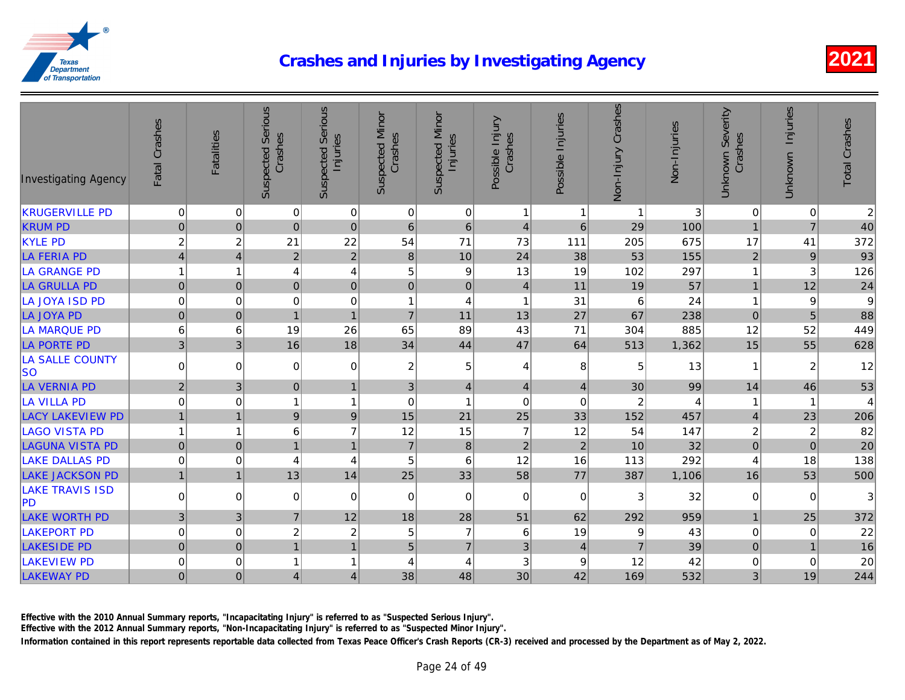# Crashes and Injuries by Investigating Agency

2021

| Investigating Agency | Fatal Crashes | Fatalities | Suspected Serious Crashes | Suspected Serious Injuries | Suspected Minor Crashes | Suspected Minor Injuries | Possible Injury Crashes | Possible Injuries | Non-Injury Crashes | Non-Injuries | Unknown Severity Crashes | Unknown Injuries | Total Crashes |
|---|---|---|---|---|---|---|---|---|---|---|---|---|---|
| KRUGERVILLE PD | 0 | 0 | 0 | 0 | 0 | 0 | 1 | 1 | 1 | 3 | 0 | 0 | 2 |
| KRUM PD | 0 | 0 | 0 | 0 | 6 | 6 | 4 | 6 | 29 | 100 | 1 | 7 | 40 |
| KYLE PD | 2 | 2 | 21 | 22 | 54 | 71 | 73 | 111 | 205 | 675 | 17 | 41 | 372 |
| LA FERIA PD | 4 | 4 | 2 | 2 | 8 | 10 | 24 | 38 | 53 | 155 | 2 | 9 | 93 |
| LA GRANGE PD | 1 | 1 | 4 | 4 | 5 | 9 | 13 | 19 | 102 | 297 | 1 | 3 | 126 |
| LA GRULLA PD | 0 | 0 | 0 | 0 | 0 | 0 | 4 | 11 | 19 | 57 | 1 | 12 | 24 |
| LA JOYA ISD PD | 0 | 0 | 0 | 0 | 1 | 4 | 1 | 31 | 6 | 24 | 1 | 9 | 9 |
| LA JOYA PD | 0 | 0 | 1 | 1 | 7 | 11 | 13 | 27 | 67 | 238 | 0 | 5 | 88 |
| LA MARQUE PD | 6 | 6 | 19 | 26 | 65 | 89 | 43 | 71 | 304 | 885 | 12 | 52 | 449 |
| LA PORTE PD | 3 | 3 | 16 | 18 | 34 | 44 | 47 | 64 | 513 | 1,362 | 15 | 55 | 628 |
| LA SALLE COUNTY SO | 0 | 0 | 0 | 0 | 2 | 5 | 4 | 8 | 5 | 13 | 1 | 2 | 12 |
| LA VERNIA PD | 2 | 3 | 0 | 1 | 3 | 4 | 4 | 4 | 30 | 99 | 14 | 46 | 53 |
| LA VILLA PD | 0 | 0 | 1 | 1 | 0 | 1 | 0 | 0 | 2 | 4 | 1 | 1 | 4 |
| LACY LAKEVIEW PD | 1 | 1 | 9 | 9 | 15 | 21 | 25 | 33 | 152 | 457 | 4 | 23 | 206 |
| LAGO VISTA PD | 1 | 1 | 6 | 7 | 12 | 15 | 7 | 12 | 54 | 147 | 2 | 2 | 82 |
| LAGUNA VISTA PD | 0 | 0 | 1 | 1 | 7 | 8 | 2 | 2 | 10 | 32 | 0 | 0 | 20 |
| LAKE DALLAS PD | 0 | 0 | 4 | 4 | 5 | 6 | 12 | 16 | 113 | 292 | 4 | 18 | 138 |
| LAKE JACKSON PD | 1 | 1 | 13 | 14 | 25 | 33 | 58 | 77 | 387 | 1,106 | 16 | 53 | 500 |
| LAKE TRAVIS ISD PD | 0 | 0 | 0 | 0 | 0 | 0 | 0 | 0 | 3 | 32 | 0 | 0 | 3 |
| LAKE WORTH PD | 3 | 3 | 7 | 12 | 18 | 28 | 51 | 62 | 292 | 959 | 1 | 25 | 372 |
| LAKEPORT PD | 0 | 0 | 2 | 2 | 5 | 7 | 6 | 19 | 9 | 43 | 0 | 0 | 22 |
| LAKESIDE PD | 0 | 0 | 1 | 1 | 5 | 7 | 3 | 4 | 7 | 39 | 0 | 1 | 16 |
| LAKEVIEW PD | 0 | 0 | 1 | 1 | 4 | 4 | 3 | 9 | 12 | 42 | 0 | 0 | 20 |
| LAKEWAY PD | 0 | 0 | 4 | 4 | 38 | 48 | 30 | 42 | 169 | 532 | 3 | 19 | 244 |

**Effective with the 2010 Annual Summary reports, "Incapacitating Injury" is referred to as "Suspected Serious Injury".**

**Effective with the 2012 Annual Summary reports, "Non-Incapacitating Injury" is referred to as "Suspected Minor Injury".**

**Information contained in this report represents reportable data collected from Texas Peace Officer's Crash Reports (CR-3) received and processed by the Department as of May 2, 2022.**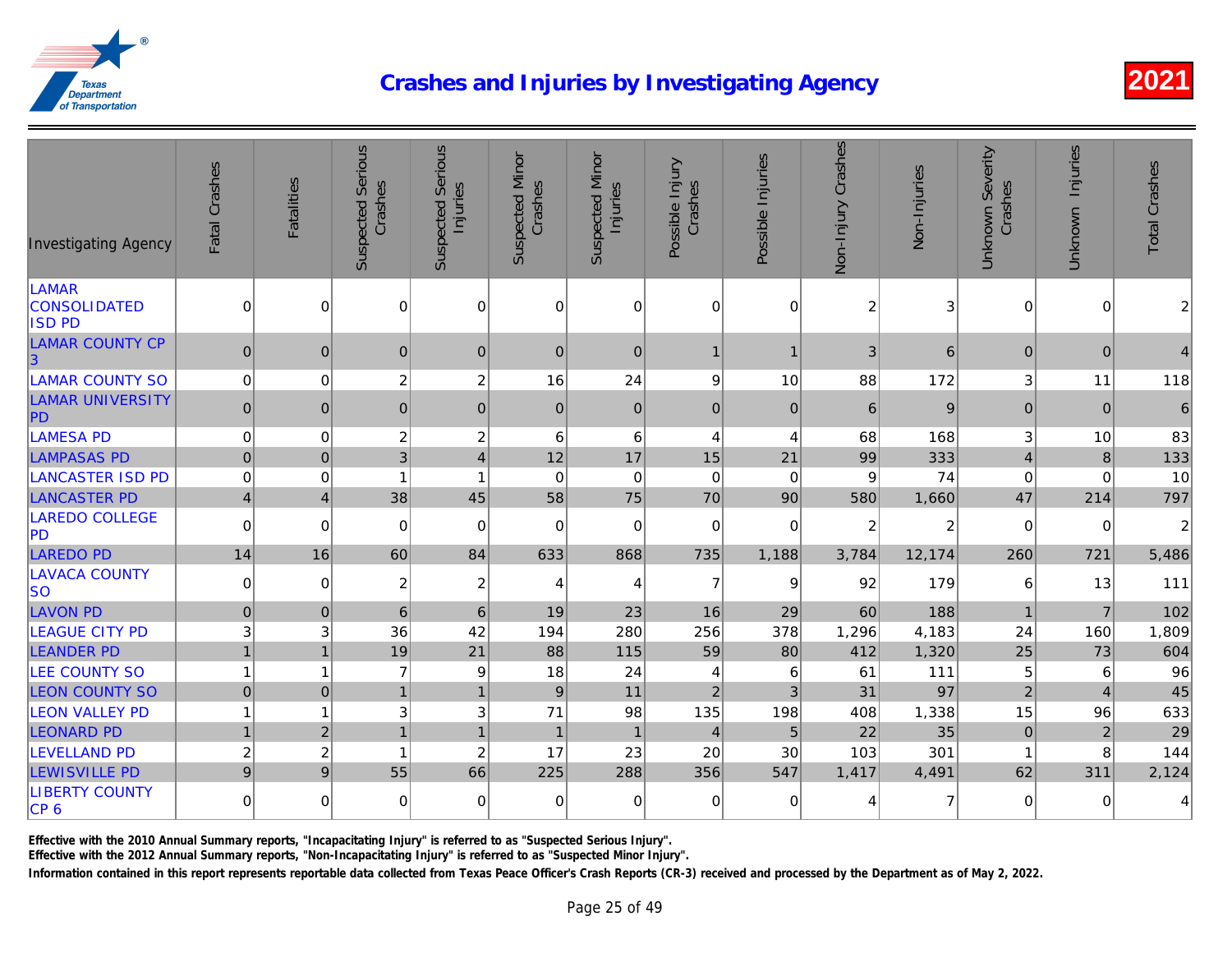# Crashes and Injuries by Investigating Agency

2021

| Investigating Agency | Fatal Crashes | Fatalities | Suspected Serious Crashes | Suspected Serious Injuries | Suspected Minor Crashes | Suspected Minor Injuries | Possible Injury Crashes | Possible Injuries | Non-Injury Crashes | Non-Injuries | Unknown Severity Crashes | Unknown Injuries | Total Crashes |
|---|---|---|---|---|---|---|---|---|---|---|---|---|---|
| LAMAR CONSOLIDATED ISD PD | 0 | 0 | 0 | 0 | 0 | 0 | 0 | 0 | 2 | 3 | 0 | 0 | 2 |
| LAMAR COUNTY CP 3 | 0 | 0 | 0 | 0 | 0 | 0 | 1 | 1 | 3 | 6 | 0 | 0 | 4 |
| LAMAR COUNTY SO | 0 | 0 | 2 | 2 | 16 | 24 | 9 | 10 | 88 | 172 | 3 | 11 | 118 |
| LAMAR UNIVERSITY PD | 0 | 0 | 0 | 0 | 0 | 0 | 0 | 0 | 6 | 9 | 0 | 0 | 6 |
| LAMESA PD | 0 | 0 | 2 | 2 | 6 | 6 | 4 | 4 | 68 | 168 | 3 | 10 | 83 |
| LAMPASAS PD | 0 | 0 | 3 | 4 | 12 | 17 | 15 | 21 | 99 | 333 | 4 | 8 | 133 |
| LANCASTER ISD PD | 0 | 0 | 1 | 1 | 0 | 0 | 0 | 0 | 9 | 74 | 0 | 0 | 10 |
| LANCASTER PD | 4 | 4 | 38 | 45 | 58 | 75 | 70 | 90 | 580 | 1,660 | 47 | 214 | 797 |
| LAREDO COLLEGE PD | 0 | 0 | 0 | 0 | 0 | 0 | 0 | 0 | 2 | 2 | 0 | 0 | 2 |
| LAREDO PD | 14 | 16 | 60 | 84 | 633 | 868 | 735 | 1,188 | 3,784 | 12,174 | 260 | 721 | 5,486 |
| LAVACA COUNTY SO | 0 | 0 | 2 | 2 | 4 | 4 | 7 | 9 | 92 | 179 | 6 | 13 | 111 |
| LAVON PD | 0 | 0 | 6 | 6 | 19 | 23 | 16 | 29 | 60 | 188 | 1 | 7 | 102 |
| LEAGUE CITY PD | 3 | 3 | 36 | 42 | 194 | 280 | 256 | 378 | 1,296 | 4,183 | 24 | 160 | 1,809 |
| LEANDER PD | 1 | 1 | 19 | 21 | 88 | 115 | 59 | 80 | 412 | 1,320 | 25 | 73 | 604 |
| LEE COUNTY SO | 1 | 1 | 7 | 9 | 18 | 24 | 4 | 6 | 61 | 111 | 5 | 6 | 96 |
| LEON COUNTY SO | 0 | 0 | 1 | 1 | 9 | 11 | 2 | 3 | 31 | 97 | 2 | 4 | 45 |
| LEON VALLEY PD | 1 | 1 | 3 | 3 | 71 | 98 | 135 | 198 | 408 | 1,338 | 15 | 96 | 633 |
| LEONARD PD | 1 | 2 | 1 | 1 | 1 | 1 | 4 | 5 | 22 | 35 | 0 | 2 | 29 |
| LEVELLAND PD | 2 | 2 | 1 | 2 | 17 | 23 | 20 | 30 | 103 | 301 | 1 | 8 | 144 |
| LEWISVILLE PD | 9 | 9 | 55 | 66 | 225 | 288 | 356 | 547 | 1,417 | 4,491 | 62 | 311 | 2,124 |
| LIBERTY COUNTY CP 6 | 0 | 0 | 0 | 0 | 0 | 0 | 0 | 0 | 4 | 7 | 0 | 0 | 4 |

Effective with the 2010 Annual Summary reports, "Incapacitating Injury" is referred to as "Suspected Serious Injury".

Effective with the 2012 Annual Summary reports, "Non-Incapacitating Injury" is referred to as "Suspected Minor Injury".

Information contained in this report represents reportable data collected from Texas Peace Officer's Crash Reports (CR-3) received and processed by the Department as of May 2, 2022.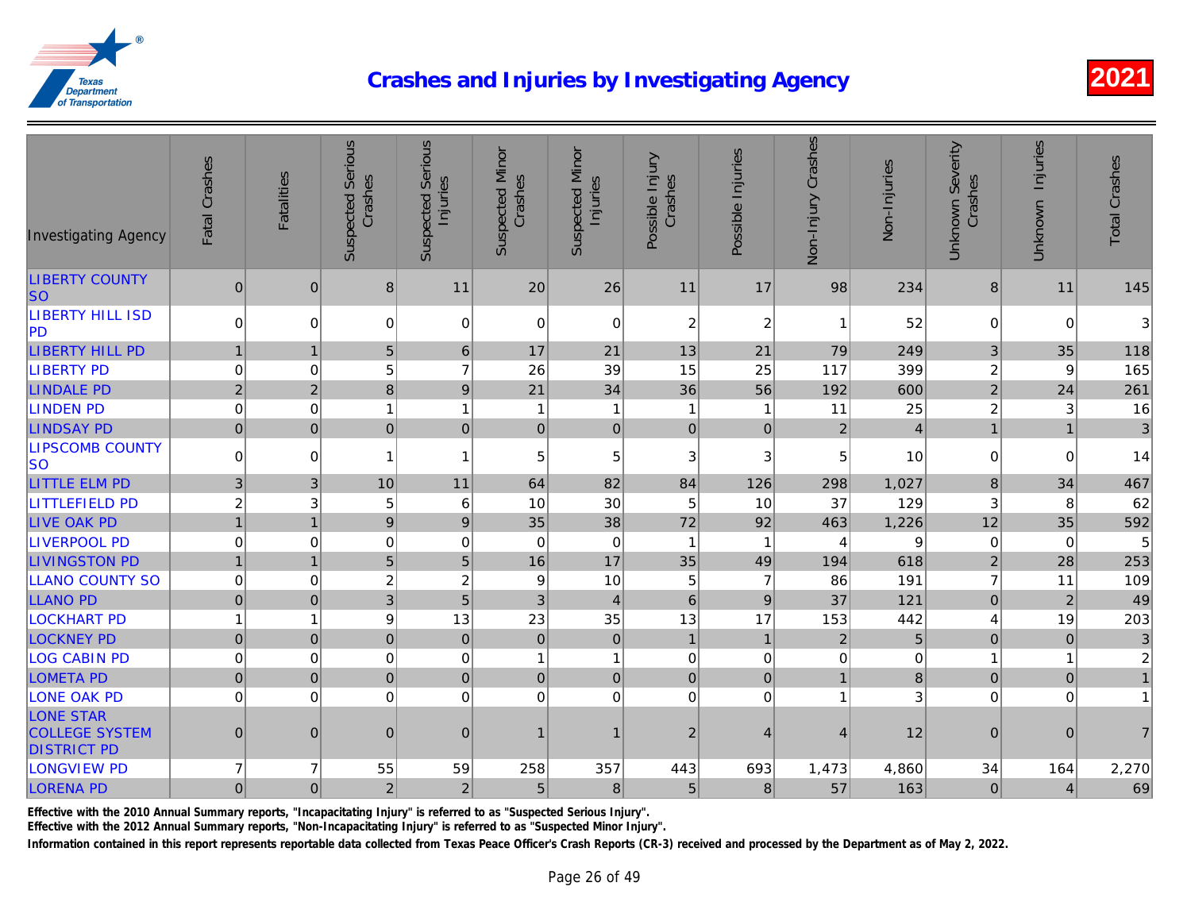# Crashes and Injuries by Investigating Agency

2021

| Investigating Agency | Fatal Crashes | Fatalities | Suspected Serious Crashes | Suspected Serious Injuries | Suspected Minor Crashes | Suspected Minor Injuries | Possible Injury Crashes | Possible Injuries | Non-Injury Crashes | Non-Injuries | Unknown Severity Crashes | Unknown Injuries | Total Crashes |
|---|---|---|---|---|---|---|---|---|---|---|---|---|---|
| LIBERTY COUNTY SO | 0 | 0 | 8 | 11 | 20 | 26 | 11 | 17 | 98 | 234 | 8 | 11 | 145 |
| LIBERTY HILL ISD PD | 0 | 0 | 0 | 0 | 0 | 0 | 2 | 2 | 1 | 52 | 0 | 0 | 3 |
| LIBERTY HILL PD | 1 | 1 | 5 | 6 | 17 | 21 | 13 | 21 | 79 | 249 | 3 | 35 | 118 |
| LIBERTY PD | 0 | 0 | 5 | 7 | 26 | 39 | 15 | 25 | 117 | 399 | 2 | 9 | 165 |
| LINDALE PD | 2 | 2 | 8 | 9 | 21 | 34 | 36 | 56 | 192 | 600 | 2 | 24 | 261 |
| LINDEN PD | 0 | 0 | 1 | 1 | 1 | 1 | 1 | 1 | 11 | 25 | 2 | 3 | 16 |
| LINDSAY PD | 0 | 0 | 0 | 0 | 0 | 0 | 0 | 0 | 2 | 4 | 1 | 1 | 3 |
| LIPSCOMB COUNTY SO | 0 | 0 | 1 | 1 | 5 | 5 | 3 | 3 | 5 | 10 | 0 | 0 | 14 |
| LITTLE ELM PD | 3 | 3 | 10 | 11 | 64 | 82 | 84 | 126 | 298 | 1,027 | 8 | 34 | 467 |
| LITTLEFIELD PD | 2 | 3 | 5 | 6 | 10 | 30 | 5 | 10 | 37 | 129 | 3 | 8 | 62 |
| LIVE OAK PD | 1 | 1 | 9 | 9 | 35 | 38 | 72 | 92 | 463 | 1,226 | 12 | 35 | 592 |
| LIVERPOOL PD | 0 | 0 | 0 | 0 | 0 | 0 | 1 | 1 | 4 | 9 | 0 | 0 | 5 |
| LIVINGSTON PD | 1 | 1 | 5 | 5 | 16 | 17 | 35 | 49 | 194 | 618 | 2 | 28 | 253 |
| LLANO COUNTY SO | 0 | 0 | 2 | 2 | 9 | 10 | 5 | 7 | 86 | 191 | 7 | 11 | 109 |
| LLANO PD | 0 | 0 | 3 | 5 | 3 | 4 | 6 | 9 | 37 | 121 | 0 | 2 | 49 |
| LOCKHART PD | 1 | 1 | 9 | 13 | 23 | 35 | 13 | 17 | 153 | 442 | 4 | 19 | 203 |
| LOCKNEY PD | 0 | 0 | 0 | 0 | 0 | 0 | 1 | 1 | 2 | 5 | 0 | 0 | 3 |
| LOG CABIN PD | 0 | 0 | 0 | 0 | 1 | 1 | 0 | 0 | 0 | 0 | 1 | 1 | 2 |
| LOMETA PD | 0 | 0 | 0 | 0 | 0 | 0 | 0 | 0 | 1 | 8 | 0 | 0 | 1 |
| LONE OAK PD | 0 | 0 | 0 | 0 | 0 | 0 | 0 | 0 | 1 | 3 | 0 | 0 | 1 |
| LONE STAR COLLEGE SYSTEM DISTRICT PD | 0 | 0 | 0 | 0 | 1 | 1 | 2 | 4 | 4 | 12 | 0 | 0 | 7 |
| LONGVIEW PD | 7 | 7 | 55 | 59 | 258 | 357 | 443 | 693 | 1,473 | 4,860 | 34 | 164 | 2,270 |
| LORENA PD | 0 | 0 | 2 | 2 | 5 | 8 | 5 | 8 | 57 | 163 | 0 | 4 | 69 |

Effective with the 2010 Annual Summary reports, "Incapacitating Injury" is referred to as "Suspected Serious Injury".

Effective with the 2012 Annual Summary reports, "Non-Incapacitating Injury" is referred to as "Suspected Minor Injury".

Information contained in this report represents reportable data collected from Texas Peace Officer's Crash Reports (CR-3) received and processed by the Department as of May 2, 2022.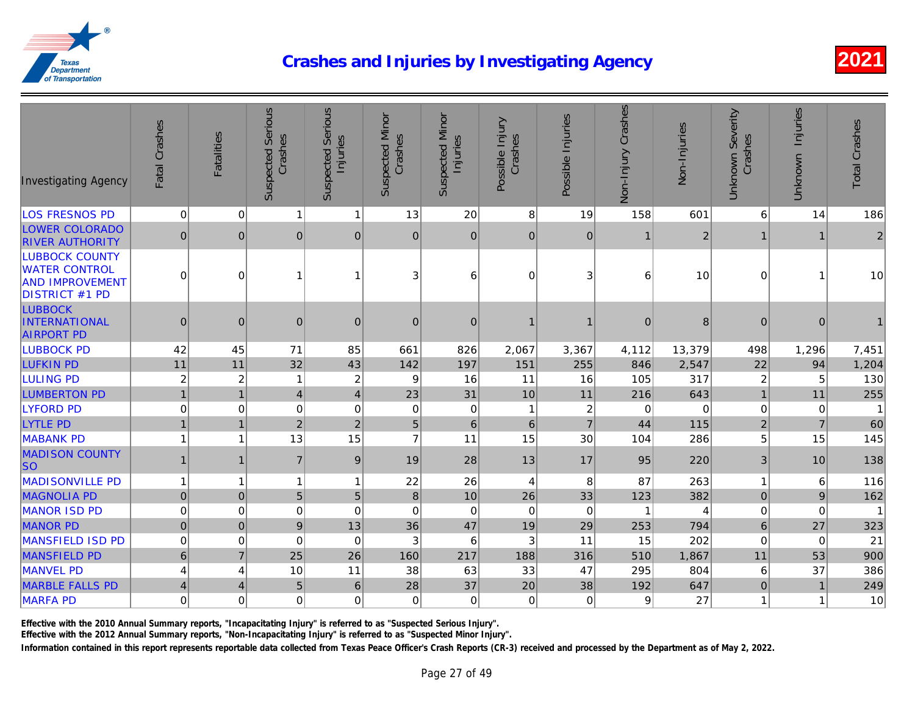# Crashes and Injuries by Investigating Agency

2021

| Investigating Agency | Fatal Crashes | Fatalities | Suspected Serious Crashes | Suspected Serious Injuries | Suspected Minor Crashes | Suspected Minor Injuries | Possible Injury Crashes | Possible Injuries | Non-Injury Crashes | Non-Injuries | Unknown Severity Crashes | Unknown Injuries | Total Crashes |
|---|---|---|---|---|---|---|---|---|---|---|---|---|---|
| LOS FRESNOS PD | 0 | 0 | 1 | 1 | 13 | 20 | 8 | 19 | 158 | 601 | 6 | 14 | 186 |
| LOWER COLORADO RIVER AUTHORITY | 0 | 0 | 0 | 0 | 0 | 0 | 0 | 0 | 1 | 2 | 1 | 1 | 2 |
| LUBBOCK COUNTY WATER CONTROL AND IMPROVEMENT DISTRICT #1 PD | 0 | 0 | 1 | 1 | 3 | 6 | 0 | 3 | 6 | 10 | 0 | 1 | 10 |
| LUBBOCK INTERNATIONAL AIRPORT PD | 0 | 0 | 0 | 0 | 0 | 0 | 1 | 1 | 0 | 8 | 0 | 0 | 1 |
| LUBBOCK PD | 42 | 45 | 71 | 85 | 661 | 826 | 2,067 | 3,367 | 4,112 | 13,379 | 498 | 1,296 | 7,451 |
| LUFKIN PD | 11 | 11 | 32 | 43 | 142 | 197 | 151 | 255 | 846 | 2,547 | 22 | 94 | 1,204 |
| LULING PD | 2 | 2 | 1 | 2 | 9 | 16 | 11 | 16 | 105 | 317 | 2 | 5 | 130 |
| LUMBERTON PD | 1 | 1 | 4 | 4 | 23 | 31 | 10 | 11 | 216 | 643 | 1 | 11 | 255 |
| LYFORD PD | 0 | 0 | 0 | 0 | 0 | 0 | 1 | 2 | 0 | 0 | 0 | 0 | 1 |
| LYTLE PD | 1 | 1 | 2 | 2 | 5 | 6 | 6 | 7 | 44 | 115 | 2 | 7 | 60 |
| MABANK PD | 1 | 1 | 13 | 15 | 7 | 11 | 15 | 30 | 104 | 286 | 5 | 15 | 145 |
| MADISON COUNTY SO | 1 | 1 | 7 | 9 | 19 | 28 | 13 | 17 | 95 | 220 | 3 | 10 | 138 |
| MADISONVILLE PD | 1 | 1 | 1 | 1 | 22 | 26 | 4 | 8 | 87 | 263 | 1 | 6 | 116 |
| MAGNOLIA PD | 0 | 0 | 5 | 5 | 8 | 10 | 26 | 33 | 123 | 382 | 0 | 9 | 162 |
| MANOR ISD PD | 0 | 0 | 0 | 0 | 0 | 0 | 0 | 0 | 1 | 4 | 0 | 0 | 1 |
| MANOR PD | 0 | 0 | 9 | 13 | 36 | 47 | 19 | 29 | 253 | 794 | 6 | 27 | 323 |
| MANSFIELD ISD PD | 0 | 0 | 0 | 0 | 3 | 6 | 3 | 11 | 15 | 202 | 0 | 0 | 21 |
| MANSFIELD PD | 6 | 7 | 25 | 26 | 160 | 217 | 188 | 316 | 510 | 1,867 | 11 | 53 | 900 |
| MANVEL PD | 4 | 4 | 10 | 11 | 38 | 63 | 33 | 47 | 295 | 804 | 6 | 37 | 386 |
| MARBLE FALLS PD | 4 | 4 | 5 | 6 | 28 | 37 | 20 | 38 | 192 | 647 | 0 | 1 | 249 |
| MARFA PD | 0 | 0 | 0 | 0 | 0 | 0 | 0 | 0 | 9 | 27 | 1 | 1 | 10 |

Effective with the 2010 Annual Summary reports, "Incapacitating Injury" is referred to as "Suspected Serious Injury".

Effective with the 2012 Annual Summary reports, "Non-Incapacitating Injury" is referred to as "Suspected Minor Injury".

Information contained in this report represents reportable data collected from Texas Peace Officer's Crash Reports (CR-3) received and processed by the Department as of May 2, 2022.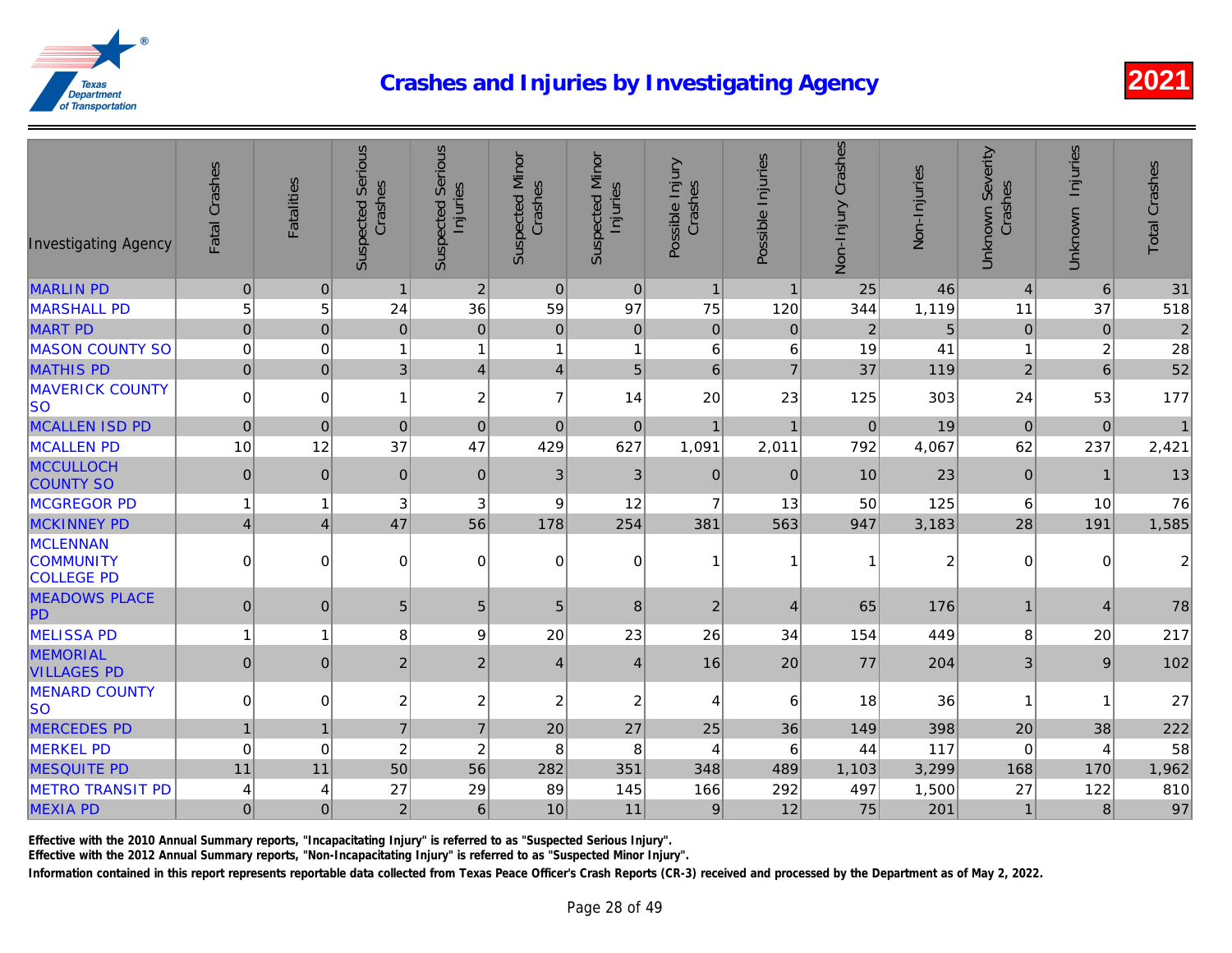# Crashes and Injuries by Investigating Agency

2021

| Investigating Agency | Fatal Crashes | Fatalities | Suspected Serious Crashes | Suspected Serious Injuries | Suspected Minor Crashes | Suspected Minor Injuries | Possible Injury Crashes | Possible Injuries | Non-Injury Crashes | Non-Injuries | Unknown Severity Crashes | Unknown Injuries | Total Crashes |
|---|---|---|---|---|---|---|---|---|---|---|---|---|---|
| MARLIN PD | 0 | 0 | 1 | 2 | 0 | 0 | 1 | 1 | 25 | 46 | 4 | 6 | 31 |
| MARSHALL PD | 5 | 5 | 24 | 36 | 59 | 97 | 75 | 120 | 344 | 1,119 | 11 | 37 | 518 |
| MART PD | 0 | 0 | 0 | 0 | 0 | 0 | 0 | 0 | 2 | 5 | 0 | 0 | 2 |
| MASON COUNTY SO | 0 | 0 | 1 | 1 | 1 | 1 | 6 | 6 | 19 | 41 | 1 | 2 | 28 |
| MATHIS PD | 0 | 0 | 3 | 4 | 4 | 5 | 6 | 7 | 37 | 119 | 2 | 6 | 52 |
| MAVERICK COUNTY SO | 0 | 0 | 1 | 2 | 7 | 14 | 20 | 23 | 125 | 303 | 24 | 53 | 177 |
| MCALLEN ISD PD | 0 | 0 | 0 | 0 | 0 | 0 | 1 | 1 | 0 | 19 | 0 | 0 | 1 |
| MCALLEN PD | 10 | 12 | 37 | 47 | 429 | 627 | 1,091 | 2,011 | 792 | 4,067 | 62 | 237 | 2,421 |
| MCCULLOCH COUNTY SO | 0 | 0 | 0 | 0 | 3 | 3 | 0 | 0 | 10 | 23 | 0 | 1 | 13 |
| MCGREGOR PD | 1 | 1 | 3 | 3 | 9 | 12 | 7 | 13 | 50 | 125 | 6 | 10 | 76 |
| MCKINNEY PD | 4 | 4 | 47 | 56 | 178 | 254 | 381 | 563 | 947 | 3,183 | 28 | 191 | 1,585 |
| MCLENNAN COMMUNITY COLLEGE PD | 0 | 0 | 0 | 0 | 0 | 0 | 1 | 1 | 1 | 2 | 0 | 0 | 2 |
| MEADOWS PLACE PD | 0 | 0 | 5 | 5 | 5 | 8 | 2 | 4 | 65 | 176 | 1 | 4 | 78 |
| MELISSA PD | 1 | 1 | 8 | 9 | 20 | 23 | 26 | 34 | 154 | 449 | 8 | 20 | 217 |
| MEMORIAL VILLAGES PD | 0 | 0 | 2 | 2 | 4 | 4 | 16 | 20 | 77 | 204 | 3 | 9 | 102 |
| MENARD COUNTY SO | 0 | 0 | 2 | 2 | 2 | 2 | 4 | 6 | 18 | 36 | 1 | 1 | 27 |
| MERCEDES PD | 1 | 1 | 7 | 7 | 20 | 27 | 25 | 36 | 149 | 398 | 20 | 38 | 222 |
| MERKEL PD | 0 | 0 | 2 | 2 | 8 | 8 | 4 | 6 | 44 | 117 | 0 | 4 | 58 |
| MESQUITE PD | 11 | 11 | 50 | 56 | 282 | 351 | 348 | 489 | 1,103 | 3,299 | 168 | 170 | 1,962 |
| METRO TRANSIT PD | 4 | 4 | 27 | 29 | 89 | 145 | 166 | 292 | 497 | 1,500 | 27 | 122 | 810 |
| MEXIA PD | 0 | 0 | 2 | 6 | 10 | 11 | 9 | 12 | 75 | 201 | 1 | 8 | 97 |

**Effective with the 2010 Annual Summary reports, "Incapacitating Injury" is referred to as "Suspected Serious Injury".**

**Effective with the 2012 Annual Summary reports, "Non-Incapacitating Injury" is referred to as "Suspected Minor Injury".**

**Information contained in this report represents reportable data collected from Texas Peace Officer's Crash Reports (CR-3) received and processed by the Department as of May 2, 2022.**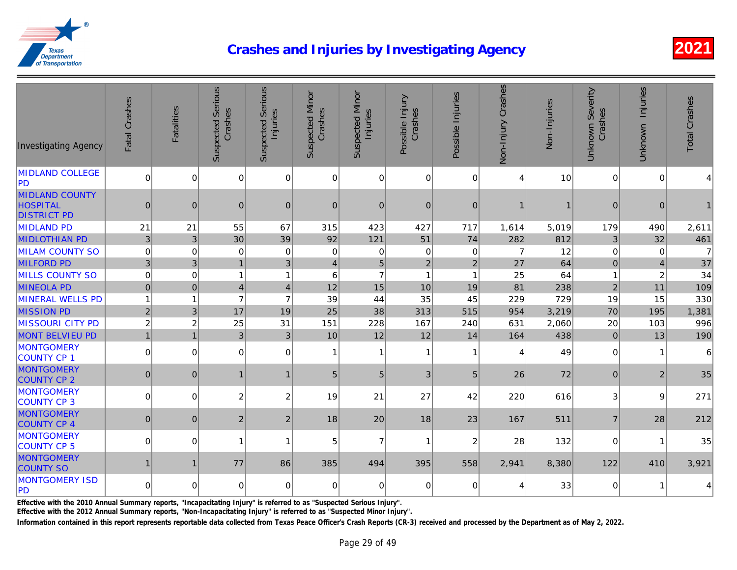# Crashes and Injuries by Investigating Agency

2021

| Investigating Agency | Fatal Crashes | Fatalities | Suspected Serious Crashes | Suspected Serious Injuries | Suspected Minor Crashes | Suspected Minor Injuries | Possible Injury Crashes | Possible Injuries | Non-Injury Crashes | Non-Injuries | Unknown Severity Crashes | Unknown Injuries | Total Crashes |
|---|---|---|---|---|---|---|---|---|---|---|---|---|---|
| MIDLAND COLLEGE PD | 0 | 0 | 0 | 0 | 0 | 0 | 0 | 0 | 4 | 10 | 0 | 0 | 4 |
| MIDLAND COUNTY HOSPITAL DISTRICT PD | 0 | 0 | 0 | 0 | 0 | 0 | 0 | 0 | 1 | 1 | 0 | 0 | 1 |
| MIDLAND PD | 21 | 21 | 55 | 67 | 315 | 423 | 427 | 717 | 1,614 | 5,019 | 179 | 490 | 2,611 |
| MIDLOTHIAN PD | 3 | 3 | 30 | 39 | 92 | 121 | 51 | 74 | 282 | 812 | 3 | 32 | 461 |
| MILAM COUNTY SO | 0 | 0 | 0 | 0 | 0 | 0 | 0 | 0 | 7 | 12 | 0 | 0 | 7 |
| MILFORD PD | 3 | 3 | 1 | 3 | 4 | 5 | 2 | 2 | 27 | 64 | 0 | 4 | 37 |
| MILLS COUNTY SO | 0 | 0 | 1 | 1 | 6 | 7 | 1 | 1 | 25 | 64 | 1 | 2 | 34 |
| MINEOLA PD | 0 | 0 | 4 | 4 | 12 | 15 | 10 | 19 | 81 | 238 | 2 | 11 | 109 |
| MINERAL WELLS PD | 1 | 1 | 7 | 7 | 39 | 44 | 35 | 45 | 229 | 729 | 19 | 15 | 330 |
| MISSION PD | 2 | 3 | 17 | 19 | 25 | 38 | 313 | 515 | 954 | 3,219 | 70 | 195 | 1,381 |
| MISSOURI CITY PD | 2 | 2 | 25 | 31 | 151 | 228 | 167 | 240 | 631 | 2,060 | 20 | 103 | 996 |
| MONT BELVIEU PD | 1 | 1 | 3 | 3 | 10 | 12 | 12 | 14 | 164 | 438 | 0 | 13 | 190 |
| MONTGOMERY COUNTY CP 1 | 0 | 0 | 0 | 0 | 1 | 1 | 1 | 1 | 4 | 49 | 0 | 1 | 6 |
| MONTGOMERY COUNTY CP 2 | 0 | 0 | 1 | 1 | 5 | 5 | 3 | 5 | 26 | 72 | 0 | 2 | 35 |
| MONTGOMERY COUNTY CP 3 | 0 | 0 | 2 | 2 | 19 | 21 | 27 | 42 | 220 | 616 | 3 | 9 | 271 |
| MONTGOMERY COUNTY CP 4 | 0 | 0 | 2 | 2 | 18 | 20 | 18 | 23 | 167 | 511 | 7 | 28 | 212 |
| MONTGOMERY COUNTY CP 5 | 0 | 0 | 1 | 1 | 5 | 7 | 1 | 2 | 28 | 132 | 0 | 1 | 35 |
| MONTGOMERY COUNTY SO | 1 | 1 | 77 | 86 | 385 | 494 | 395 | 558 | 2,941 | 8,380 | 122 | 410 | 3,921 |
| MONTGOMERY ISD PD | 0 | 0 | 0 | 0 | 0 | 0 | 0 | 0 | 4 | 33 | 0 | 1 | 4 |

Effective with the 2010 Annual Summary reports, "Incapacitating Injury" is referred to as "Suspected Serious Injury".

Effective with the 2012 Annual Summary reports, "Non-Incapacitating Injury" is referred to as "Suspected Minor Injury".

Information contained in this report represents reportable data collected from Texas Peace Officer's Crash Reports (CR-3) received and processed by the Department as of May 2, 2022.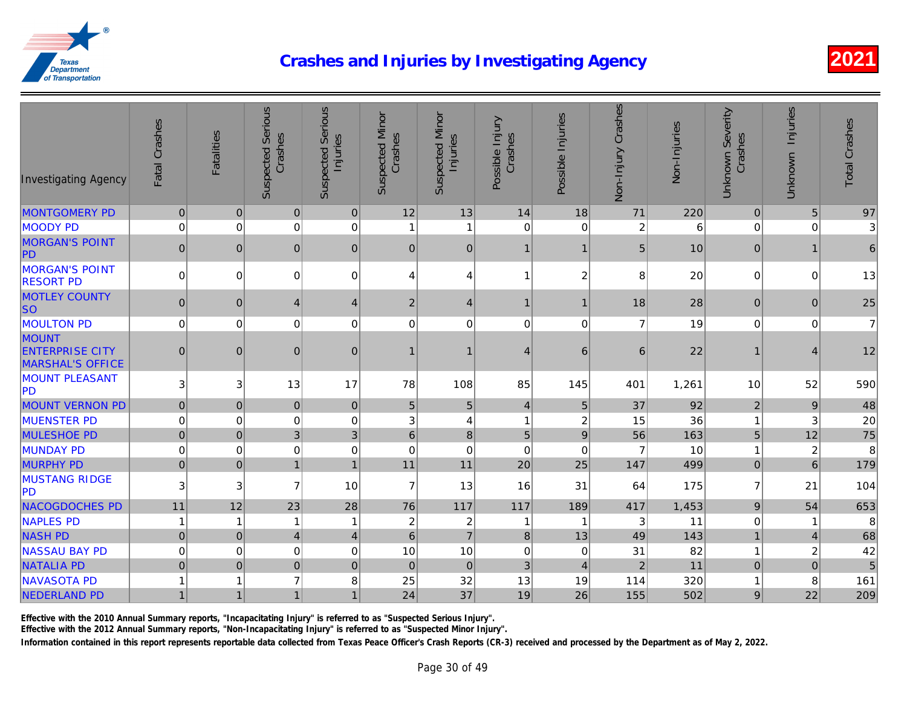# Crashes and Injuries by Investigating Agency

2021

| Investigating Agency | Fatal Crashes | Fatalities | Suspected Serious Crashes | Suspected Serious Injuries | Suspected Minor Crashes | Suspected Minor Injuries | Possible Injury Crashes | Possible Injuries | Non-Injury Crashes | Non-Injuries | Unknown Severity Crashes | Unknown Injuries | Total Crashes |
|---|---|---|---|---|---|---|---|---|---|---|---|---|---|
| MONTGOMERY PD | 0 | 0 | 0 | 0 | 12 | 13 | 14 | 18 | 71 | 220 | 0 | 5 | 97 |
| MOODY PD | 0 | 0 | 0 | 0 | 1 | 1 | 0 | 0 | 2 | 6 | 0 | 0 | 3 |
| MORGAN'S POINT PD | 0 | 0 | 0 | 0 | 0 | 0 | 1 | 1 | 5 | 10 | 0 | 1 | 6 |
| MORGAN'S POINT RESORT PD | 0 | 0 | 0 | 0 | 4 | 4 | 1 | 2 | 8 | 20 | 0 | 0 | 13 |
| MOTLEY COUNTY SO | 0 | 0 | 4 | 4 | 2 | 4 | 1 | 1 | 18 | 28 | 0 | 0 | 25 |
| MOULTON PD | 0 | 0 | 0 | 0 | 0 | 0 | 0 | 0 | 7 | 19 | 0 | 0 | 7 |
| MOUNT ENTERPRISE CITY MARSHAL'S OFFICE | 0 | 0 | 0 | 0 | 1 | 1 | 4 | 6 | 6 | 22 | 1 | 4 | 12 |
| MOUNT PLEASANT PD | 3 | 3 | 13 | 17 | 78 | 108 | 85 | 145 | 401 | 1,261 | 10 | 52 | 590 |
| MOUNT VERNON PD | 0 | 0 | 0 | 0 | 5 | 5 | 4 | 5 | 37 | 92 | 2 | 9 | 48 |
| MUENSTER PD | 0 | 0 | 0 | 0 | 3 | 4 | 1 | 2 | 15 | 36 | 1 | 3 | 20 |
| MULESHOE PD | 0 | 0 | 3 | 3 | 6 | 8 | 5 | 9 | 56 | 163 | 5 | 12 | 75 |
| MUNDAY PD | 0 | 0 | 0 | 0 | 0 | 0 | 0 | 0 | 7 | 10 | 1 | 2 | 8 |
| MURPHY PD | 0 | 0 | 1 | 1 | 11 | 11 | 20 | 25 | 147 | 499 | 0 | 6 | 179 |
| MUSTANG RIDGE PD | 3 | 3 | 7 | 10 | 7 | 13 | 16 | 31 | 64 | 175 | 7 | 21 | 104 |
| NACOGDOCHES PD | 11 | 12 | 23 | 28 | 76 | 117 | 117 | 189 | 417 | 1,453 | 9 | 54 | 653 |
| NAPLES PD | 1 | 1 | 1 | 1 | 2 | 2 | 1 | 1 | 3 | 11 | 0 | 1 | 8 |
| NASH PD | 0 | 0 | 4 | 4 | 6 | 7 | 8 | 13 | 49 | 143 | 1 | 4 | 68 |
| NASSAU BAY PD | 0 | 0 | 0 | 0 | 10 | 10 | 0 | 0 | 31 | 82 | 1 | 2 | 42 |
| NATALIA PD | 0 | 0 | 0 | 0 | 0 | 0 | 3 | 4 | 2 | 11 | 0 | 0 | 5 |
| NAVASOTA PD | 1 | 1 | 7 | 8 | 25 | 32 | 13 | 19 | 114 | 320 | 1 | 8 | 161 |
| NEDERLAND PD | 1 | 1 | 1 | 1 | 24 | 37 | 19 | 26 | 155 | 502 | 9 | 22 | 209 |

Effective with the 2010 Annual Summary reports, "Incapacitating Injury" is referred to as "Suspected Serious Injury".

Effective with the 2012 Annual Summary reports, "Non-Incapacitating Injury" is referred to as "Suspected Minor Injury".

Information contained in this report represents reportable data collected from Texas Peace Officer's Crash Reports (CR-3) received and processed by the Department as of May 2, 2022.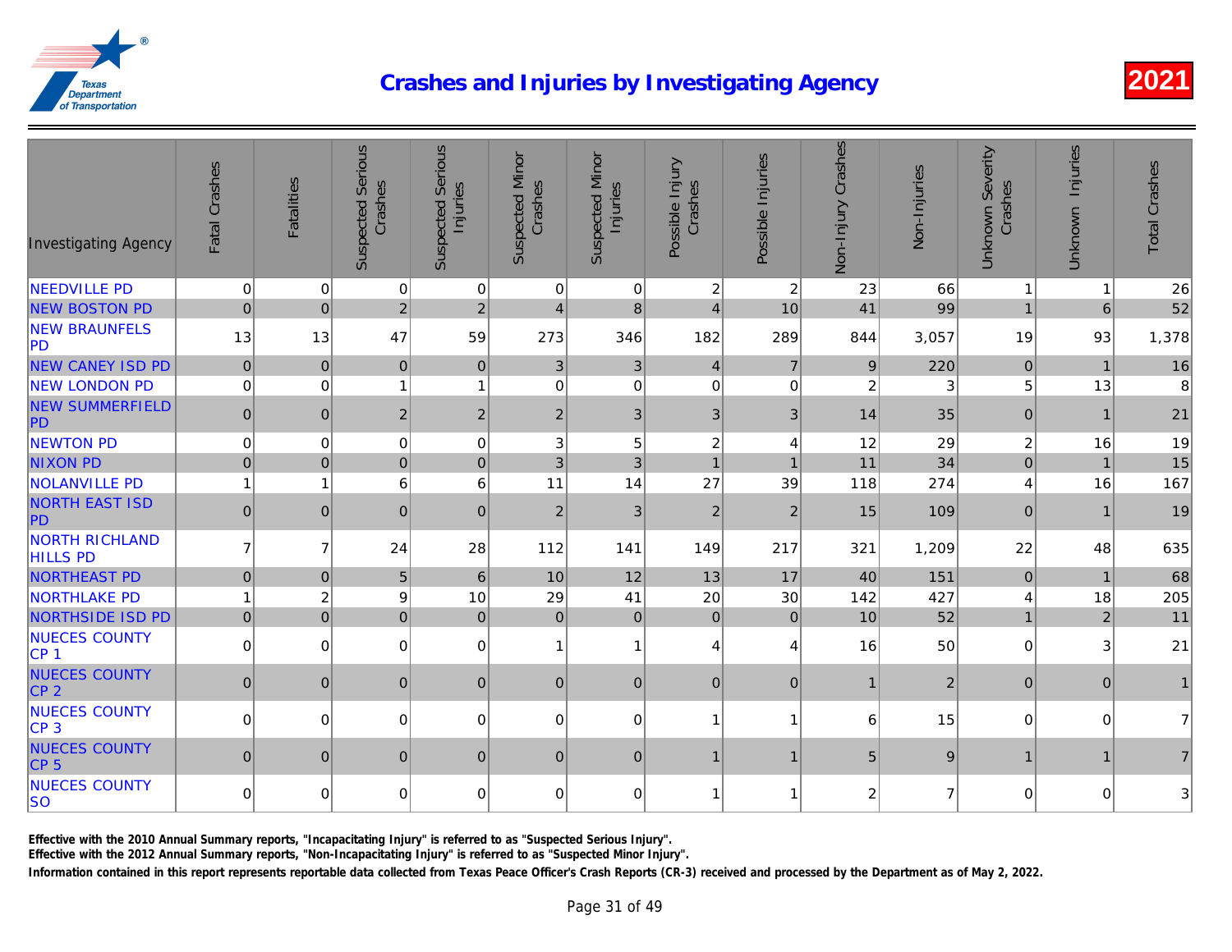# Crashes and Injuries by Investigating Agency

2021

| Investigating Agency | Fatal Crashes | Fatalities | Suspected Serious Crashes | Suspected Serious Injuries | Suspected Minor Crashes | Suspected Minor Injuries | Possible Injury Crashes | Possible Injuries | Non-Injury Crashes | Non-Injuries | Unknown Severity Crashes | Unknown Injuries | Total Crashes |
|---|---|---|---|---|---|---|---|---|---|---|---|---|---|
| NEEDVILLE PD | 0 | 0 | 0 | 0 | 0 | 0 | 2 | 2 | 23 | 66 | 1 | 1 | 26 |
| NEW BOSTON PD | 0 | 0 | 2 | 2 | 4 | 8 | 4 | 10 | 41 | 99 | 1 | 6 | 52 |
| NEW BRAUNFELS PD | 13 | 13 | 47 | 59 | 273 | 346 | 182 | 289 | 844 | 3,057 | 19 | 93 | 1,378 |
| NEW CANEY ISD PD | 0 | 0 | 0 | 0 | 3 | 3 | 4 | 7 | 9 | 220 | 0 | 1 | 16 |
| NEW LONDON PD | 0 | 0 | 1 | 1 | 0 | 0 | 0 | 0 | 2 | 3 | 5 | 13 | 8 |
| NEW SUMMERFIELD PD | 0 | 0 | 2 | 2 | 2 | 3 | 3 | 3 | 14 | 35 | 0 | 1 | 21 |
| NEWTON PD | 0 | 0 | 0 | 0 | 3 | 5 | 2 | 4 | 12 | 29 | 2 | 16 | 19 |
| NIXON PD | 0 | 0 | 0 | 0 | 3 | 3 | 1 | 1 | 11 | 34 | 0 | 1 | 15 |
| NOLANVILLE PD | 1 | 1 | 6 | 6 | 11 | 14 | 27 | 39 | 118 | 274 | 4 | 16 | 167 |
| NORTH EAST ISD PD | 0 | 0 | 0 | 0 | 2 | 3 | 2 | 2 | 15 | 109 | 0 | 1 | 19 |
| NORTH RICHLAND HILLS PD | 7 | 7 | 24 | 28 | 112 | 141 | 149 | 217 | 321 | 1,209 | 22 | 48 | 635 |
| NORTHEAST PD | 0 | 0 | 5 | 6 | 10 | 12 | 13 | 17 | 40 | 151 | 0 | 1 | 68 |
| NORTHLAKE PD | 1 | 2 | 9 | 10 | 29 | 41 | 20 | 30 | 142 | 427 | 4 | 18 | 205 |
| NORTHSIDE ISD PD | 0 | 0 | 0 | 0 | 0 | 0 | 0 | 0 | 10 | 52 | 1 | 2 | 11 |
| NUECES COUNTY CP 1 | 0 | 0 | 0 | 0 | 1 | 1 | 4 | 4 | 16 | 50 | 0 | 3 | 21 |
| NUECES COUNTY CP 2 | 0 | 0 | 0 | 0 | 0 | 0 | 0 | 0 | 1 | 2 | 0 | 0 | 1 |
| NUECES COUNTY CP 3 | 0 | 0 | 0 | 0 | 0 | 0 | 1 | 1 | 6 | 15 | 0 | 0 | 7 |
| NUECES COUNTY CP 5 | 0 | 0 | 0 | 0 | 0 | 0 | 1 | 1 | 5 | 9 | 1 | 1 | 7 |
| NUECES COUNTY SO | 0 | 0 | 0 | 0 | 0 | 0 | 1 | 1 | 2 | 7 | 0 | 0 | 3 |

Effective with the 2010 Annual Summary reports, "Incapacitating Injury" is referred to as "Suspected Serious Injury".
Effective with the 2012 Annual Summary reports, "Non-Incapacitating Injury" is referred to as "Suspected Minor Injury".
Information contained in this report represents reportable data collected from Texas Peace Officer's Crash Reports (CR-3) received and processed by the Department as of May 2, 2022.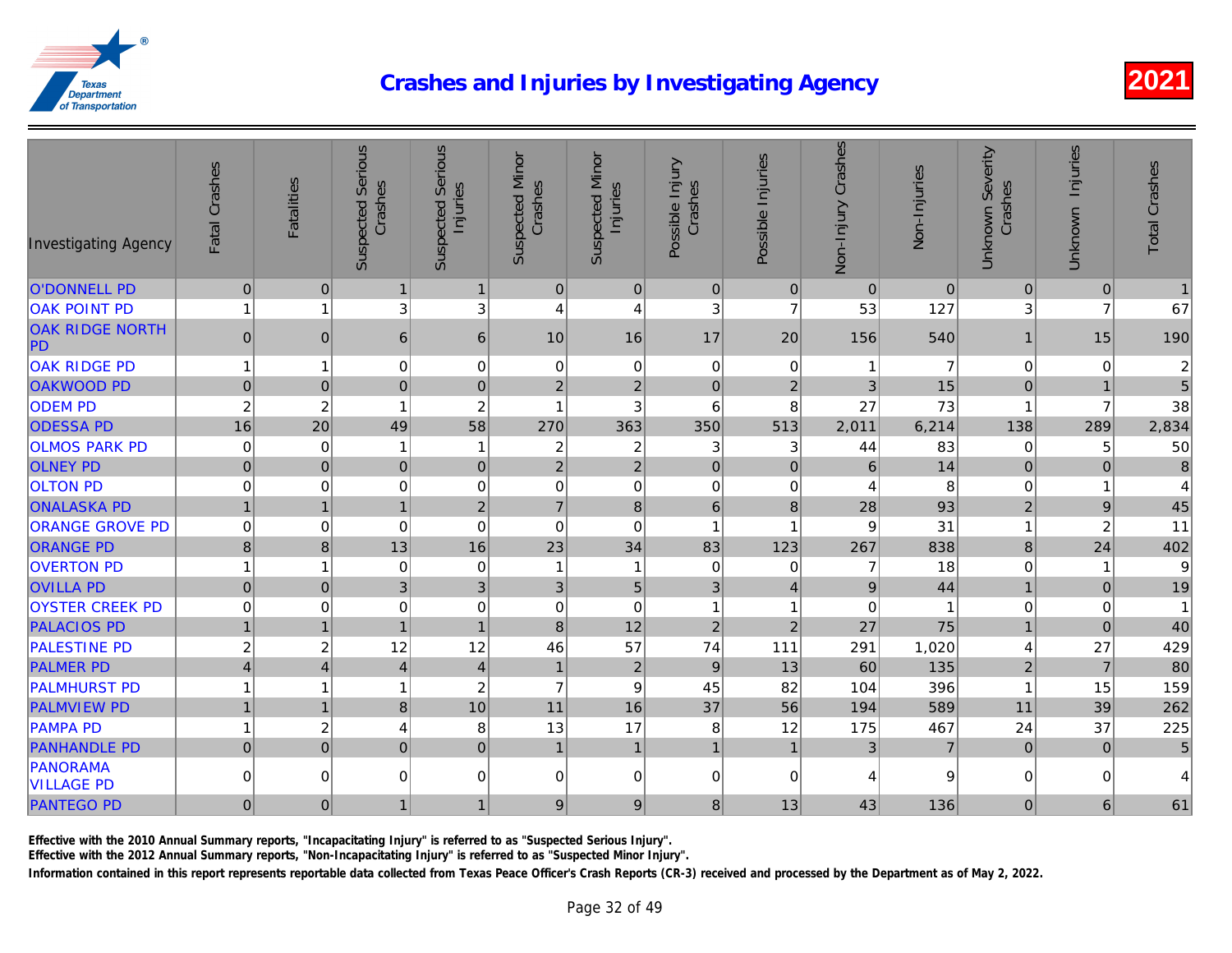# Crashes and Injuries by Investigating Agency

2021

| Investigating Agency | Fatal Crashes | Fatalities | Suspected Serious Crashes | Suspected Serious Injuries | Suspected Minor Crashes | Suspected Minor Injuries | Possible Injury Crashes | Possible Injuries | Non-Injury Crashes | Non-Injuries | Unknown Severity Crashes | Unknown Injuries | Total Crashes |
|---|---|---|---|---|---|---|---|---|---|---|---|---|---|
| O'DONNELL PD | 0 | 0 | 1 | 1 | 0 | 0 | 0 | 0 | 0 | 0 | 0 | 0 | 1 |
| OAK POINT PD | 1 | 1 | 3 | 3 | 4 | 4 | 3 | 7 | 53 | 127 | 3 | 7 | 67 |
| OAK RIDGE NORTH PD | 0 | 0 | 6 | 6 | 10 | 16 | 17 | 20 | 156 | 540 | 1 | 15 | 190 |
| OAK RIDGE PD | 1 | 1 | 0 | 0 | 0 | 0 | 0 | 0 | 1 | 7 | 0 | 0 | 2 |
| OAKWOOD PD | 0 | 0 | 0 | 0 | 2 | 2 | 0 | 2 | 3 | 15 | 0 | 1 | 5 |
| ODEM PD | 2 | 2 | 1 | 2 | 1 | 3 | 6 | 8 | 27 | 73 | 1 | 7 | 38 |
| ODESSA PD | 16 | 20 | 49 | 58 | 270 | 363 | 350 | 513 | 2,011 | 6,214 | 138 | 289 | 2,834 |
| OLMOS PARK PD | 0 | 0 | 1 | 1 | 2 | 2 | 3 | 3 | 44 | 83 | 0 | 5 | 50 |
| OLNEY PD | 0 | 0 | 0 | 0 | 2 | 2 | 0 | 0 | 6 | 14 | 0 | 0 | 8 |
| OLTON PD | 0 | 0 | 0 | 0 | 0 | 0 | 0 | 0 | 4 | 8 | 0 | 1 | 4 |
| ONALASKA PD | 1 | 1 | 1 | 2 | 7 | 8 | 6 | 8 | 28 | 93 | 2 | 9 | 45 |
| ORANGE GROVE PD | 0 | 0 | 0 | 0 | 0 | 0 | 1 | 1 | 9 | 31 | 1 | 2 | 11 |
| ORANGE PD | 8 | 8 | 13 | 16 | 23 | 34 | 83 | 123 | 267 | 838 | 8 | 24 | 402 |
| OVERTON PD | 1 | 1 | 0 | 0 | 1 | 1 | 0 | 0 | 7 | 18 | 0 | 1 | 9 |
| OVILLA PD | 0 | 0 | 3 | 3 | 3 | 5 | 3 | 4 | 9 | 44 | 1 | 0 | 19 |
| OYSTER CREEK PD | 0 | 0 | 0 | 0 | 0 | 0 | 1 | 1 | 0 | 1 | 0 | 0 | 1 |
| PALACIOS PD | 1 | 1 | 1 | 1 | 8 | 12 | 2 | 2 | 27 | 75 | 1 | 0 | 40 |
| PALESTINE PD | 2 | 2 | 12 | 12 | 46 | 57 | 74 | 111 | 291 | 1,020 | 4 | 27 | 429 |
| PALMER PD | 4 | 4 | 4 | 4 | 1 | 2 | 9 | 13 | 60 | 135 | 2 | 7 | 80 |
| PALMHURST PD | 1 | 1 | 1 | 2 | 7 | 9 | 45 | 82 | 104 | 396 | 1 | 15 | 159 |
| PALMVIEW PD | 1 | 1 | 8 | 10 | 11 | 16 | 37 | 56 | 194 | 589 | 11 | 39 | 262 |
| PAMPA PD | 1 | 2 | 4 | 8 | 13 | 17 | 8 | 12 | 175 | 467 | 24 | 37 | 225 |
| PANHANDLE PD | 0 | 0 | 0 | 0 | 1 | 1 | 1 | 1 | 3 | 7 | 0 | 0 | 5 |
| PANORAMA VILLAGE PD | 0 | 0 | 0 | 0 | 0 | 0 | 0 | 0 | 4 | 9 | 0 | 0 | 4 |
| PANTEGO PD | 0 | 0 | 1 | 1 | 9 | 9 | 8 | 13 | 43 | 136 | 0 | 6 | 61 |

Effective with the 2010 Annual Summary reports, "Incapacitating Injury" is referred to as "Suspected Serious Injury".

Effective with the 2012 Annual Summary reports, "Non-Incapacitating Injury" is referred to as "Suspected Minor Injury".

Information contained in this report represents reportable data collected from Texas Peace Officer's Crash Reports (CR-3) received and processed by the Department as of May 2, 2022.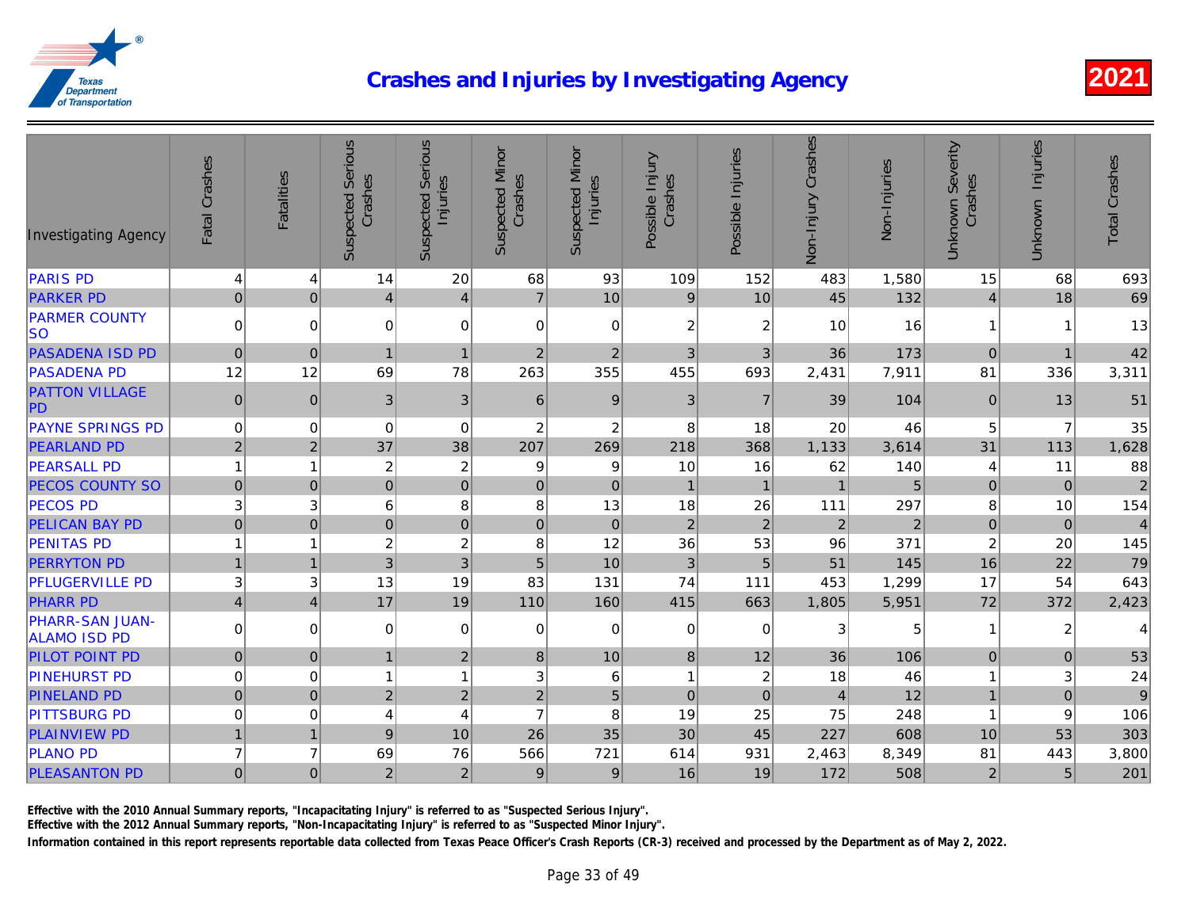# Crashes and Injuries by Investigating Agency

2021

| Investigating Agency | Fatal Crashes | Fatalities | Suspected Serious Crashes | Suspected Serious Injuries | Suspected Minor Crashes | Suspected Minor Injuries | Possible Injury Crashes | Possible Injuries | Non-Injury Crashes | Non-Injuries | Unknown Severity Crashes | Unknown Injuries | Total Crashes |
|---|---|---|---|---|---|---|---|---|---|---|---|---|---|
| PARIS PD | 4 | 4 | 14 | 20 | 68 | 93 | 109 | 152 | 483 | 1,580 | 15 | 68 | 693 |
| PARKER PD | 0 | 0 | 4 | 4 | 7 | 10 | 9 | 10 | 45 | 132 | 4 | 18 | 69 |
| PARMER COUNTY SO | 0 | 0 | 0 | 0 | 0 | 0 | 2 | 2 | 10 | 16 | 1 | 1 | 13 |
| PASADENA ISD PD | 0 | 0 | 1 | 1 | 2 | 2 | 3 | 3 | 36 | 173 | 0 | 1 | 42 |
| PASADENA PD | 12 | 12 | 69 | 78 | 263 | 355 | 455 | 693 | 2,431 | 7,911 | 81 | 336 | 3,311 |
| PATTON VILLAGE PD | 0 | 0 | 3 | 3 | 6 | 9 | 3 | 7 | 39 | 104 | 0 | 13 | 51 |
| PAYNE SPRINGS PD | 0 | 0 | 0 | 0 | 2 | 2 | 8 | 18 | 20 | 46 | 5 | 7 | 35 |
| PEARLAND PD | 2 | 2 | 37 | 38 | 207 | 269 | 218 | 368 | 1,133 | 3,614 | 31 | 113 | 1,628 |
| PEARSALL PD | 1 | 1 | 2 | 2 | 9 | 9 | 10 | 16 | 62 | 140 | 4 | 11 | 88 |
| PECOS COUNTY SO | 0 | 0 | 0 | 0 | 0 | 0 | 1 | 1 | 1 | 5 | 0 | 0 | 2 |
| PECOS PD | 3 | 3 | 6 | 8 | 8 | 13 | 18 | 26 | 111 | 297 | 8 | 10 | 154 |
| PELICAN BAY PD | 0 | 0 | 0 | 0 | 0 | 0 | 2 | 2 | 2 | 2 | 0 | 0 | 4 |
| PENITAS PD | 1 | 1 | 2 | 2 | 8 | 12 | 36 | 53 | 96 | 371 | 2 | 20 | 145 |
| PERRYTON PD | 1 | 1 | 3 | 3 | 5 | 10 | 3 | 5 | 51 | 145 | 16 | 22 | 79 |
| PFLUGERVILLE PD | 3 | 3 | 13 | 19 | 83 | 131 | 74 | 111 | 453 | 1,299 | 17 | 54 | 643 |
| PHARR PD | 4 | 4 | 17 | 19 | 110 | 160 | 415 | 663 | 1,805 | 5,951 | 72 | 372 | 2,423 |
| PHARR-SAN JUAN-ALAMO ISD PD | 0 | 0 | 0 | 0 | 0 | 0 | 0 | 0 | 3 | 5 | 1 | 2 | 4 |
| PILOT POINT PD | 0 | 0 | 1 | 2 | 8 | 10 | 8 | 12 | 36 | 106 | 0 | 0 | 53 |
| PINEHURST PD | 0 | 0 | 1 | 1 | 3 | 6 | 1 | 2 | 18 | 46 | 1 | 3 | 24 |
| PINELAND PD | 0 | 0 | 2 | 2 | 2 | 5 | 0 | 0 | 4 | 12 | 1 | 0 | 9 |
| PITTSBURG PD | 0 | 0 | 4 | 4 | 7 | 8 | 19 | 25 | 75 | 248 | 1 | 9 | 106 |
| PLAINVIEW PD | 1 | 1 | 9 | 10 | 26 | 35 | 30 | 45 | 227 | 608 | 10 | 53 | 303 |
| PLANO PD | 7 | 7 | 69 | 76 | 566 | 721 | 614 | 931 | 2,463 | 8,349 | 81 | 443 | 3,800 |
| PLEASANTON PD | 0 | 0 | 2 | 2 | 9 | 9 | 16 | 19 | 172 | 508 | 2 | 5 | 201 |

Effective with the 2010 Annual Summary reports, "Incapacitating Injury" is referred to as "Suspected Serious Injury".

Effective with the 2012 Annual Summary reports, "Non-Incapacitating Injury" is referred to as "Suspected Minor Injury".

Information contained in this report represents reportable data collected from Texas Peace Officer's Crash Reports (CR-3) received and processed by the Department as of May 2, 2022.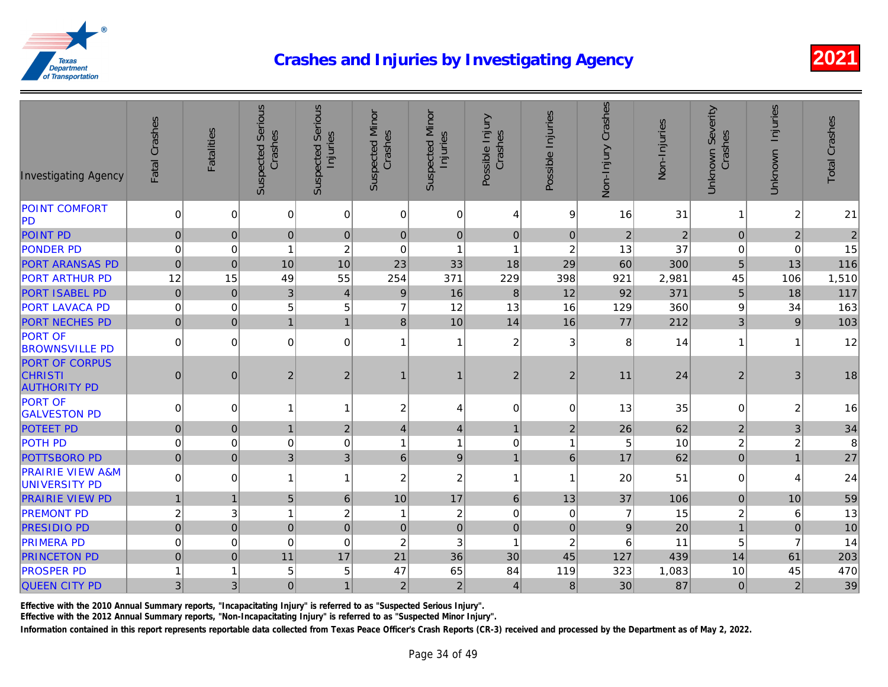# Crashes and Injuries by Investigating Agency

2021

| Investigating Agency | Fatal Crashes | Fatalities | Suspected Serious Crashes | Suspected Serious Injuries | Suspected Minor Crashes | Suspected Minor Injuries | Possible Injury Crashes | Possible Injuries | Non-Injury Crashes | Non-Injuries | Unknown Severity Crashes | Unknown Injuries | Total Crashes |
|---|---|---|---|---|---|---|---|---|---|---|---|---|---|
| POINT COMFORT PD | 0 | 0 | 0 | 0 | 0 | 0 | 4 | 9 | 16 | 31 | 1 | 2 | 21 |
| POINT PD | 0 | 0 | 0 | 0 | 0 | 0 | 0 | 0 | 2 | 2 | 0 | 2 | 2 |
| PONDER PD | 0 | 0 | 1 | 2 | 0 | 1 | 1 | 2 | 13 | 37 | 0 | 0 | 15 |
| PORT ARANSAS PD | 0 | 0 | 10 | 10 | 23 | 33 | 18 | 29 | 60 | 300 | 5 | 13 | 116 |
| PORT ARTHUR PD | 12 | 15 | 49 | 55 | 254 | 371 | 229 | 398 | 921 | 2,981 | 45 | 106 | 1,510 |
| PORT ISABEL PD | 0 | 0 | 3 | 4 | 9 | 16 | 8 | 12 | 92 | 371 | 5 | 18 | 117 |
| PORT LAVACA PD | 0 | 0 | 5 | 5 | 7 | 12 | 13 | 16 | 129 | 360 | 9 | 34 | 163 |
| PORT NECHES PD | 0 | 0 | 1 | 1 | 8 | 10 | 14 | 16 | 77 | 212 | 3 | 9 | 103 |
| PORT OF BROWNSVILLE PD | 0 | 0 | 0 | 0 | 1 | 1 | 2 | 3 | 8 | 14 | 1 | 1 | 12 |
| PORT OF CORPUS CHRISTI AUTHORITY PD | 0 | 0 | 2 | 2 | 1 | 1 | 2 | 2 | 11 | 24 | 2 | 3 | 18 |
| PORT OF GALVESTON PD | 0 | 0 | 1 | 1 | 2 | 4 | 0 | 0 | 13 | 35 | 0 | 2 | 16 |
| POTEET PD | 0 | 0 | 1 | 2 | 4 | 4 | 1 | 2 | 26 | 62 | 2 | 3 | 34 |
| POTH PD | 0 | 0 | 0 | 0 | 1 | 1 | 0 | 1 | 5 | 10 | 2 | 2 | 8 |
| POTTSBORO PD | 0 | 0 | 3 | 3 | 6 | 9 | 1 | 6 | 17 | 62 | 0 | 1 | 27 |
| PRAIRIE VIEW A&M UNIVERSITY PD | 0 | 0 | 1 | 1 | 2 | 2 | 1 | 1 | 20 | 51 | 0 | 4 | 24 |
| PRAIRIE VIEW PD | 1 | 1 | 5 | 6 | 10 | 17 | 6 | 13 | 37 | 106 | 0 | 10 | 59 |
| PREMONT PD | 2 | 3 | 1 | 2 | 1 | 2 | 0 | 0 | 7 | 15 | 2 | 6 | 13 |
| PRESIDIO PD | 0 | 0 | 0 | 0 | 0 | 0 | 0 | 0 | 9 | 20 | 1 | 0 | 10 |
| PRIMERA PD | 0 | 0 | 0 | 0 | 2 | 3 | 1 | 2 | 6 | 11 | 5 | 7 | 14 |
| PRINCETON PD | 0 | 0 | 11 | 17 | 21 | 36 | 30 | 45 | 127 | 439 | 14 | 61 | 203 |
| PROSPER PD | 1 | 1 | 5 | 5 | 47 | 65 | 84 | 119 | 323 | 1,083 | 10 | 45 | 470 |
| QUEEN CITY PD | 3 | 3 | 0 | 1 | 2 | 2 | 4 | 8 | 30 | 87 | 0 | 2 | 39 |

Effective with the 2010 Annual Summary reports, "Incapacitating Injury" is referred to as "Suspected Serious Injury".

Effective with the 2012 Annual Summary reports, "Non-Incapacitating Injury" is referred to as "Suspected Minor Injury".

Information contained in this report represents reportable data collected from Texas Peace Officer's Crash Reports (CR-3) received and processed by the Department as of May 2, 2022.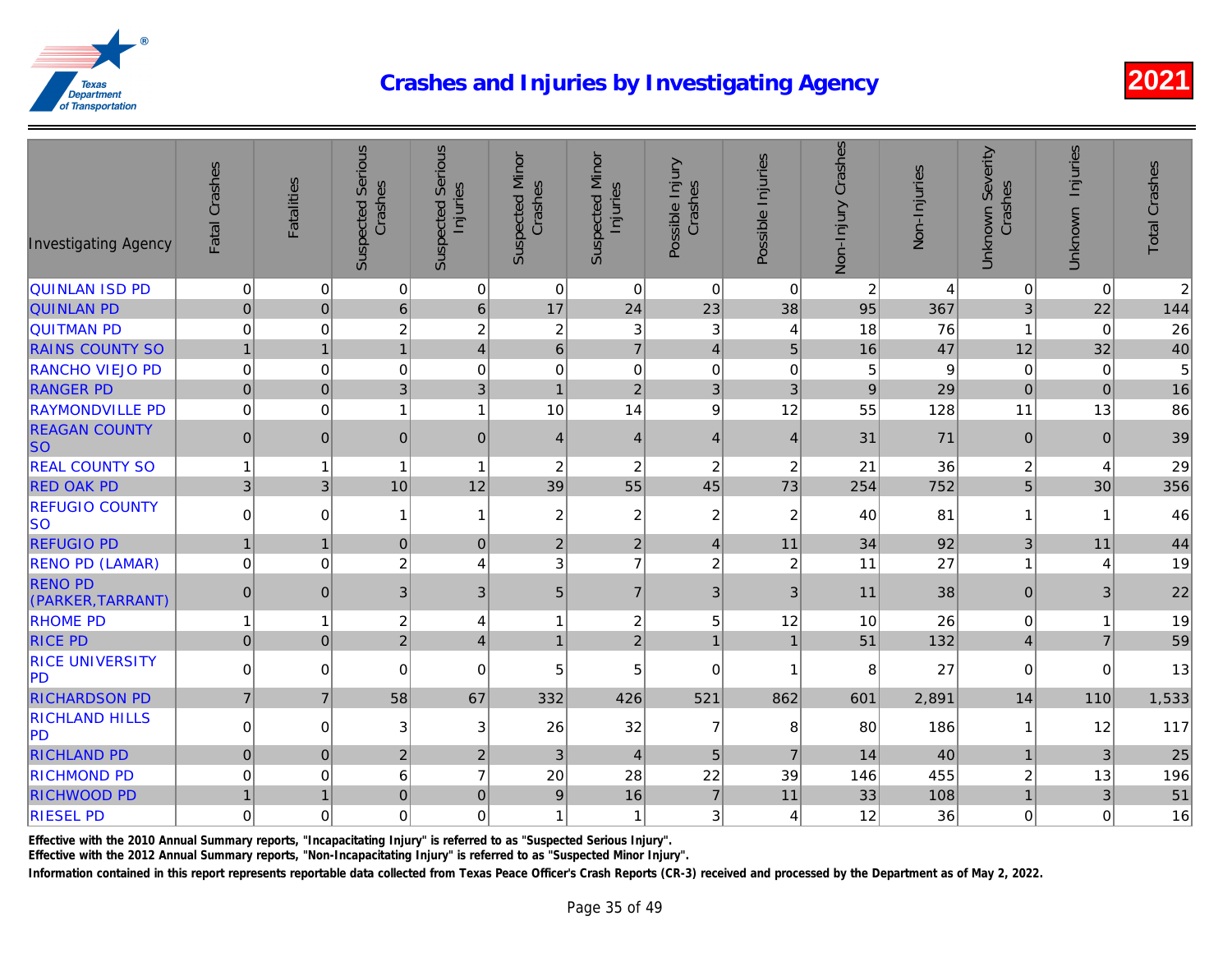# Crashes and Injuries by Investigating Agency

**2021**

| Investigating Agency | Fatal Crashes | Fatalities | Suspected Serious Crashes | Suspected Serious Injuries | Suspected Minor Crashes | Suspected Minor Injuries | Possible Injury Crashes | Possible Injuries | Non-Injury Crashes | Non-Injuries | Unknown Severity Crashes | Unknown Injuries | Total Crashes |
|---|---|---|---|---|---|---|---|---|---|---|---|---|---|
| QUINLAN ISD PD | 0 | 0 | 0 | 0 | 0 | 0 | 0 | 0 | 2 | 4 | 0 | 0 | 2 |
| QUINLAN PD | 0 | 0 | 6 | 6 | 17 | 24 | 23 | 38 | 95 | 367 | 3 | 22 | 144 |
| QUITMAN PD | 0 | 0 | 2 | 2 | 2 | 3 | 3 | 4 | 18 | 76 | 1 | 0 | 26 |
| RAINS COUNTY SO | 1 | 1 | 1 | 4 | 6 | 7 | 4 | 5 | 16 | 47 | 12 | 32 | 40 |
| RANCHO VIEJO PD | 0 | 0 | 0 | 0 | 0 | 0 | 0 | 0 | 5 | 9 | 0 | 0 | 5 |
| RANGER PD | 0 | 0 | 3 | 3 | 1 | 2 | 3 | 3 | 9 | 29 | 0 | 0 | 16 |
| RAYMONDVILLE PD | 0 | 0 | 1 | 1 | 10 | 14 | 9 | 12 | 55 | 128 | 11 | 13 | 86 |
| REAGAN COUNTY SO | 0 | 0 | 0 | 0 | 4 | 4 | 4 | 4 | 31 | 71 | 0 | 0 | 39 |
| REAL COUNTY SO | 1 | 1 | 1 | 1 | 2 | 2 | 2 | 2 | 21 | 36 | 2 | 4 | 29 |
| RED OAK PD | 3 | 3 | 10 | 12 | 39 | 55 | 45 | 73 | 254 | 752 | 5 | 30 | 356 |
| REFUGIO COUNTY SO | 0 | 0 | 1 | 1 | 2 | 2 | 2 | 2 | 40 | 81 | 1 | 1 | 46 |
| REFUGIO PD | 1 | 1 | 0 | 0 | 2 | 2 | 4 | 11 | 34 | 92 | 3 | 11 | 44 |
| RENO PD (LAMAR) | 0 | 0 | 2 | 4 | 3 | 7 | 2 | 2 | 11 | 27 | 1 | 4 | 19 |
| RENO PD (PARKER,TARRANT) | 0 | 0 | 3 | 3 | 5 | 7 | 3 | 3 | 11 | 38 | 0 | 3 | 22 |
| RHOME PD | 1 | 1 | 2 | 4 | 1 | 2 | 5 | 12 | 10 | 26 | 0 | 1 | 19 |
| RICE PD | 0 | 0 | 2 | 4 | 1 | 2 | 1 | 1 | 51 | 132 | 4 | 7 | 59 |
| RICE UNIVERSITY PD | 0 | 0 | 0 | 0 | 5 | 5 | 0 | 1 | 8 | 27 | 0 | 0 | 13 |
| RICHARDSON PD | 7 | 7 | 58 | 67 | 332 | 426 | 521 | 862 | 601 | 2,891 | 14 | 110 | 1,533 |
| RICHLAND HILLS PD | 0 | 0 | 3 | 3 | 26 | 32 | 7 | 8 | 80 | 186 | 1 | 12 | 117 |
| RICHLAND PD | 0 | 0 | 2 | 2 | 3 | 4 | 5 | 7 | 14 | 40 | 1 | 3 | 25 |
| RICHMOND PD | 0 | 0 | 6 | 7 | 20 | 28 | 22 | 39 | 146 | 455 | 2 | 13 | 196 |
| RICHWOOD PD | 1 | 1 | 0 | 0 | 9 | 16 | 7 | 11 | 33 | 108 | 1 | 3 | 51 |
| RIESEL PD | 0 | 0 | 0 | 0 | 1 | 1 | 3 | 4 | 12 | 36 | 0 | 0 | 16 |

Effective with the 2010 Annual Summary reports, "Incapacitating Injury" is referred to as "Suspected Serious Injury".

Effective with the 2012 Annual Summary reports, "Non-Incapacitating Injury" is referred to as "Suspected Minor Injury".

Information contained in this report represents reportable data collected from Texas Peace Officer's Crash Reports (CR-3) received and processed by the Department as of May 2, 2022.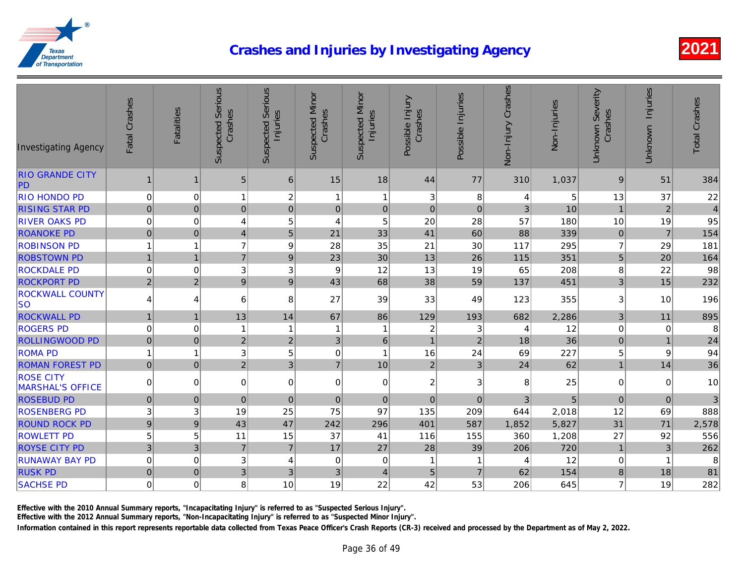# Crashes and Injuries by Investigating Agency

2021

| Investigating Agency | Fatal Crashes | Fatalities | Suspected Serious Crashes | Suspected Serious Injuries | Suspected Minor Crashes | Suspected Minor Injuries | Possible Injury Crashes | Possible Injuries | Non-Injury Crashes | Non-Injuries | Unknown Severity Crashes | Unknown Injuries | Total Crashes |
|---|---|---|---|---|---|---|---|---|---|---|---|---|---|
| RIO GRANDE CITY PD | 1 | 1 | 5 | 6 | 15 | 18 | 44 | 77 | 310 | 1,037 | 9 | 51 | 384 |
| RIO HONDO PD | 0 | 0 | 1 | 2 | 1 | 1 | 3 | 8 | 4 | 5 | 13 | 37 | 22 |
| RISING STAR PD | 0 | 0 | 0 | 0 | 0 | 0 | 0 | 0 | 3 | 10 | 1 | 2 | 4 |
| RIVER OAKS PD | 0 | 0 | 4 | 5 | 4 | 5 | 20 | 28 | 57 | 180 | 10 | 19 | 95 |
| ROANOKE PD | 0 | 0 | 4 | 5 | 21 | 33 | 41 | 60 | 88 | 339 | 0 | 7 | 154 |
| ROBINSON PD | 1 | 1 | 7 | 9 | 28 | 35 | 21 | 30 | 117 | 295 | 7 | 29 | 181 |
| ROBSTOWN PD | 1 | 1 | 7 | 9 | 23 | 30 | 13 | 26 | 115 | 351 | 5 | 20 | 164 |
| ROCKDALE PD | 0 | 0 | 3 | 3 | 9 | 12 | 13 | 19 | 65 | 208 | 8 | 22 | 98 |
| ROCKPORT PD | 2 | 2 | 9 | 9 | 43 | 68 | 38 | 59 | 137 | 451 | 3 | 15 | 232 |
| ROCKWALL COUNTY SO | 4 | 4 | 6 | 8 | 27 | 39 | 33 | 49 | 123 | 355 | 3 | 10 | 196 |
| ROCKWALL PD | 1 | 1 | 13 | 14 | 67 | 86 | 129 | 193 | 682 | 2,286 | 3 | 11 | 895 |
| ROGERS PD | 0 | 0 | 1 | 1 | 1 | 1 | 2 | 3 | 4 | 12 | 0 | 0 | 8 |
| ROLLINGWOOD PD | 0 | 0 | 2 | 2 | 3 | 6 | 1 | 2 | 18 | 36 | 0 | 1 | 24 |
| ROMA PD | 1 | 1 | 3 | 5 | 0 | 1 | 16 | 24 | 69 | 227 | 5 | 9 | 94 |
| ROMAN FOREST PD | 0 | 0 | 2 | 3 | 7 | 10 | 2 | 3 | 24 | 62 | 1 | 14 | 36 |
| ROSE CITY MARSHAL'S OFFICE | 0 | 0 | 0 | 0 | 0 | 0 | 2 | 3 | 8 | 25 | 0 | 0 | 10 |
| ROSEBUD PD | 0 | 0 | 0 | 0 | 0 | 0 | 0 | 0 | 3 | 5 | 0 | 0 | 3 |
| ROSENBERG PD | 3 | 3 | 19 | 25 | 75 | 97 | 135 | 209 | 644 | 2,018 | 12 | 69 | 888 |
| ROUND ROCK PD | 9 | 9 | 43 | 47 | 242 | 296 | 401 | 587 | 1,852 | 5,827 | 31 | 71 | 2,578 |
| ROWLETT PD | 5 | 5 | 11 | 15 | 37 | 41 | 116 | 155 | 360 | 1,208 | 27 | 92 | 556 |
| ROYSE CITY PD | 3 | 3 | 7 | 7 | 17 | 27 | 28 | 39 | 206 | 720 | 1 | 3 | 262 |
| RUNAWAY BAY PD | 0 | 0 | 3 | 4 | 0 | 0 | 1 | 1 | 4 | 12 | 0 | 1 | 8 |
| RUSK PD | 0 | 0 | 3 | 3 | 3 | 4 | 5 | 7 | 62 | 154 | 8 | 18 | 81 |
| SACHSE PD | 0 | 0 | 8 | 10 | 19 | 22 | 42 | 53 | 206 | 645 | 7 | 19 | 282 |

Effective with the 2010 Annual Summary reports, "Incapacitating Injury" is referred to as "Suspected Serious Injury".

Effective with the 2012 Annual Summary reports, "Non-Incapacitating Injury" is referred to as "Suspected Minor Injury".

Information contained in this report represents reportable data collected from Texas Peace Officer's Crash Reports (CR-3) received and processed by the Department as of May 2, 2022.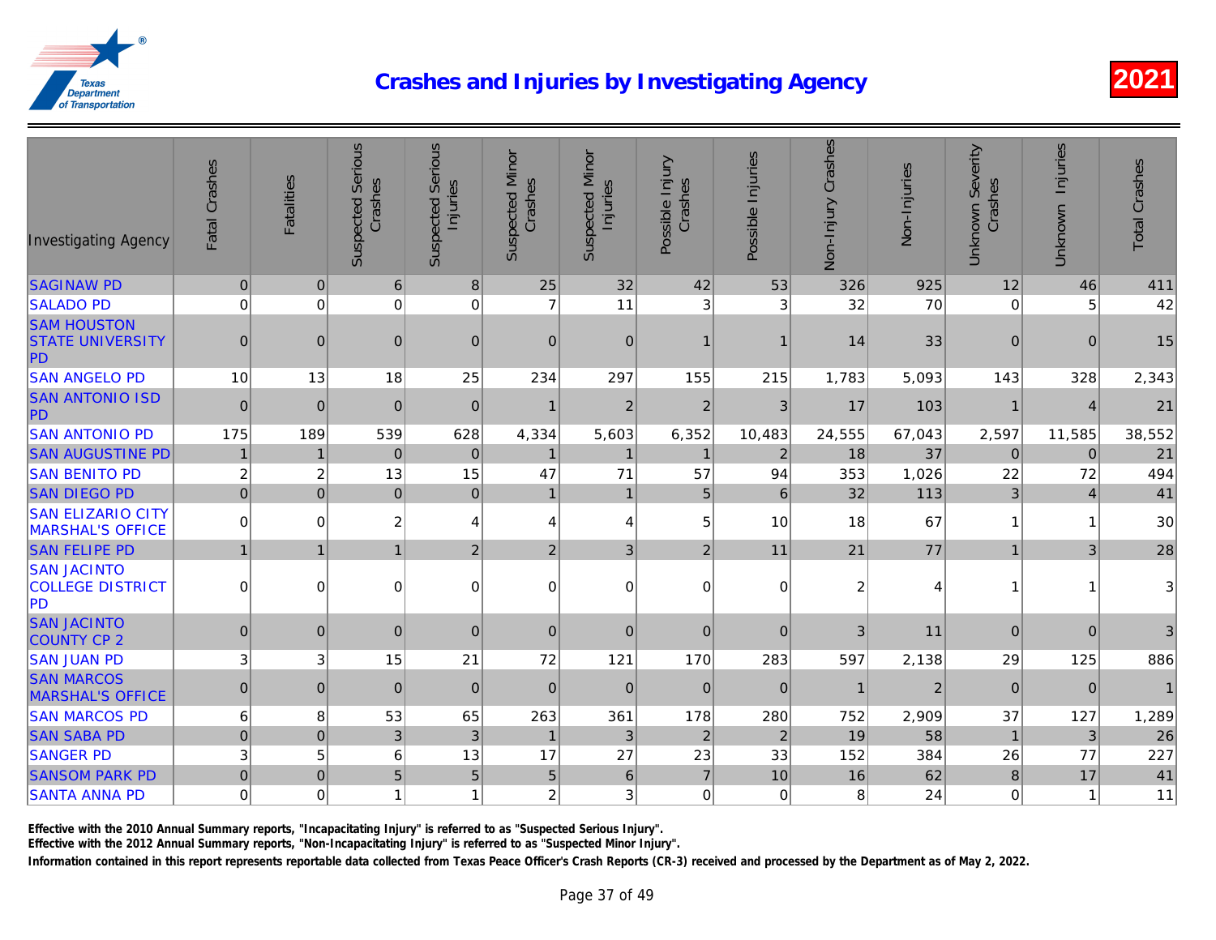# Crashes and Injuries by Investigating Agency

2021

| Investigating Agency | Fatal Crashes | Fatalities | Suspected Serious Crashes | Suspected Serious Injuries | Suspected Minor Crashes | Suspected Minor Injuries | Possible Injury Crashes | Possible Injuries | Non-Injury Crashes | Non-Injuries | Unknown Severity Crashes | Unknown Injuries | Total Crashes |
|---|---|---|---|---|---|---|---|---|---|---|---|---|---|
| SAGINAW PD | 0 | 0 | 6 | 8 | 25 | 32 | 42 | 53 | 326 | 925 | 12 | 46 | 411 |
| SALADO PD | 0 | 0 | 0 | 0 | 7 | 11 | 3 | 3 | 32 | 70 | 0 | 5 | 42 |
| SAM HOUSTON STATE UNIVERSITY PD | 0 | 0 | 0 | 0 | 0 | 0 | 1 | 1 | 14 | 33 | 0 | 0 | 15 |
| SAN ANGELO PD | 10 | 13 | 18 | 25 | 234 | 297 | 155 | 215 | 1,783 | 5,093 | 143 | 328 | 2,343 |
| SAN ANTONIO ISD PD | 0 | 0 | 0 | 0 | 1 | 2 | 2 | 3 | 17 | 103 | 1 | 4 | 21 |
| SAN ANTONIO PD | 175 | 189 | 539 | 628 | 4,334 | 5,603 | 6,352 | 10,483 | 24,555 | 67,043 | 2,597 | 11,585 | 38,552 |
| SAN AUGUSTINE PD | 1 | 1 | 0 | 0 | 1 | 1 | 1 | 2 | 18 | 37 | 0 | 0 | 21 |
| SAN BENITO PD | 2 | 2 | 13 | 15 | 47 | 71 | 57 | 94 | 353 | 1,026 | 22 | 72 | 494 |
| SAN DIEGO PD | 0 | 0 | 0 | 0 | 1 | 1 | 5 | 6 | 32 | 113 | 3 | 4 | 41 |
| SAN ELIZARIO CITY MARSHAL'S OFFICE | 0 | 0 | 2 | 4 | 4 | 4 | 5 | 10 | 18 | 67 | 1 | 1 | 30 |
| SAN FELIPE PD | 1 | 1 | 1 | 2 | 2 | 3 | 2 | 11 | 21 | 77 | 1 | 3 | 28 |
| SAN JACINTO COLLEGE DISTRICT PD | 0 | 0 | 0 | 0 | 0 | 0 | 0 | 0 | 2 | 4 | 1 | 1 | 3 |
| SAN JACINTO COUNTY CP 2 | 0 | 0 | 0 | 0 | 0 | 0 | 0 | 0 | 3 | 11 | 0 | 0 | 3 |
| SAN JUAN PD | 3 | 3 | 15 | 21 | 72 | 121 | 170 | 283 | 597 | 2,138 | 29 | 125 | 886 |
| SAN MARCOS MARSHAL'S OFFICE | 0 | 0 | 0 | 0 | 0 | 0 | 0 | 0 | 1 | 2 | 0 | 0 | 1 |
| SAN MARCOS PD | 6 | 8 | 53 | 65 | 263 | 361 | 178 | 280 | 752 | 2,909 | 37 | 127 | 1,289 |
| SAN SABA PD | 0 | 0 | 3 | 3 | 1 | 3 | 2 | 2 | 19 | 58 | 1 | 3 | 26 |
| SANGER PD | 3 | 5 | 6 | 13 | 17 | 27 | 23 | 33 | 152 | 384 | 26 | 77 | 227 |
| SANSOM PARK PD | 0 | 0 | 5 | 5 | 5 | 6 | 7 | 10 | 16 | 62 | 8 | 17 | 41 |
| SANTA ANNA PD | 0 | 0 | 1 | 1 | 2 | 3 | 0 | 0 | 8 | 24 | 0 | 1 | 11 |

**Effective with the 2010 Annual Summary reports, "Incapacitating Injury" is referred to as "Suspected Serious Injury".**

**Effective with the 2012 Annual Summary reports, "Non-Incapacitating Injury" is referred to as "Suspected Minor Injury".**

**Information contained in this report represents reportable data collected from Texas Peace Officer's Crash Reports (CR-3) received and processed by the Department as of May 2, 2022.**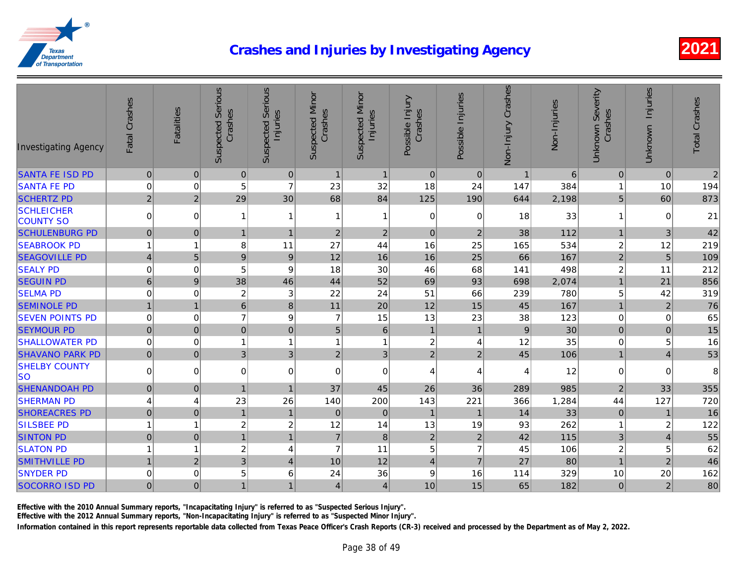# Crashes and Injuries by Investigating Agency

2021

| Investigating Agency | Fatal Crashes | Fatalities | Suspected Serious Crashes | Suspected Serious Injuries | Suspected Minor Crashes | Suspected Minor Injuries | Possible Injury Crashes | Possible Injuries | Non-Injury Crashes | Non-Injuries | Unknown Severity Crashes | Unknown Injuries | Total Crashes |
|---|---|---|---|---|---|---|---|---|---|---|---|---|---|
| SANTA FE ISD PD | 0 | 0 | 0 | 0 | 1 | 1 | 0 | 0 | 1 | 6 | 0 | 0 | 2 |
| SANTA FE PD | 0 | 0 | 5 | 7 | 23 | 32 | 18 | 24 | 147 | 384 | 1 | 10 | 194 |
| SCHERTZ PD | 2 | 2 | 29 | 30 | 68 | 84 | 125 | 190 | 644 | 2,198 | 5 | 60 | 873 |
| SCHLEICHER COUNTY SO | 0 | 0 | 1 | 1 | 1 | 1 | 0 | 0 | 18 | 33 | 1 | 0 | 21 |
| SCHULENBURG PD | 0 | 0 | 1 | 1 | 2 | 2 | 0 | 2 | 38 | 112 | 1 | 3 | 42 |
| SEABROOK PD | 1 | 1 | 8 | 11 | 27 | 44 | 16 | 25 | 165 | 534 | 2 | 12 | 219 |
| SEAGOVILLE PD | 4 | 5 | 9 | 9 | 12 | 16 | 16 | 25 | 66 | 167 | 2 | 5 | 109 |
| SEALY PD | 0 | 0 | 5 | 9 | 18 | 30 | 46 | 68 | 141 | 498 | 2 | 11 | 212 |
| SEGUIN PD | 6 | 9 | 38 | 46 | 44 | 52 | 69 | 93 | 698 | 2,074 | 1 | 21 | 856 |
| SELMA PD | 0 | 0 | 2 | 3 | 22 | 24 | 51 | 66 | 239 | 780 | 5 | 42 | 319 |
| SEMINOLE PD | 1 | 1 | 6 | 8 | 11 | 20 | 12 | 15 | 45 | 167 | 1 | 2 | 76 |
| SEVEN POINTS PD | 0 | 0 | 7 | 9 | 7 | 15 | 13 | 23 | 38 | 123 | 0 | 0 | 65 |
| SEYMOUR PD | 0 | 0 | 0 | 0 | 5 | 6 | 1 | 1 | 9 | 30 | 0 | 0 | 15 |
| SHALLOWATER PD | 0 | 0 | 1 | 1 | 1 | 1 | 2 | 4 | 12 | 35 | 0 | 5 | 16 |
| SHAVANO PARK PD | 0 | 0 | 3 | 3 | 2 | 3 | 2 | 2 | 45 | 106 | 1 | 4 | 53 |
| SHELBY COUNTY SO | 0 | 0 | 0 | 0 | 0 | 0 | 4 | 4 | 4 | 12 | 0 | 0 | 8 |
| SHENANDOAH PD | 0 | 0 | 1 | 1 | 37 | 45 | 26 | 36 | 289 | 985 | 2 | 33 | 355 |
| SHERMAN PD | 4 | 4 | 23 | 26 | 140 | 200 | 143 | 221 | 366 | 1,284 | 44 | 127 | 720 |
| SHOREACRES PD | 0 | 0 | 1 | 1 | 0 | 0 | 1 | 1 | 14 | 33 | 0 | 1 | 16 |
| SILSBEE PD | 1 | 1 | 2 | 2 | 12 | 14 | 13 | 19 | 93 | 262 | 1 | 2 | 122 |
| SINTON PD | 0 | 0 | 1 | 1 | 7 | 8 | 2 | 2 | 42 | 115 | 3 | 4 | 55 |
| SLATON PD | 1 | 1 | 2 | 4 | 7 | 11 | 5 | 7 | 45 | 106 | 2 | 5 | 62 |
| SMITHVILLE PD | 1 | 2 | 3 | 4 | 10 | 12 | 4 | 7 | 27 | 80 | 1 | 2 | 46 |
| SNYDER PD | 0 | 0 | 5 | 6 | 24 | 36 | 9 | 16 | 114 | 329 | 10 | 20 | 162 |
| SOCORRO ISD PD | 0 | 0 | 1 | 1 | 4 | 4 | 10 | 15 | 65 | 182 | 0 | 2 | 80 |

Effective with the 2010 Annual Summary reports, "Incapacitating Injury" is referred to as "Suspected Serious Injury".

Effective with the 2012 Annual Summary reports, "Non-Incapacitating Injury" is referred to as "Suspected Minor Injury".

Information contained in this report represents reportable data collected from Texas Peace Officer's Crash Reports (CR-3) received and processed by the Department as of May 2, 2022.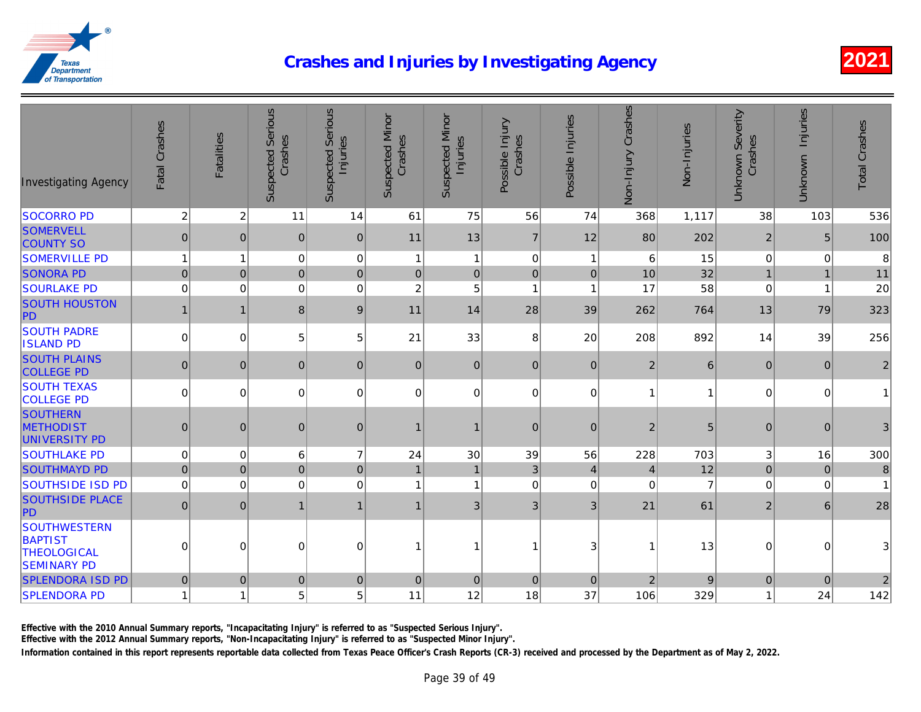# Crashes and Injuries by Investigating Agency

2021

| Investigating Agency | Fatal Crashes | Fatalities | Suspected Serious Crashes | Suspected Serious Injuries | Suspected Minor Crashes | Suspected Minor Injuries | Possible Injury Crashes | Possible Injuries | Non-Injury Crashes | Non-Injuries | Unknown Severity Crashes | Unknown Injuries | Total Crashes |
|---|---|---|---|---|---|---|---|---|---|---|---|---|---|
| SOCORRO PD | 2 | 2 | 11 | 14 | 61 | 75 | 56 | 74 | 368 | 1,117 | 38 | 103 | 536 |
| SOMERVELL COUNTY SO | 0 | 0 | 0 | 0 | 11 | 13 | 7 | 12 | 80 | 202 | 2 | 5 | 100 |
| SOMERVILLE PD | 1 | 1 | 0 | 0 | 1 | 1 | 0 | 1 | 6 | 15 | 0 | 0 | 8 |
| SONORA PD | 0 | 0 | 0 | 0 | 0 | 0 | 0 | 0 | 10 | 32 | 1 | 1 | 11 |
| SOURLAKE PD | 0 | 0 | 0 | 0 | 2 | 5 | 1 | 1 | 17 | 58 | 0 | 1 | 20 |
| SOUTH HOUSTON PD | 1 | 1 | 8 | 9 | 11 | 14 | 28 | 39 | 262 | 764 | 13 | 79 | 323 |
| SOUTH PADRE ISLAND PD | 0 | 0 | 5 | 5 | 21 | 33 | 8 | 20 | 208 | 892 | 14 | 39 | 256 |
| SOUTH PLAINS COLLEGE PD | 0 | 0 | 0 | 0 | 0 | 0 | 0 | 0 | 2 | 6 | 0 | 0 | 2 |
| SOUTH TEXAS COLLEGE PD | 0 | 0 | 0 | 0 | 0 | 0 | 0 | 0 | 1 | 1 | 0 | 0 | 1 |
| SOUTHERN METHODIST UNIVERSITY PD | 0 | 0 | 0 | 0 | 1 | 1 | 0 | 0 | 2 | 5 | 0 | 0 | 3 |
| SOUTHLAKE PD | 0 | 0 | 6 | 7 | 24 | 30 | 39 | 56 | 228 | 703 | 3 | 16 | 300 |
| SOUTHMAYD PD | 0 | 0 | 0 | 0 | 1 | 1 | 3 | 4 | 4 | 12 | 0 | 0 | 8 |
| SOUTHSIDE ISD PD | 0 | 0 | 0 | 0 | 1 | 1 | 0 | 0 | 0 | 7 | 0 | 0 | 1 |
| SOUTHSIDE PLACE PD | 0 | 0 | 1 | 1 | 1 | 3 | 3 | 3 | 21 | 61 | 2 | 6 | 28 |
| SOUTHWESTERN BAPTIST THEOLOGICAL SEMINARY PD | 0 | 0 | 0 | 0 | 1 | 1 | 1 | 3 | 1 | 13 | 0 | 0 | 3 |
| SPLENDORA ISD PD | 0 | 0 | 0 | 0 | 0 | 0 | 0 | 0 | 2 | 9 | 0 | 0 | 2 |
| SPLENDORA PD | 1 | 1 | 5 | 5 | 11 | 12 | 18 | 37 | 106 | 329 | 1 | 24 | 142 |

Effective with the 2010 Annual Summary reports, "Incapacitating Injury" is referred to as "Suspected Serious Injury".

Effective with the 2012 Annual Summary reports, "Non-Incapacitating Injury" is referred to as "Suspected Minor Injury".

Information contained in this report represents reportable data collected from Texas Peace Officer's Crash Reports (CR-3) received and processed by the Department as of May 2, 2022.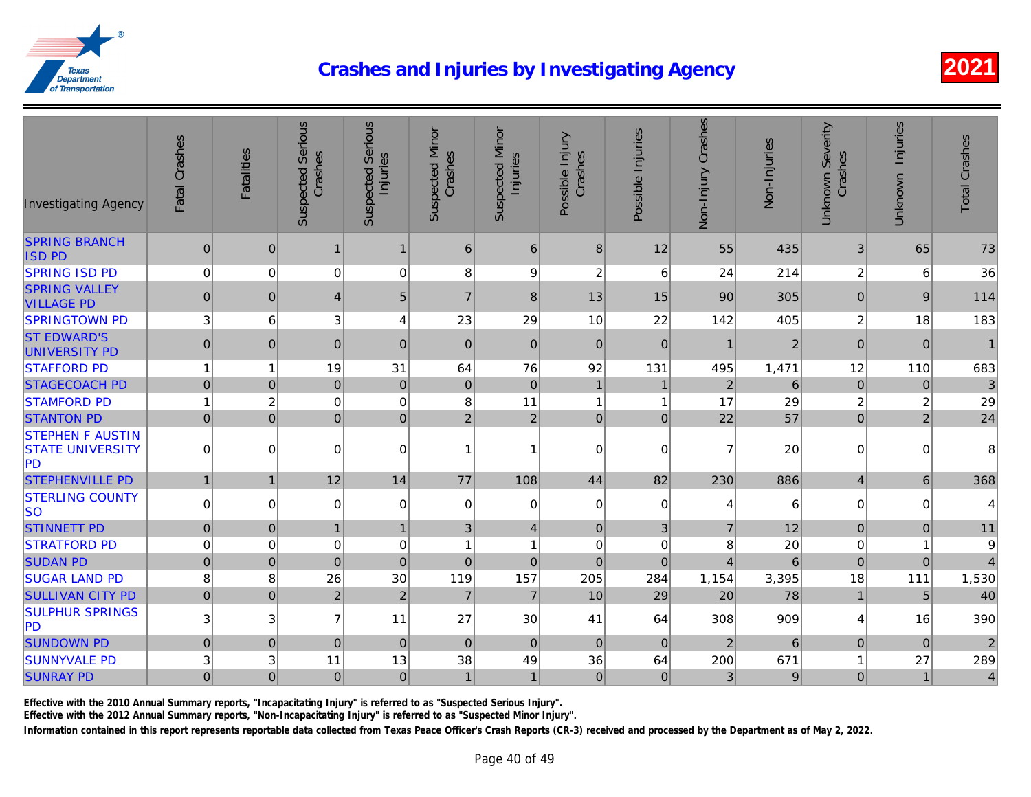# Crashes and Injuries by Investigating Agency

2021

| Investigating Agency | Fatal Crashes | Fatalities | Suspected Serious Crashes | Suspected Serious Injuries | Suspected Minor Crashes | Suspected Minor Injuries | Possible Injury Crashes | Possible Injuries | Non-Injury Crashes | Non-Injuries | Unknown Severity Crashes | Unknown Injuries | Total Crashes |
|---|---|---|---|---|---|---|---|---|---|---|---|---|---|
| SPRING BRANCH ISD PD | 0 | 0 | 1 | 1 | 6 | 6 | 8 | 12 | 55 | 435 | 3 | 65 | 73 |
| SPRING ISD PD | 0 | 0 | 0 | 0 | 8 | 9 | 2 | 6 | 24 | 214 | 2 | 6 | 36 |
| SPRING VALLEY VILLAGE PD | 0 | 0 | 4 | 5 | 7 | 8 | 13 | 15 | 90 | 305 | 0 | 9 | 114 |
| SPRINGTOWN PD | 3 | 6 | 3 | 4 | 23 | 29 | 10 | 22 | 142 | 405 | 2 | 18 | 183 |
| ST EDWARD'S UNIVERSITY PD | 0 | 0 | 0 | 0 | 0 | 0 | 0 | 0 | 1 | 2 | 0 | 0 | 1 |
| STAFFORD PD | 1 | 1 | 19 | 31 | 64 | 76 | 92 | 131 | 495 | 1,471 | 12 | 110 | 683 |
| STAGECOACH PD | 0 | 0 | 0 | 0 | 0 | 0 | 1 | 1 | 2 | 6 | 0 | 0 | 3 |
| STAMFORD PD | 1 | 2 | 0 | 0 | 8 | 11 | 1 | 1 | 17 | 29 | 2 | 2 | 29 |
| STANTON PD | 0 | 0 | 0 | 0 | 2 | 2 | 0 | 0 | 22 | 57 | 0 | 2 | 24 |
| STEPHEN F AUSTIN STATE UNIVERSITY PD | 0 | 0 | 0 | 0 | 1 | 1 | 0 | 0 | 7 | 20 | 0 | 0 | 8 |
| STEPHENVILLE PD | 1 | 1 | 12 | 14 | 77 | 108 | 44 | 82 | 230 | 886 | 4 | 6 | 368 |
| STERLING COUNTY SO | 0 | 0 | 0 | 0 | 0 | 0 | 0 | 0 | 4 | 6 | 0 | 0 | 4 |
| STINNETT PD | 0 | 0 | 1 | 1 | 3 | 4 | 0 | 3 | 7 | 12 | 0 | 0 | 11 |
| STRATFORD PD | 0 | 0 | 0 | 0 | 1 | 1 | 0 | 0 | 8 | 20 | 0 | 1 | 9 |
| SUDAN PD | 0 | 0 | 0 | 0 | 0 | 0 | 0 | 0 | 4 | 6 | 0 | 0 | 4 |
| SUGAR LAND PD | 8 | 8 | 26 | 30 | 119 | 157 | 205 | 284 | 1,154 | 3,395 | 18 | 111 | 1,530 |
| SULLIVAN CITY PD | 0 | 0 | 2 | 2 | 7 | 7 | 10 | 29 | 20 | 78 | 1 | 5 | 40 |
| SULPHUR SPRINGS PD | 3 | 3 | 7 | 11 | 27 | 30 | 41 | 64 | 308 | 909 | 4 | 16 | 390 |
| SUNDOWN PD | 0 | 0 | 0 | 0 | 0 | 0 | 0 | 0 | 2 | 6 | 0 | 0 | 2 |
| SUNNYVALE PD | 3 | 3 | 11 | 13 | 38 | 49 | 36 | 64 | 200 | 671 | 1 | 27 | 289 |
| SUNRAY PD | 0 | 0 | 0 | 0 | 1 | 1 | 0 | 0 | 3 | 9 | 0 | 1 | 4 |

Effective with the 2010 Annual Summary reports, "Incapacitating Injury" is referred to as "Suspected Serious Injury".

Effective with the 2012 Annual Summary reports, "Non-Incapacitating Injury" is referred to as "Suspected Minor Injury".

Information contained in this report represents reportable data collected from Texas Peace Officer's Crash Reports (CR-3) received and processed by the Department as of May 2, 2022.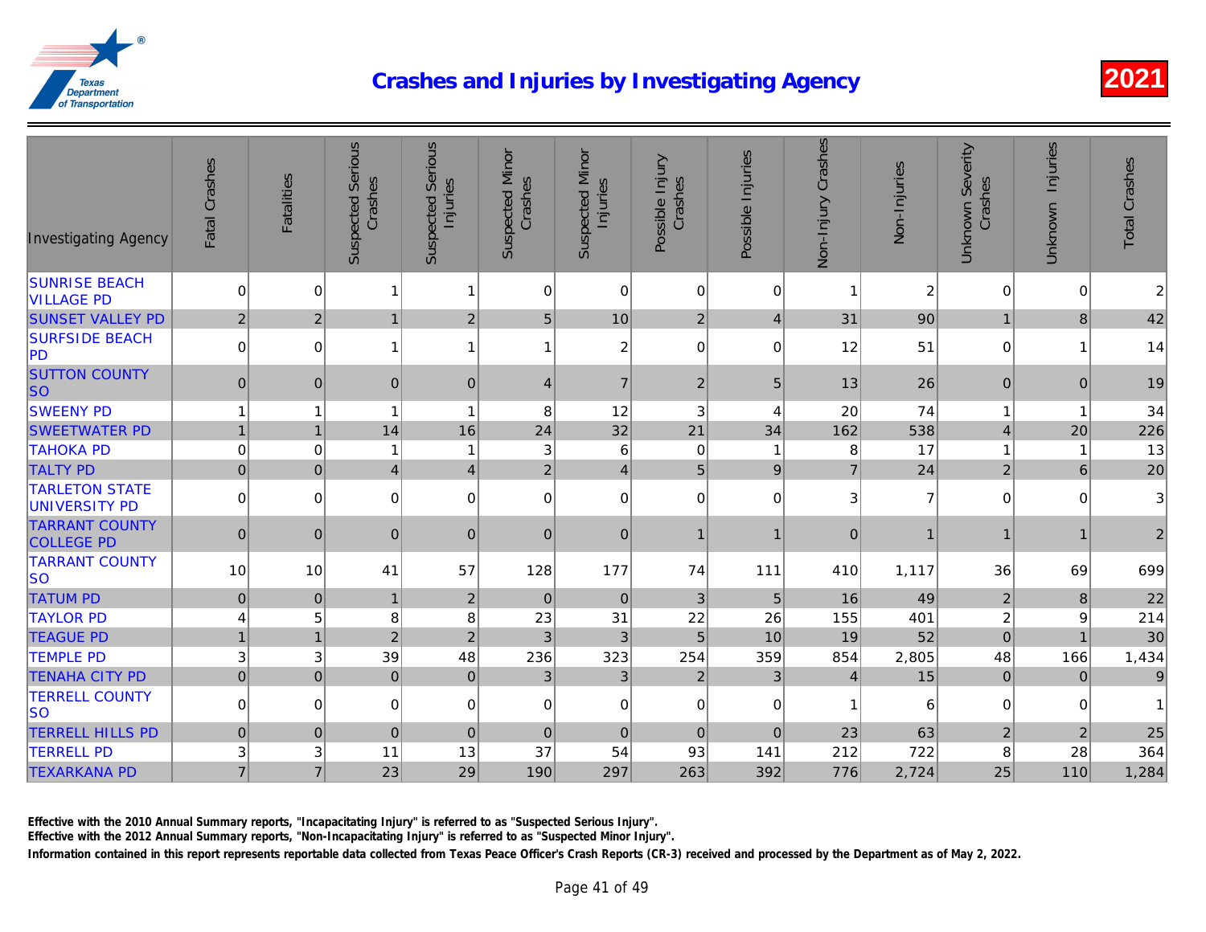# Crashes and Injuries by Investigating Agency

2021

| Investigating Agency | Fatal Crashes | Fatalities | Suspected Serious Crashes | Suspected Serious Injuries | Suspected Minor Crashes | Suspected Minor Injuries | Possible Injury Crashes | Possible Injuries | Non-Injury Crashes | Non-Injuries | Unknown Severity Crashes | Unknown Injuries | Total Crashes |
|---|---|---|---|---|---|---|---|---|---|---|---|---|---|
| SUNRISE BEACH VILLAGE PD | 0 | 0 | 1 | 1 | 0 | 0 | 0 | 0 | 1 | 2 | 0 | 0 | 2 |
| SUNSET VALLEY PD | 2 | 2 | 1 | 2 | 5 | 10 | 2 | 4 | 31 | 90 | 1 | 8 | 42 |
| SURFSIDE BEACH PD | 0 | 0 | 1 | 1 | 1 | 2 | 0 | 0 | 12 | 51 | 0 | 1 | 14 |
| SUTTON COUNTY SO | 0 | 0 | 0 | 0 | 4 | 7 | 2 | 5 | 13 | 26 | 0 | 0 | 19 |
| SWEENY PD | 1 | 1 | 1 | 1 | 8 | 12 | 3 | 4 | 20 | 74 | 1 | 1 | 34 |
| SWEETWATER PD | 1 | 1 | 14 | 16 | 24 | 32 | 21 | 34 | 162 | 538 | 4 | 20 | 226 |
| TAHOKA PD | 0 | 0 | 1 | 1 | 3 | 6 | 0 | 1 | 8 | 17 | 1 | 1 | 13 |
| TALTY PD | 0 | 0 | 4 | 4 | 2 | 4 | 5 | 9 | 7 | 24 | 2 | 6 | 20 |
| TARLETON STATE UNIVERSITY PD | 0 | 0 | 0 | 0 | 0 | 0 | 0 | 0 | 3 | 7 | 0 | 0 | 3 |
| TARRANT COUNTY COLLEGE PD | 0 | 0 | 0 | 0 | 0 | 0 | 1 | 1 | 0 | 1 | 1 | 1 | 2 |
| TARRANT COUNTY SO | 10 | 10 | 41 | 57 | 128 | 177 | 74 | 111 | 410 | 1,117 | 36 | 69 | 699 |
| TATUM PD | 0 | 0 | 1 | 2 | 0 | 0 | 3 | 5 | 16 | 49 | 2 | 8 | 22 |
| TAYLOR PD | 4 | 5 | 8 | 8 | 23 | 31 | 22 | 26 | 155 | 401 | 2 | 9 | 214 |
| TEAGUE PD | 1 | 1 | 2 | 2 | 3 | 3 | 5 | 10 | 19 | 52 | 0 | 1 | 30 |
| TEMPLE PD | 3 | 3 | 39 | 48 | 236 | 323 | 254 | 359 | 854 | 2,805 | 48 | 166 | 1,434 |
| TENAHA CITY PD | 0 | 0 | 0 | 0 | 3 | 3 | 2 | 3 | 4 | 15 | 0 | 0 | 9 |
| TERRELL COUNTY SO | 0 | 0 | 0 | 0 | 0 | 0 | 0 | 0 | 1 | 6 | 0 | 0 | 1 |
| TERRELL HILLS PD | 0 | 0 | 0 | 0 | 0 | 0 | 0 | 0 | 23 | 63 | 2 | 2 | 25 |
| TERRELL PD | 3 | 3 | 11 | 13 | 37 | 54 | 93 | 141 | 212 | 722 | 8 | 28 | 364 |
| TEXARKANA PD | 7 | 7 | 23 | 29 | 190 | 297 | 263 | 392 | 776 | 2,724 | 25 | 110 | 1,284 |

Effective with the 2010 Annual Summary reports, "Incapacitating Injury" is referred to as "Suspected Serious Injury".

Effective with the 2012 Annual Summary reports, "Non-Incapacitating Injury" is referred to as "Suspected Minor Injury".

Information contained in this report represents reportable data collected from Texas Peace Officer's Crash Reports (CR-3) received and processed by the Department as of May 2, 2022.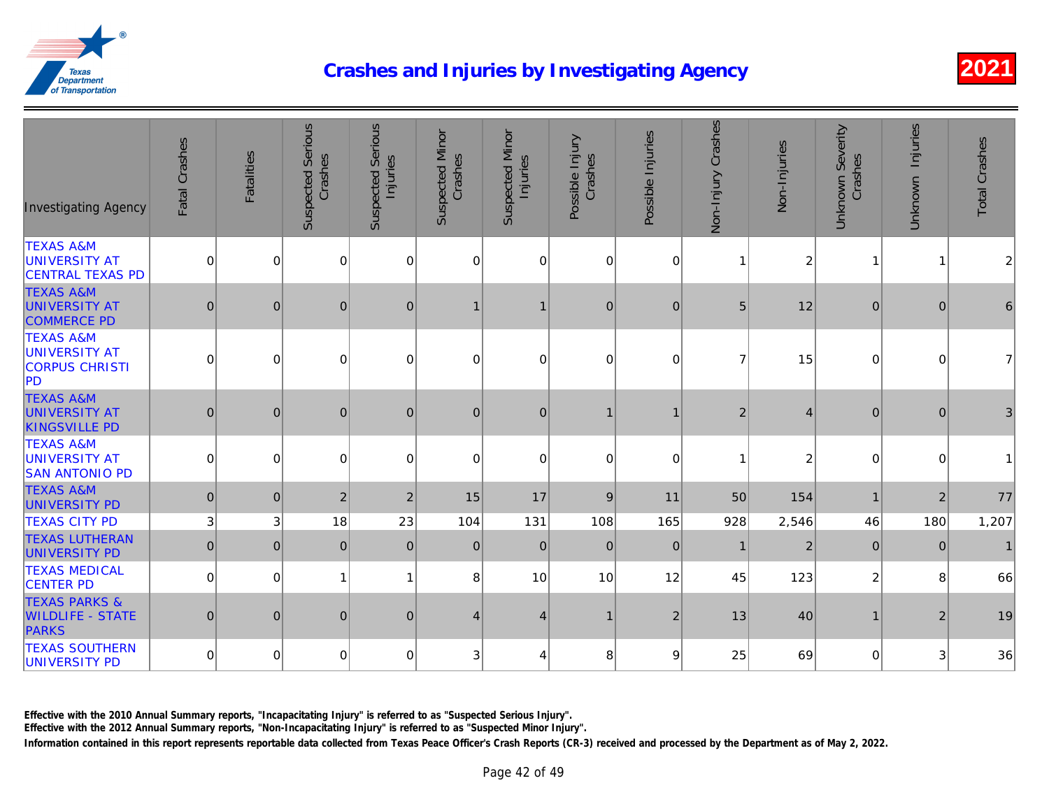# Crashes and Injuries by Investigating Agency

2021

| Investigating Agency | Fatal Crashes | Fatalities | Suspected Serious Crashes | Suspected Serious Injuries | Suspected Minor Crashes | Suspected Minor Injuries | Possible Injury Crashes | Possible Injuries | Non-Injury Crashes | Non-Injuries | Unknown Severity Crashes | Unknown Injuries | Total Crashes |
|---|---|---|---|---|---|---|---|---|---|---|---|---|---|
| TEXAS A&M UNIVERSITY AT CENTRAL TEXAS PD | 0 | 0 | 0 | 0 | 0 | 0 | 0 | 0 | 1 | 2 | 1 | 1 | 2 |
| TEXAS A&M UNIVERSITY AT COMMERCE PD | 0 | 0 | 0 | 0 | 1 | 1 | 0 | 0 | 5 | 12 | 0 | 0 | 6 |
| TEXAS A&M UNIVERSITY AT CORPUS CHRISTI PD | 0 | 0 | 0 | 0 | 0 | 0 | 0 | 0 | 7 | 15 | 0 | 0 | 7 |
| TEXAS A&M UNIVERSITY AT KINGSVILLE PD | 0 | 0 | 0 | 0 | 0 | 0 | 1 | 1 | 2 | 4 | 0 | 0 | 3 |
| TEXAS A&M UNIVERSITY AT SAN ANTONIO PD | 0 | 0 | 0 | 0 | 0 | 0 | 0 | 0 | 1 | 2 | 0 | 0 | 1 |
| TEXAS A&M UNIVERSITY PD | 0 | 0 | 2 | 2 | 15 | 17 | 9 | 11 | 50 | 154 | 1 | 2 | 77 |
| TEXAS CITY PD | 3 | 3 | 18 | 23 | 104 | 131 | 108 | 165 | 928 | 2,546 | 46 | 180 | 1,207 |
| TEXAS LUTHERAN UNIVERSITY PD | 0 | 0 | 0 | 0 | 0 | 0 | 0 | 0 | 1 | 2 | 0 | 0 | 1 |
| TEXAS MEDICAL CENTER PD | 0 | 0 | 1 | 1 | 8 | 10 | 10 | 12 | 45 | 123 | 2 | 8 | 66 |
| TEXAS PARKS & WILDLIFE - STATE PARKS | 0 | 0 | 0 | 0 | 4 | 4 | 1 | 2 | 13 | 40 | 1 | 2 | 19 |
| TEXAS SOUTHERN UNIVERSITY PD | 0 | 0 | 0 | 0 | 3 | 4 | 8 | 9 | 25 | 69 | 0 | 3 | 36 |

**Effective with the 2010 Annual Summary reports, "Incapacitating Injury" is referred to as "Suspected Serious Injury".**

**Effective with the 2012 Annual Summary reports, "Non-Incapacitating Injury" is referred to as "Suspected Minor Injury".**

**Information contained in this report represents reportable data collected from Texas Peace Officer's Crash Reports (CR-3) received and processed by the Department as of May 2, 2022.**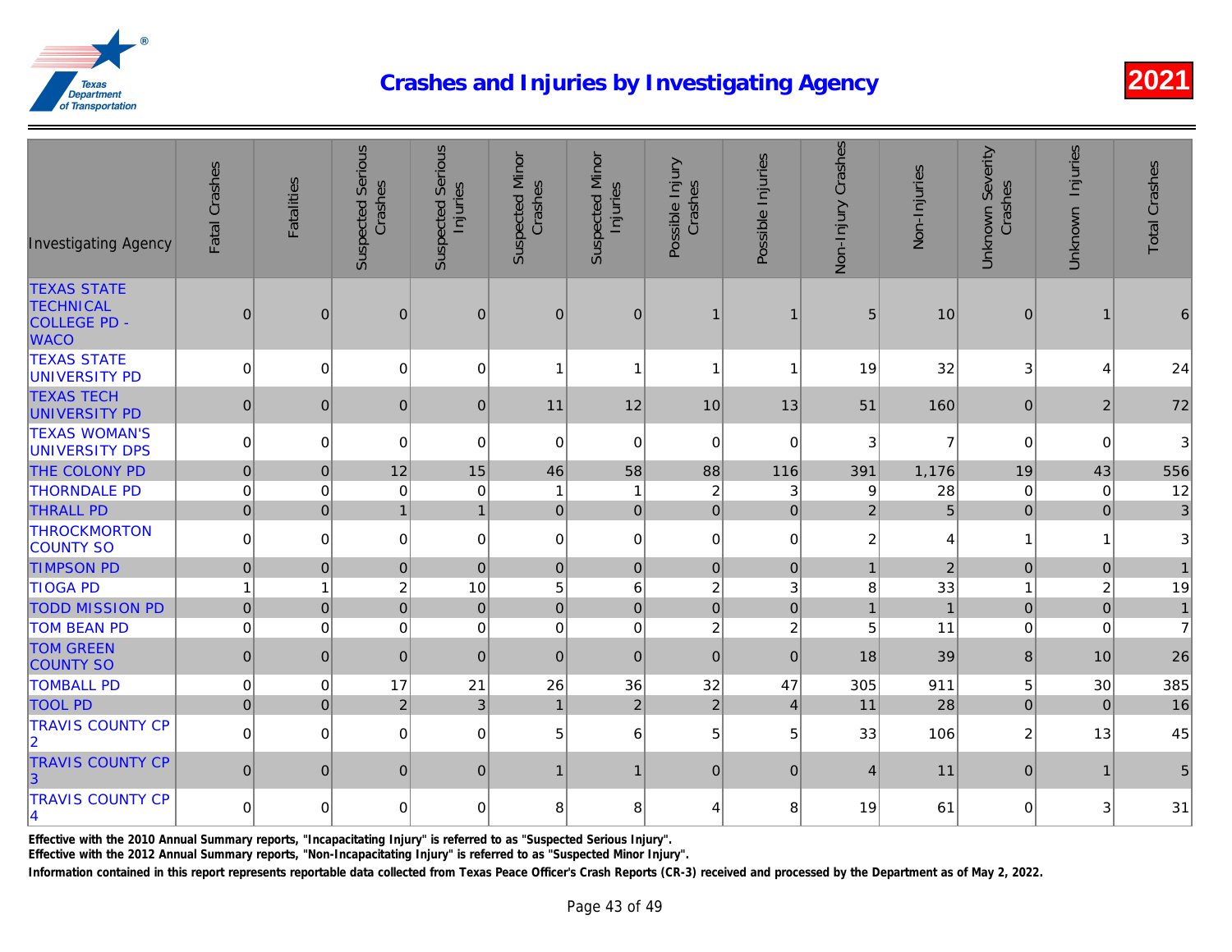# Crashes and Injuries by Investigating Agency

2021

| Investigating Agency | Fatal Crashes | Fatalities | Suspected Serious Crashes | Suspected Serious Injuries | Suspected Minor Crashes | Suspected Minor Injuries | Possible Injury Crashes | Possible Injuries | Non-Injury Crashes | Non-Injuries | Unknown Severity Crashes | Unknown Injuries | Total Crashes |
|---|---|---|---|---|---|---|---|---|---|---|---|---|---|
| TEXAS STATE TECHNICAL COLLEGE PD - WACO | 0 | 0 | 0 | 0 | 0 | 0 | 1 | 1 | 5 | 10 | 0 | 1 | 6 |
| TEXAS STATE UNIVERSITY PD | 0 | 0 | 0 | 0 | 1 | 1 | 1 | 1 | 19 | 32 | 3 | 4 | 24 |
| TEXAS TECH UNIVERSITY PD | 0 | 0 | 0 | 0 | 11 | 12 | 10 | 13 | 51 | 160 | 0 | 2 | 72 |
| TEXAS WOMAN'S UNIVERSITY DPS | 0 | 0 | 0 | 0 | 0 | 0 | 0 | 0 | 3 | 7 | 0 | 0 | 3 |
| THE COLONY PD | 0 | 0 | 12 | 15 | 46 | 58 | 88 | 116 | 391 | 1,176 | 19 | 43 | 556 |
| THORNDALE PD | 0 | 0 | 0 | 0 | 1 | 1 | 2 | 3 | 9 | 28 | 0 | 0 | 12 |
| THRALL PD | 0 | 0 | 1 | 1 | 0 | 0 | 0 | 0 | 2 | 5 | 0 | 0 | 3 |
| THROCKMORTON COUNTY SO | 0 | 0 | 0 | 0 | 0 | 0 | 0 | 0 | 2 | 4 | 1 | 1 | 3 |
| TIMPSON PD | 0 | 0 | 0 | 0 | 0 | 0 | 0 | 0 | 1 | 2 | 0 | 0 | 1 |
| TIOGA PD | 1 | 1 | 2 | 10 | 5 | 6 | 2 | 3 | 8 | 33 | 1 | 2 | 19 |
| TODD MISSION PD | 0 | 0 | 0 | 0 | 0 | 0 | 0 | 0 | 1 | 1 | 0 | 0 | 1 |
| TOM BEAN PD | 0 | 0 | 0 | 0 | 0 | 0 | 2 | 2 | 5 | 11 | 0 | 0 | 7 |
| TOM GREEN COUNTY SO | 0 | 0 | 0 | 0 | 0 | 0 | 0 | 0 | 18 | 39 | 8 | 10 | 26 |
| TOMBALL PD | 0 | 0 | 17 | 21 | 26 | 36 | 32 | 47 | 305 | 911 | 5 | 30 | 385 |
| TOOL PD | 0 | 0 | 2 | 3 | 1 | 2 | 2 | 4 | 11 | 28 | 0 | 0 | 16 |
| TRAVIS COUNTY CP 2 | 0 | 0 | 0 | 0 | 5 | 6 | 5 | 5 | 33 | 106 | 2 | 13 | 45 |
| TRAVIS COUNTY CP 3 | 0 | 0 | 0 | 0 | 1 | 1 | 0 | 0 | 4 | 11 | 0 | 1 | 5 |
| TRAVIS COUNTY CP 4 | 0 | 0 | 0 | 0 | 8 | 8 | 4 | 8 | 19 | 61 | 0 | 3 | 31 |

Effective with the 2010 Annual Summary reports, "Incapacitating Injury" is referred to as "Suspected Serious Injury".

Effective with the 2012 Annual Summary reports, "Non-Incapacitating Injury" is referred to as "Suspected Minor Injury".

Information contained in this report represents reportable data collected from Texas Peace Officer's Crash Reports (CR-3) received and processed by the Department as of May 2, 2022.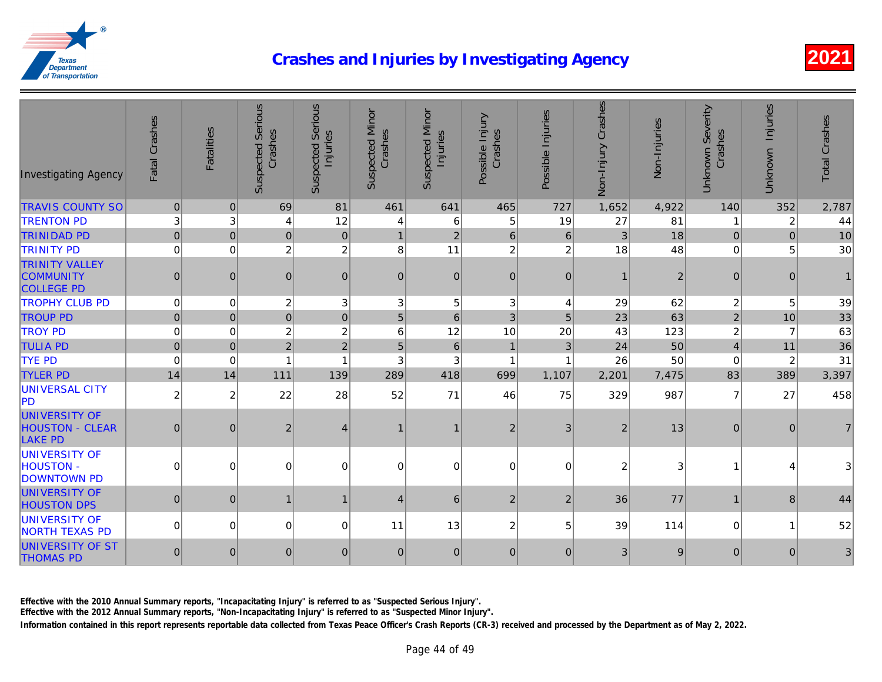# Crashes and Injuries by Investigating Agency

2021

| Investigating Agency | Fatal Crashes | Fatalities | Suspected Serious Crashes | Suspected Serious Injuries | Suspected Minor Crashes | Suspected Minor Injuries | Possible Injury Crashes | Possible Injuries | Non-Injury Crashes | Non-Injuries | Unknown Severity Crashes | Unknown Injuries | Total Crashes |
|---|---|---|---|---|---|---|---|---|---|---|---|---|---|
| TRAVIS COUNTY SO | 0 | 0 | 69 | 81 | 461 | 641 | 465 | 727 | 1,652 | 4,922 | 140 | 352 | 2,787 |
| TRENTON PD | 3 | 3 | 4 | 12 | 4 | 6 | 5 | 19 | 27 | 81 | 1 | 2 | 44 |
| TRINIDAD PD | 0 | 0 | 0 | 0 | 1 | 2 | 6 | 6 | 3 | 18 | 0 | 0 | 10 |
| TRINITY PD | 0 | 0 | 2 | 2 | 8 | 11 | 2 | 2 | 18 | 48 | 0 | 5 | 30 |
| TRINITY VALLEY COMMUNITY COLLEGE PD | 0 | 0 | 0 | 0 | 0 | 0 | 0 | 0 | 1 | 2 | 0 | 0 | 1 |
| TROPHY CLUB PD | 0 | 0 | 2 | 3 | 3 | 5 | 3 | 4 | 29 | 62 | 2 | 5 | 39 |
| TROUP PD | 0 | 0 | 0 | 0 | 5 | 6 | 3 | 5 | 23 | 63 | 2 | 10 | 33 |
| TROY PD | 0 | 0 | 2 | 2 | 6 | 12 | 10 | 20 | 43 | 123 | 2 | 7 | 63 |
| TULIA PD | 0 | 0 | 2 | 2 | 5 | 6 | 1 | 3 | 24 | 50 | 4 | 11 | 36 |
| TYE PD | 0 | 0 | 1 | 1 | 3 | 3 | 1 | 1 | 26 | 50 | 0 | 2 | 31 |
| TYLER PD | 14 | 14 | 111 | 139 | 289 | 418 | 699 | 1,107 | 2,201 | 7,475 | 83 | 389 | 3,397 |
| UNIVERSAL CITY PD | 2 | 2 | 22 | 28 | 52 | 71 | 46 | 75 | 329 | 987 | 7 | 27 | 458 |
| UNIVERSITY OF HOUSTON - CLEAR LAKE PD | 0 | 0 | 2 | 4 | 1 | 1 | 2 | 3 | 2 | 13 | 0 | 0 | 7 |
| UNIVERSITY OF HOUSTON - DOWNTOWN PD | 0 | 0 | 0 | 0 | 0 | 0 | 0 | 0 | 2 | 3 | 1 | 4 | 3 |
| UNIVERSITY OF HOUSTON DPS | 0 | 0 | 1 | 1 | 4 | 6 | 2 | 2 | 36 | 77 | 1 | 8 | 44 |
| UNIVERSITY OF NORTH TEXAS PD | 0 | 0 | 0 | 0 | 11 | 13 | 2 | 5 | 39 | 114 | 0 | 1 | 52 |
| UNIVERSITY OF ST THOMAS PD | 0 | 0 | 0 | 0 | 0 | 0 | 0 | 0 | 3 | 9 | 0 | 0 | 3 |

Effective with the 2010 Annual Summary reports, "Incapacitating Injury" is referred to as "Suspected Serious Injury".
Effective with the 2012 Annual Summary reports, "Non-Incapacitating Injury" is referred to as "Suspected Minor Injury".
Information contained in this report represents reportable data collected from Texas Peace Officer's Crash Reports (CR-3) received and processed by the Department as of May 2, 2022.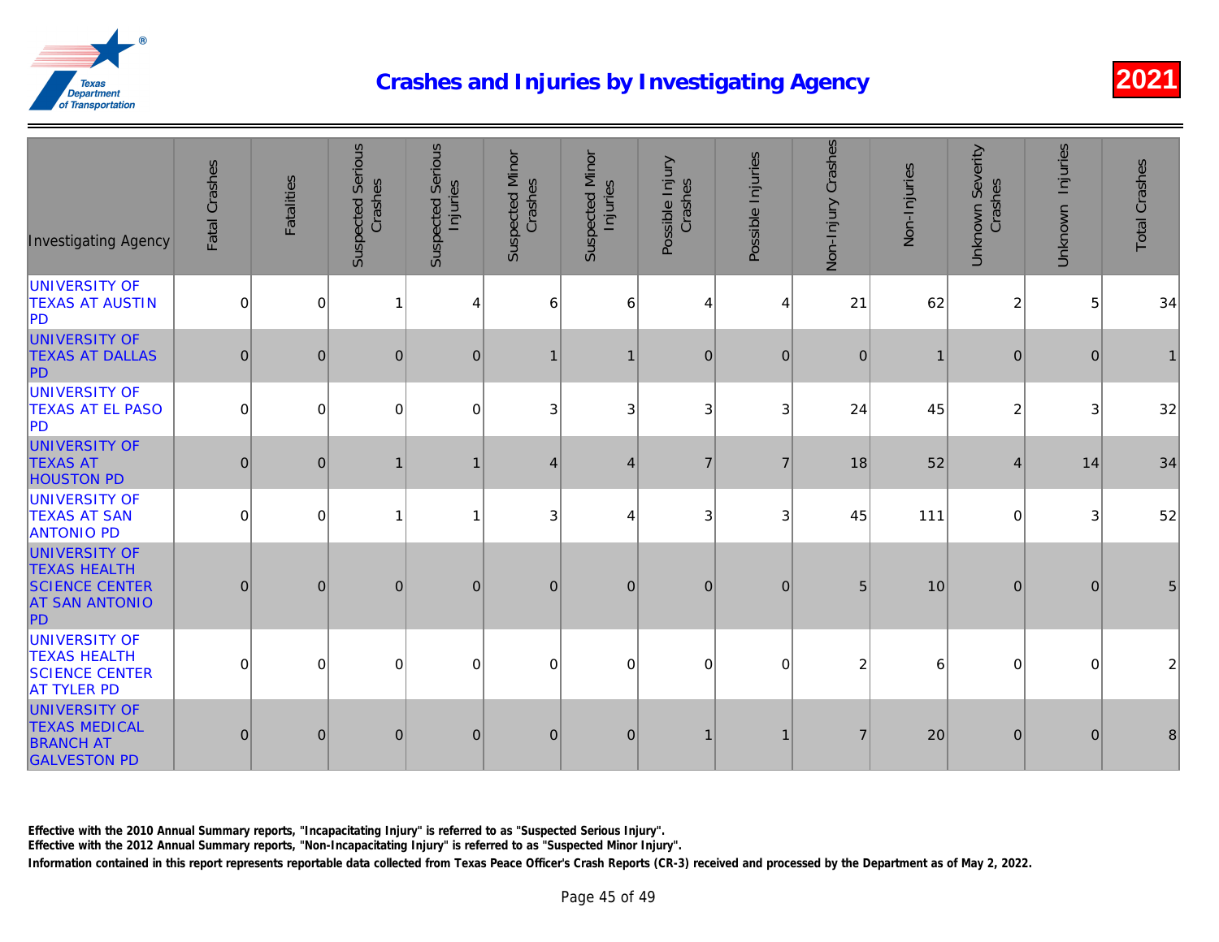# Crashes and Injuries by Investigating Agency

**2021**

| Investigating Agency | Fatal Crashes | Fatalities | Suspected Serious Crashes | Suspected Serious Injuries | Suspected Minor Crashes | Suspected Minor Injuries | Possible Injury Crashes | Possible Injuries | Non-Injury Crashes | Non-Injuries | Unknown Severity Crashes | Unknown Injuries | Total Crashes |
|---|---|---|---|---|---|---|---|---|---|---|---|---|---|
| UNIVERSITY OF TEXAS AT AUSTIN PD | 0 | 0 | 1 | 4 | 6 | 6 | 4 | 4 | 21 | 62 | 2 | 5 | 34 |
| UNIVERSITY OF TEXAS AT DALLAS PD | 0 | 0 | 0 | 0 | 1 | 1 | 0 | 0 | 0 | 1 | 0 | 0 | 1 |
| UNIVERSITY OF TEXAS AT EL PASO PD | 0 | 0 | 0 | 0 | 3 | 3 | 3 | 3 | 24 | 45 | 2 | 3 | 32 |
| UNIVERSITY OF TEXAS AT HOUSTON PD | 0 | 0 | 1 | 1 | 4 | 4 | 7 | 7 | 18 | 52 | 4 | 14 | 34 |
| UNIVERSITY OF TEXAS AT SAN ANTONIO PD | 0 | 0 | 1 | 1 | 3 | 4 | 3 | 3 | 45 | 111 | 0 | 3 | 52 |
| UNIVERSITY OF TEXAS HEALTH SCIENCE CENTER AT SAN ANTONIO PD | 0 | 0 | 0 | 0 | 0 | 0 | 0 | 0 | 5 | 10 | 0 | 0 | 5 |
| UNIVERSITY OF TEXAS HEALTH SCIENCE CENTER AT TYLER PD | 0 | 0 | 0 | 0 | 0 | 0 | 0 | 0 | 2 | 6 | 0 | 0 | 2 |
| UNIVERSITY OF TEXAS MEDICAL BRANCH AT GALVESTON PD | 0 | 0 | 0 | 0 | 0 | 0 | 1 | 1 | 7 | 20 | 0 | 0 | 8 |

**Effective with the 2010 Annual Summary reports, "Incapacitating Injury" is referred to as "Suspected Serious Injury".**

**Effective with the 2012 Annual Summary reports, "Non-Incapacitating Injury" is referred to as "Suspected Minor Injury".**

**Information contained in this report represents reportable data collected from Texas Peace Officer's Crash Reports (CR-3) received and processed by the Department as of May 2, 2022.**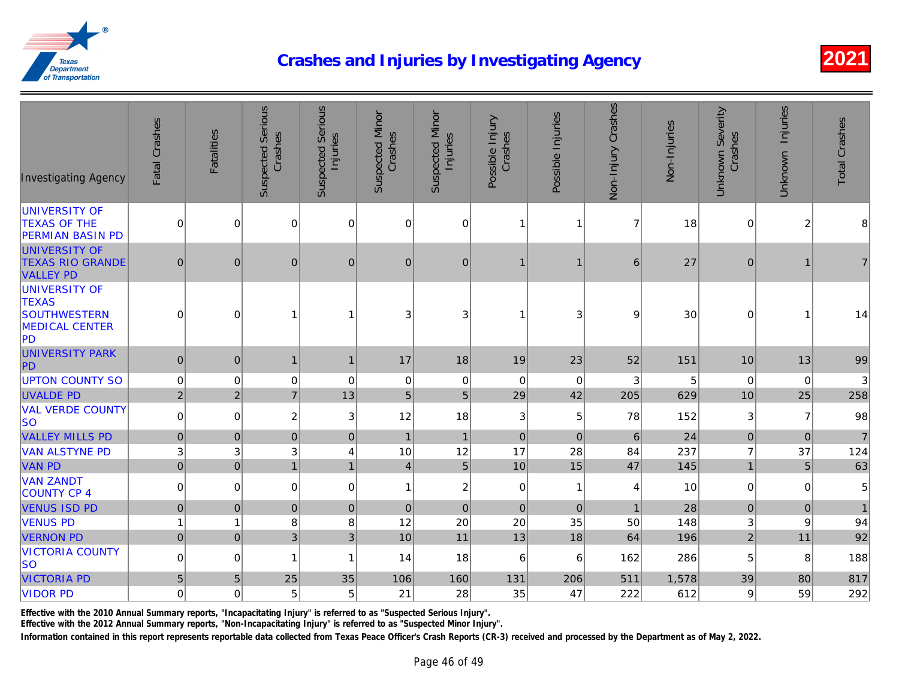# Crashes and Injuries by Investigating Agency

2021

| Investigating Agency | Fatal Crashes | Fatalities | Suspected Serious Crashes | Suspected Serious Injuries | Suspected Minor Crashes | Suspected Minor Injuries | Possible Injury Crashes | Possible Injuries | Non-Injury Crashes | Non-Injuries | Unknown Severity Crashes | Unknown Injuries | Total Crashes |
|---|---|---|---|---|---|---|---|---|---|---|---|---|---|
| UNIVERSITY OF TEXAS OF THE PERMIAN BASIN PD | 0 | 0 | 0 | 0 | 0 | 0 | 1 | 1 | 7 | 18 | 0 | 2 | 8 |
| UNIVERSITY OF TEXAS RIO GRANDE VALLEY PD | 0 | 0 | 0 | 0 | 0 | 0 | 1 | 1 | 6 | 27 | 0 | 1 | 7 |
| UNIVERSITY OF TEXAS SOUTHWESTERN MEDICAL CENTER PD | 0 | 0 | 1 | 1 | 3 | 3 | 1 | 3 | 9 | 30 | 0 | 1 | 14 |
| UNIVERSITY PARK PD | 0 | 0 | 1 | 1 | 17 | 18 | 19 | 23 | 52 | 151 | 10 | 13 | 99 |
| UPTON COUNTY SO | 0 | 0 | 0 | 0 | 0 | 0 | 0 | 0 | 3 | 5 | 0 | 0 | 3 |
| UVALDE PD | 2 | 2 | 7 | 13 | 5 | 5 | 29 | 42 | 205 | 629 | 10 | 25 | 258 |
| VAL VERDE COUNTY SO | 0 | 0 | 2 | 3 | 12 | 18 | 3 | 5 | 78 | 152 | 3 | 7 | 98 |
| VALLEY MILLS PD | 0 | 0 | 0 | 0 | 1 | 1 | 0 | 0 | 6 | 24 | 0 | 0 | 7 |
| VAN ALSTYNE PD | 3 | 3 | 3 | 4 | 10 | 12 | 17 | 28 | 84 | 237 | 7 | 37 | 124 |
| VAN PD | 0 | 0 | 1 | 1 | 4 | 5 | 10 | 15 | 47 | 145 | 1 | 5 | 63 |
| VAN ZANDT COUNTY CP 4 | 0 | 0 | 0 | 0 | 1 | 2 | 0 | 1 | 4 | 10 | 0 | 0 | 5 |
| VENUS ISD PD | 0 | 0 | 0 | 0 | 0 | 0 | 0 | 0 | 1 | 28 | 0 | 0 | 1 |
| VENUS PD | 1 | 1 | 8 | 8 | 12 | 20 | 20 | 35 | 50 | 148 | 3 | 9 | 94 |
| VERNON PD | 0 | 0 | 3 | 3 | 10 | 11 | 13 | 18 | 64 | 196 | 2 | 11 | 92 |
| VICTORIA COUNTY SO | 0 | 0 | 1 | 1 | 14 | 18 | 6 | 6 | 162 | 286 | 5 | 8 | 188 |
| VICTORIA PD | 5 | 5 | 25 | 35 | 106 | 160 | 131 | 206 | 511 | 1,578 | 39 | 80 | 817 |
| VIDOR PD | 0 | 0 | 5 | 5 | 21 | 28 | 35 | 47 | 222 | 612 | 9 | 59 | 292 |

Effective with the 2010 Annual Summary reports, "Incapacitating Injury" is referred to as "Suspected Serious Injury".

Effective with the 2012 Annual Summary reports, "Non-Incapacitating Injury" is referred to as "Suspected Minor Injury".

Information contained in this report represents reportable data collected from Texas Peace Officer's Crash Reports (CR-3) received and processed by the Department as of May 2, 2022.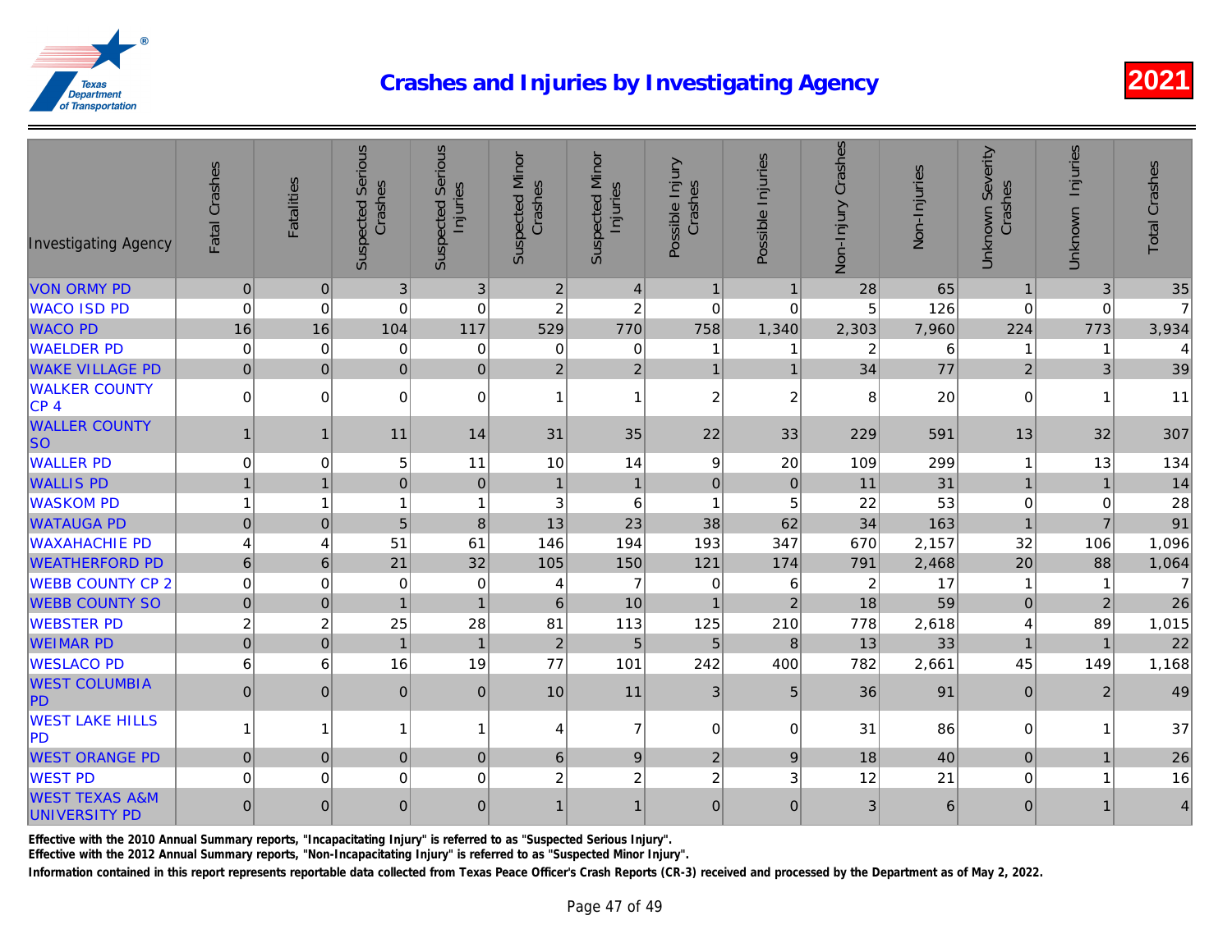# Crashes and Injuries by Investigating Agency

2021

| Investigating Agency | Fatal Crashes | Fatalities | Suspected Serious Crashes | Suspected Serious Injuries | Suspected Minor Crashes | Suspected Minor Injuries | Possible Injury Crashes | Possible Injuries | Non-Injury Crashes | Non-Injuries | Unknown Severity Crashes | Unknown Injuries | Total Crashes |
|---|---|---|---|---|---|---|---|---|---|---|---|---|---|
| VON ORMY PD | 0 | 0 | 3 | 3 | 2 | 4 | 1 | 1 | 28 | 65 | 1 | 3 | 35 |
| WACO ISD PD | 0 | 0 | 0 | 0 | 2 | 2 | 0 | 0 | 5 | 126 | 0 | 0 | 7 |
| WACO PD | 16 | 16 | 104 | 117 | 529 | 770 | 758 | 1,340 | 2,303 | 7,960 | 224 | 773 | 3,934 |
| WAELDER PD | 0 | 0 | 0 | 0 | 0 | 0 | 1 | 1 | 2 | 6 | 1 | 1 | 4 |
| WAKE VILLAGE PD | 0 | 0 | 0 | 0 | 2 | 2 | 1 | 1 | 34 | 77 | 2 | 3 | 39 |
| WALKER COUNTY CP 4 | 0 | 0 | 0 | 0 | 1 | 1 | 2 | 2 | 8 | 20 | 0 | 1 | 11 |
| WALLER COUNTY SO | 1 | 1 | 11 | 14 | 31 | 35 | 22 | 33 | 229 | 591 | 13 | 32 | 307 |
| WALLER PD | 0 | 0 | 5 | 11 | 10 | 14 | 9 | 20 | 109 | 299 | 1 | 13 | 134 |
| WALLIS PD | 1 | 1 | 0 | 0 | 1 | 1 | 0 | 0 | 11 | 31 | 1 | 1 | 14 |
| WASKOM PD | 1 | 1 | 1 | 1 | 3 | 6 | 1 | 5 | 22 | 53 | 0 | 0 | 28 |
| WATAUGA PD | 0 | 0 | 5 | 8 | 13 | 23 | 38 | 62 | 34 | 163 | 1 | 7 | 91 |
| WAXAHACHIE PD | 4 | 4 | 51 | 61 | 146 | 194 | 193 | 347 | 670 | 2,157 | 32 | 106 | 1,096 |
| WEATHERFORD PD | 6 | 6 | 21 | 32 | 105 | 150 | 121 | 174 | 791 | 2,468 | 20 | 88 | 1,064 |
| WEBB COUNTY CP 2 | 0 | 0 | 0 | 0 | 4 | 7 | 0 | 6 | 2 | 17 | 1 | 1 | 7 |
| WEBB COUNTY SO | 0 | 0 | 1 | 1 | 6 | 10 | 1 | 2 | 18 | 59 | 0 | 2 | 26 |
| WEBSTER PD | 2 | 2 | 25 | 28 | 81 | 113 | 125 | 210 | 778 | 2,618 | 4 | 89 | 1,015 |
| WEIMAR PD | 0 | 0 | 1 | 1 | 2 | 5 | 5 | 8 | 13 | 33 | 1 | 1 | 22 |
| WESLACO PD | 6 | 6 | 16 | 19 | 77 | 101 | 242 | 400 | 782 | 2,661 | 45 | 149 | 1,168 |
| WEST COLUMBIA PD | 0 | 0 | 0 | 0 | 10 | 11 | 3 | 5 | 36 | 91 | 0 | 2 | 49 |
| WEST LAKE HILLS PD | 1 | 1 | 1 | 1 | 4 | 7 | 0 | 0 | 31 | 86 | 0 | 1 | 37 |
| WEST ORANGE PD | 0 | 0 | 0 | 0 | 6 | 9 | 2 | 9 | 18 | 40 | 0 | 1 | 26 |
| WEST PD | 0 | 0 | 0 | 0 | 2 | 2 | 2 | 3 | 12 | 21 | 0 | 1 | 16 |
| WEST TEXAS A&M UNIVERSITY PD | 0 | 0 | 0 | 0 | 1 | 1 | 0 | 0 | 3 | 6 | 0 | 1 | 4 |

Effective with the 2010 Annual Summary reports, "Incapacitating Injury" is referred to as "Suspected Serious Injury".

Effective with the 2012 Annual Summary reports, "Non-Incapacitating Injury" is referred to as "Suspected Minor Injury".

Information contained in this report represents reportable data collected from Texas Peace Officer's Crash Reports (CR-3) received and processed by the Department as of May 2, 2022.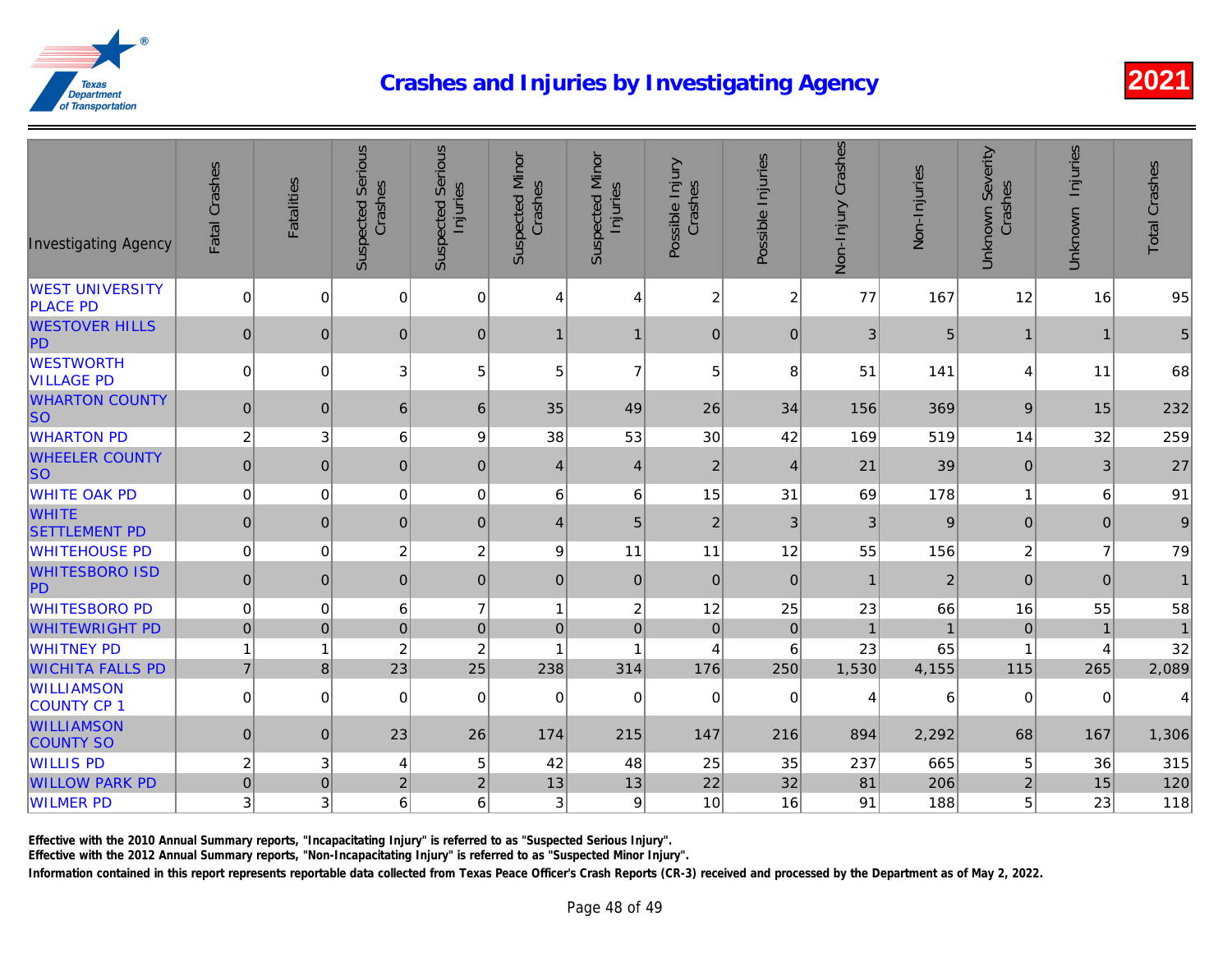# Crashes and Injuries by Investigating Agency

2021

| Investigating Agency | Fatal Crashes | Fatalities | Suspected Serious Crashes | Suspected Serious Injuries | Suspected Minor Crashes | Suspected Minor Injuries | Possible Injury Crashes | Possible Injuries | Non-Injury Crashes | Non-Injuries | Unknown Severity Crashes | Unknown Injuries | Total Crashes |
|---|---|---|---|---|---|---|---|---|---|---|---|---|---|
| WEST UNIVERSITY PLACE PD | 0 | 0 | 0 | 0 | 4 | 4 | 2 | 2 | 77 | 167 | 12 | 16 | 95 |
| WESTOVER HILLS PD | 0 | 0 | 0 | 0 | 1 | 1 | 0 | 0 | 3 | 5 | 1 | 1 | 5 |
| WESTWORTH VILLAGE PD | 0 | 0 | 3 | 5 | 5 | 7 | 5 | 8 | 51 | 141 | 4 | 11 | 68 |
| WHARTON COUNTY SO | 0 | 0 | 6 | 6 | 35 | 49 | 26 | 34 | 156 | 369 | 9 | 15 | 232 |
| WHARTON PD | 2 | 3 | 6 | 9 | 38 | 53 | 30 | 42 | 169 | 519 | 14 | 32 | 259 |
| WHEELER COUNTY SO | 0 | 0 | 0 | 0 | 4 | 4 | 2 | 4 | 21 | 39 | 0 | 3 | 27 |
| WHITE OAK PD | 0 | 0 | 0 | 0 | 6 | 6 | 15 | 31 | 69 | 178 | 1 | 6 | 91 |
| WHITE SETTLEMENT PD | 0 | 0 | 0 | 0 | 4 | 5 | 2 | 3 | 3 | 9 | 0 | 0 | 9 |
| WHITEHOUSE PD | 0 | 0 | 2 | 2 | 9 | 11 | 11 | 12 | 55 | 156 | 2 | 7 | 79 |
| WHITESBORO ISD PD | 0 | 0 | 0 | 0 | 0 | 0 | 0 | 0 | 1 | 2 | 0 | 0 | 1 |
| WHITESBORO PD | 0 | 0 | 6 | 7 | 1 | 2 | 12 | 25 | 23 | 66 | 16 | 55 | 58 |
| WHITEWRIGHT PD | 0 | 0 | 0 | 0 | 0 | 0 | 0 | 0 | 1 | 1 | 0 | 1 | 1 |
| WHITNEY PD | 1 | 1 | 2 | 2 | 1 | 1 | 4 | 6 | 23 | 65 | 1 | 4 | 32 |
| WICHITA FALLS PD | 7 | 8 | 23 | 25 | 238 | 314 | 176 | 250 | 1,530 | 4,155 | 115 | 265 | 2,089 |
| WILLIAMSON COUNTY CP 1 | 0 | 0 | 0 | 0 | 0 | 0 | 0 | 0 | 4 | 6 | 0 | 0 | 4 |
| WILLIAMSON COUNTY SO | 0 | 0 | 23 | 26 | 174 | 215 | 147 | 216 | 894 | 2,292 | 68 | 167 | 1,306 |
| WILLIS PD | 2 | 3 | 4 | 5 | 42 | 48 | 25 | 35 | 237 | 665 | 5 | 36 | 315 |
| WILLOW PARK PD | 0 | 0 | 2 | 2 | 13 | 13 | 22 | 32 | 81 | 206 | 2 | 15 | 120 |
| WILMER PD | 3 | 3 | 6 | 6 | 3 | 9 | 10 | 16 | 91 | 188 | 5 | 23 | 118 |

**Effective with the 2010 Annual Summary reports, "Incapacitating Injury" is referred to as "Suspected Serious Injury".**

**Effective with the 2012 Annual Summary reports, "Non-Incapacitating Injury" is referred to as "Suspected Minor Injury".**

**Information contained in this report represents reportable data collected from Texas Peace Officer's Crash Reports (CR-3) received and processed by the Department as of May 2, 2022.**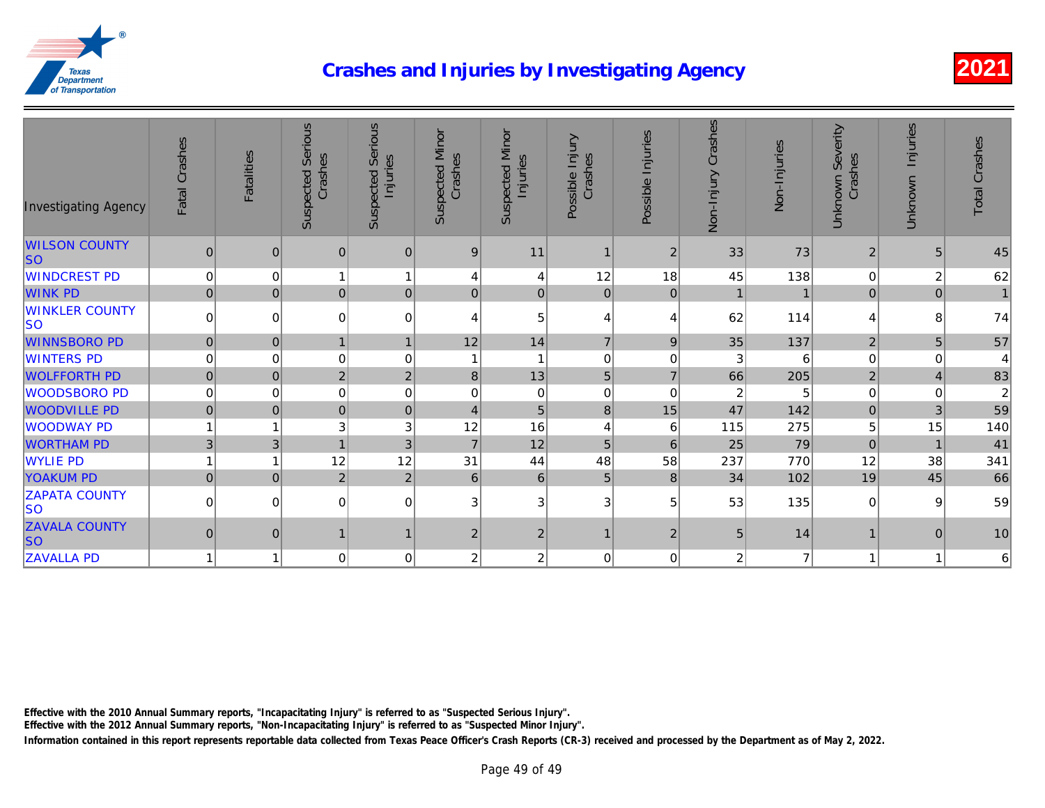# Crashes and Injuries by Investigating Agency

2021

| Investigating Agency | Fatal Crashes | Fatalities | Suspected Serious Crashes | Suspected Serious Injuries | Suspected Minor Crashes | Suspected Minor Injuries | Possible Injury Crashes | Possible Injuries | Non-Injury Crashes | Non-Injuries | Unknown Severity Crashes | Unknown Injuries | Total Crashes |
|---|---|---|---|---|---|---|---|---|---|---|---|---|---|
| WILSON COUNTY SO | 0 | 0 | 0 | 0 | 9 | 11 | 1 | 2 | 33 | 73 | 2 | 5 | 45 |
| WINDCREST PD | 0 | 0 | 1 | 1 | 4 | 4 | 12 | 18 | 45 | 138 | 0 | 2 | 62 |
| WINK PD | 0 | 0 | 0 | 0 | 0 | 0 | 0 | 0 | 1 | 1 | 0 | 0 | 1 |
| WINKLER COUNTY SO | 0 | 0 | 0 | 0 | 4 | 5 | 4 | 4 | 62 | 114 | 4 | 8 | 74 |
| WINNSBORO PD | 0 | 0 | 1 | 1 | 12 | 14 | 7 | 9 | 35 | 137 | 2 | 5 | 57 |
| WINTERS PD | 0 | 0 | 0 | 0 | 1 | 1 | 0 | 0 | 3 | 6 | 0 | 0 | 4 |
| WOLFFORTH PD | 0 | 0 | 2 | 2 | 8 | 13 | 5 | 7 | 66 | 205 | 2 | 4 | 83 |
| WOODSBORO PD | 0 | 0 | 0 | 0 | 0 | 0 | 0 | 0 | 2 | 5 | 0 | 0 | 2 |
| WOODVILLE PD | 0 | 0 | 0 | 0 | 4 | 5 | 8 | 15 | 47 | 142 | 0 | 3 | 59 |
| WOODWAY PD | 1 | 1 | 3 | 3 | 12 | 16 | 4 | 6 | 115 | 275 | 5 | 15 | 140 |
| WORTHAM PD | 3 | 3 | 1 | 3 | 7 | 12 | 5 | 6 | 25 | 79 | 0 | 1 | 41 |
| WYLIE PD | 1 | 1 | 12 | 12 | 31 | 44 | 48 | 58 | 237 | 770 | 12 | 38 | 341 |
| YOAKUM PD | 0 | 0 | 2 | 2 | 6 | 6 | 5 | 8 | 34 | 102 | 19 | 45 | 66 |
| ZAPATA COUNTY SO | 0 | 0 | 0 | 0 | 3 | 3 | 3 | 5 | 53 | 135 | 0 | 9 | 59 |
| ZAVALA COUNTY SO | 0 | 0 | 1 | 1 | 2 | 2 | 1 | 2 | 5 | 14 | 1 | 0 | 10 |
| ZAVALLA PD | 1 | 1 | 0 | 0 | 2 | 2 | 0 | 0 | 2 | 7 | 1 | 1 | 6 |

**Effective with the 2010 Annual Summary reports, "Incapacitating Injury" is referred to as "Suspected Serious Injury".**
**Effective with the 2012 Annual Summary reports, "Non-Incapacitating Injury" is referred to as "Suspected Minor Injury".**
**Information contained in this report represents reportable data collected from Texas Peace Officer's Crash Reports (CR-3) received and processed by the Department as of May 2, 2022.**